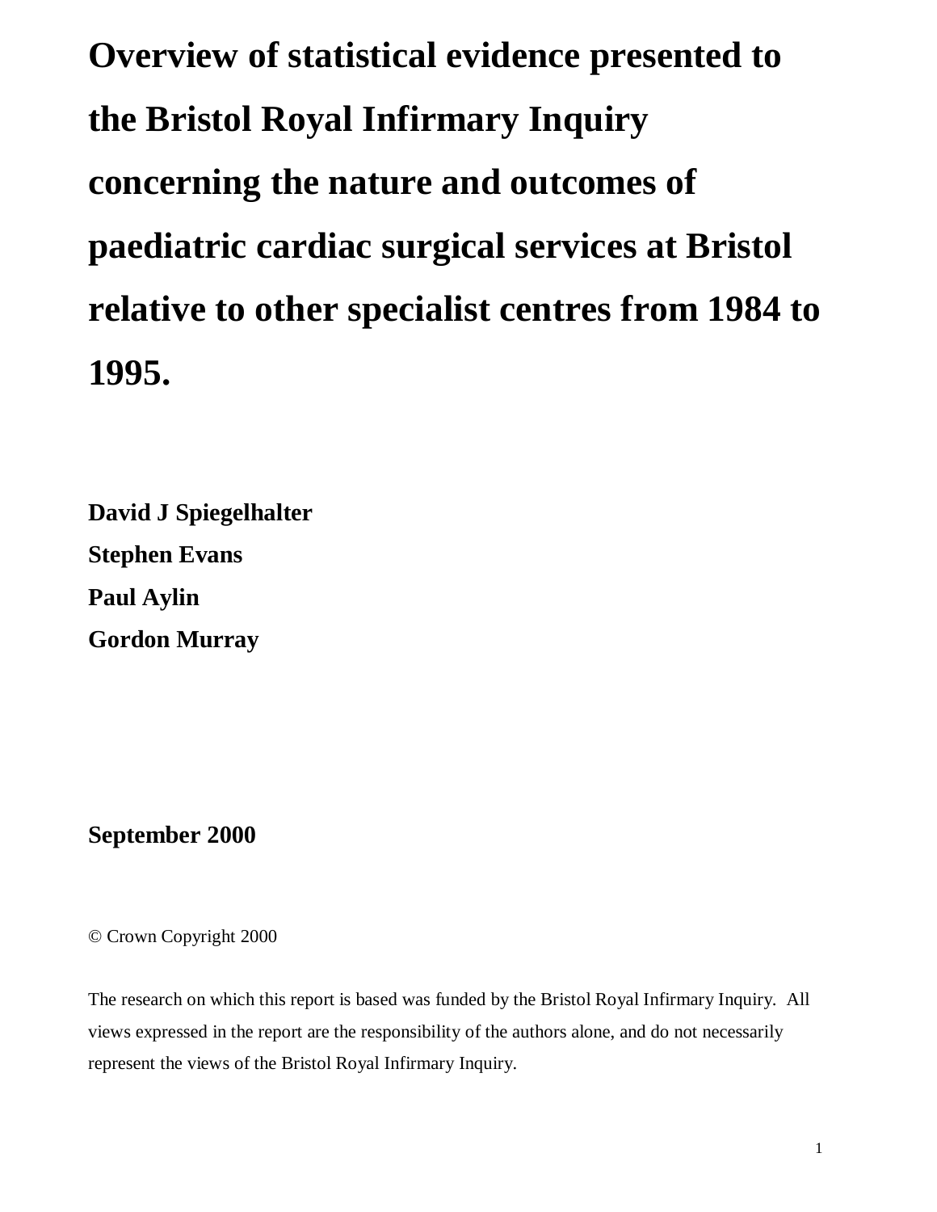# Overview of statistical evidence presented to the Bristol Royal Infirmary Inquiry concerning the nature and outcomes of paediatric cardiac surgical services at Bristol relative to other specialist centres from 1984 to 1995.

**David J Spiegelhalter**

**Stephen Evans**

**Paul Aylin**

**Gordon Murray**

**September 2000**

© Crown Copyright 2000

The research on which this report is based was funded by the Bristol Royal Infirmary Inquiry. All views expressed in the report are the responsibility of the authors alone, and do not necessarily represent the views of the Bristol Royal Infirmary Inquiry.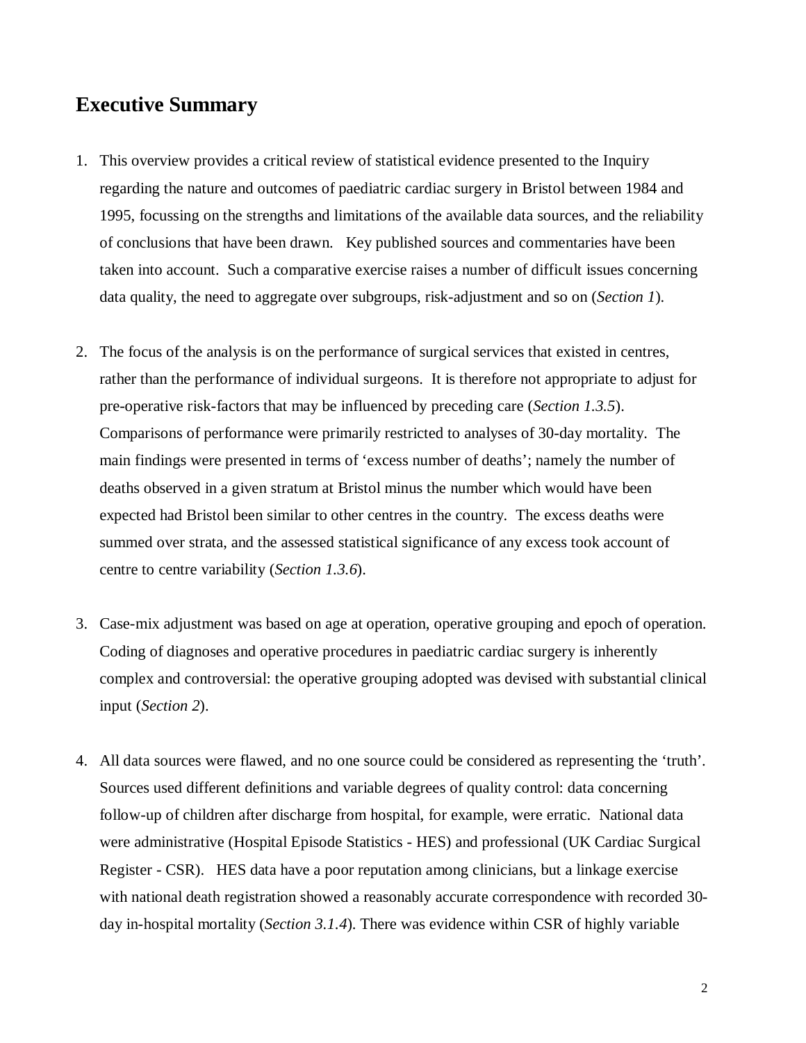## Executive Summary

1. This overview provides a critical review of statistical evidence presented to the Inquiry regarding the nature and outcomes of paediatric cardiac surgery in Bristol between 1984 and 1995, focussing on the strengths and limitations of the available data sources, and the reliability of conclusions that have been drawn. Key published sources and commentaries have been taken into account. Such a comparative exercise raises a number of difficult issues concerning data quality, the need to aggregate over subgroups, risk-adjustment and so on (*Section 1*).

2. The focus of the analysis is on the performance of surgical services that existed in centres, rather than the performance of individual surgeons. It is therefore not appropriate to adjust for pre-operative risk-factors that may be influenced by preceding care (*Section 1.3.5*). Comparisons of performance were primarily restricted to analyses of 30-day mortality. The main findings were presented in terms of 'excess number of deaths'; namely the number of deaths observed in a given stratum at Bristol minus the number which would have been expected had Bristol been similar to other centres in the country. The excess deaths were summed over strata, and the assessed statistical significance of any excess took account of centre to centre variability (*Section 1.3.6*).

3. Case-mix adjustment was based on age at operation, operative grouping and epoch of operation. Coding of diagnoses and operative procedures in paediatric cardiac surgery is inherently complex and controversial: the operative grouping adopted was devised with substantial clinical input (*Section 2*).

4. All data sources were flawed, and no one source could be considered as representing the 'truth'. Sources used different definitions and variable degrees of quality control: data concerning follow-up of children after discharge from hospital, for example, were erratic. National data were administrative (Hospital Episode Statistics - HES) and professional (UK Cardiac Surgical Register - CSR). HES data have a poor reputation among clinicians, but a linkage exercise with national death registration showed a reasonably accurate correspondence with recorded 30-day in-hospital mortality (*Section 3.1.4*). There was evidence within CSR of highly variable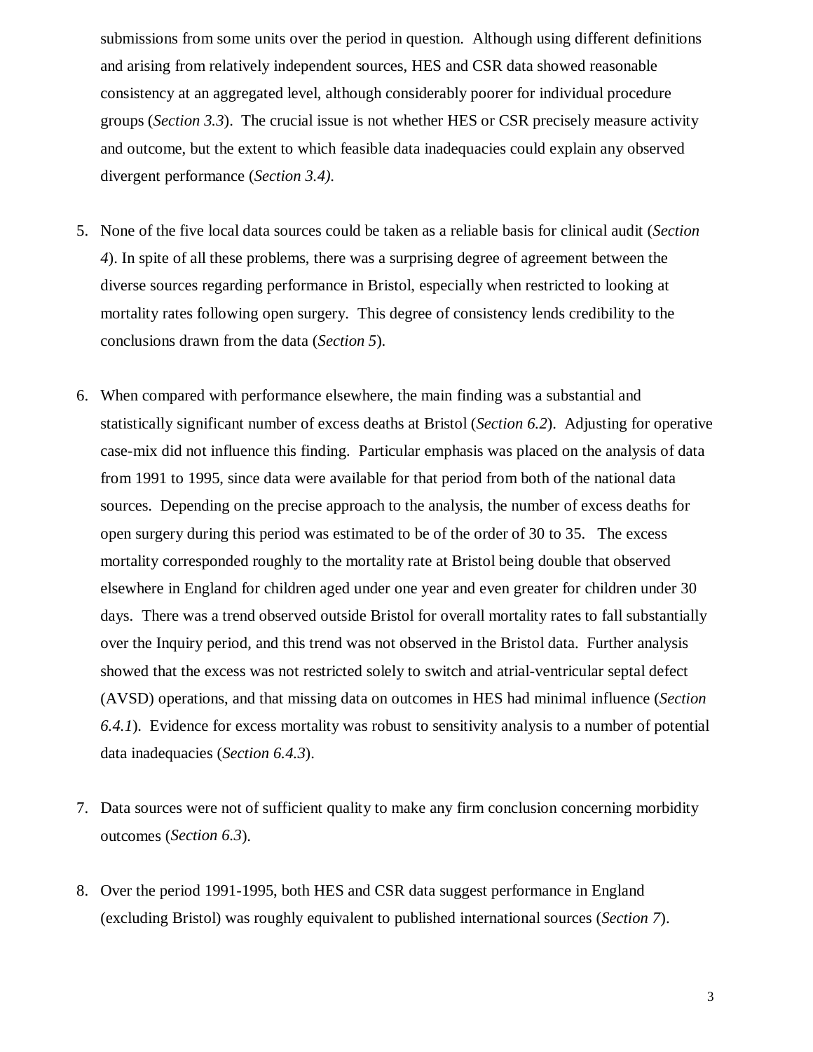submissions from some units over the period in question. Although using different definitions and arising from relatively independent sources, HES and CSR data showed reasonable consistency at an aggregated level, although considerably poorer for individual procedure groups (*Section 3.3*). The crucial issue is not whether HES or CSR precisely measure activity and outcome, but the extent to which feasible data inadequacies could explain any observed divergent performance (*Section 3.4)*.

5. None of the five local data sources could be taken as a reliable basis for clinical audit (*Section 4*). In spite of all these problems, there was a surprising degree of agreement between the diverse sources regarding performance in Bristol, especially when restricted to looking at mortality rates following open surgery. This degree of consistency lends credibility to the conclusions drawn from the data (*Section 5*).

6. When compared with performance elsewhere, the main finding was a substantial and statistically significant number of excess deaths at Bristol (*Section 6.2*). Adjusting for operative case-mix did not influence this finding. Particular emphasis was placed on the analysis of data from 1991 to 1995, since data were available for that period from both of the national data sources. Depending on the precise approach to the analysis, the number of excess deaths for open surgery during this period was estimated to be of the order of 30 to 35. The excess mortality corresponded roughly to the mortality rate at Bristol being double that observed elsewhere in England for children aged under one year and even greater for children under 30 days. There was a trend observed outside Bristol for overall mortality rates to fall substantially over the Inquiry period, and this trend was not observed in the Bristol data. Further analysis showed that the excess was not restricted solely to switch and atrial-ventricular septal defect (AVSD) operations, and that missing data on outcomes in HES had minimal influence (*Section 6.4.1*). Evidence for excess mortality was robust to sensitivity analysis to a number of potential data inadequacies (*Section 6.4.3*).

7. Data sources were not of sufficient quality to make any firm conclusion concerning morbidity outcomes (*Section 6.3*).

8. Over the period 1991-1995, both HES and CSR data suggest performance in England (excluding Bristol) was roughly equivalent to published international sources (*Section 7*).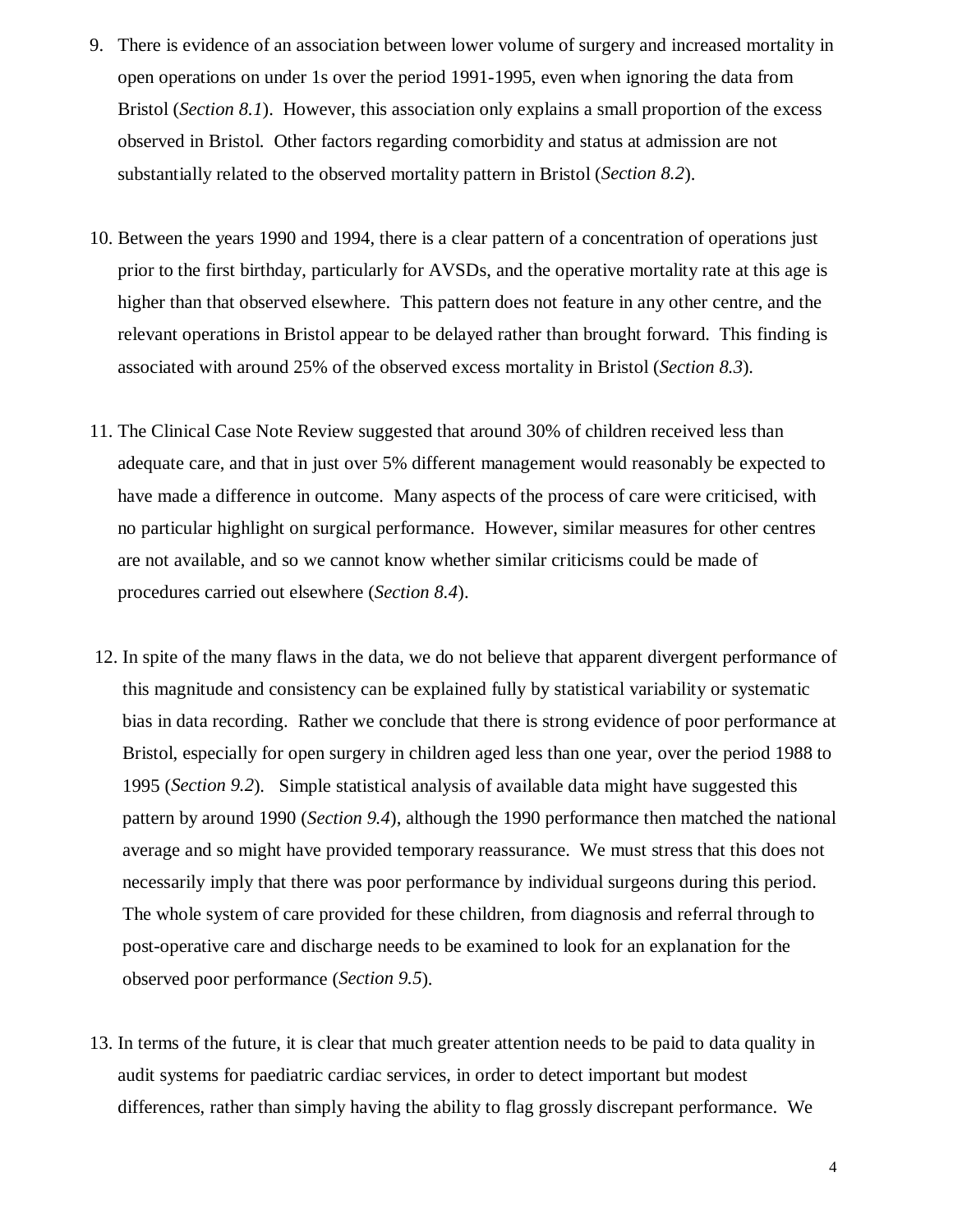9. There is evidence of an association between lower volume of surgery and increased mortality in open operations on under 1s over the period 1991-1995, even when ignoring the data from Bristol (*Section 8.1*). However, this association only explains a small proportion of the excess observed in Bristol. Other factors regarding comorbidity and status at admission are not substantially related to the observed mortality pattern in Bristol (*Section 8.2*).

10. Between the years 1990 and 1994, there is a clear pattern of a concentration of operations just prior to the first birthday, particularly for AVSDs, and the operative mortality rate at this age is higher than that observed elsewhere. This pattern does not feature in any other centre, and the relevant operations in Bristol appear to be delayed rather than brought forward. This finding is associated with around 25% of the observed excess mortality in Bristol (*Section 8.3*).

11. The Clinical Case Note Review suggested that around 30% of children received less than adequate care, and that in just over 5% different management would reasonably be expected to have made a difference in outcome. Many aspects of the process of care were criticised, with no particular highlight on surgical performance. However, similar measures for other centres are not available, and so we cannot know whether similar criticisms could be made of procedures carried out elsewhere (*Section 8.4*).

12. In spite of the many flaws in the data, we do not believe that apparent divergent performance of this magnitude and consistency can be explained fully by statistical variability or systematic bias in data recording. Rather we conclude that there is strong evidence of poor performance at Bristol, especially for open surgery in children aged less than one year, over the period 1988 to 1995 (*Section 9.2*). Simple statistical analysis of available data might have suggested this pattern by around 1990 (*Section 9.4*), although the 1990 performance then matched the national average and so might have provided temporary reassurance. We must stress that this does not necessarily imply that there was poor performance by individual surgeons during this period. The whole system of care provided for these children, from diagnosis and referral through to post-operative care and discharge needs to be examined to look for an explanation for the observed poor performance (*Section 9.5*).

13. In terms of the future, it is clear that much greater attention needs to be paid to data quality in audit systems for paediatric cardiac services, in order to detect important but modest differences, rather than simply having the ability to flag grossly discrepant performance. We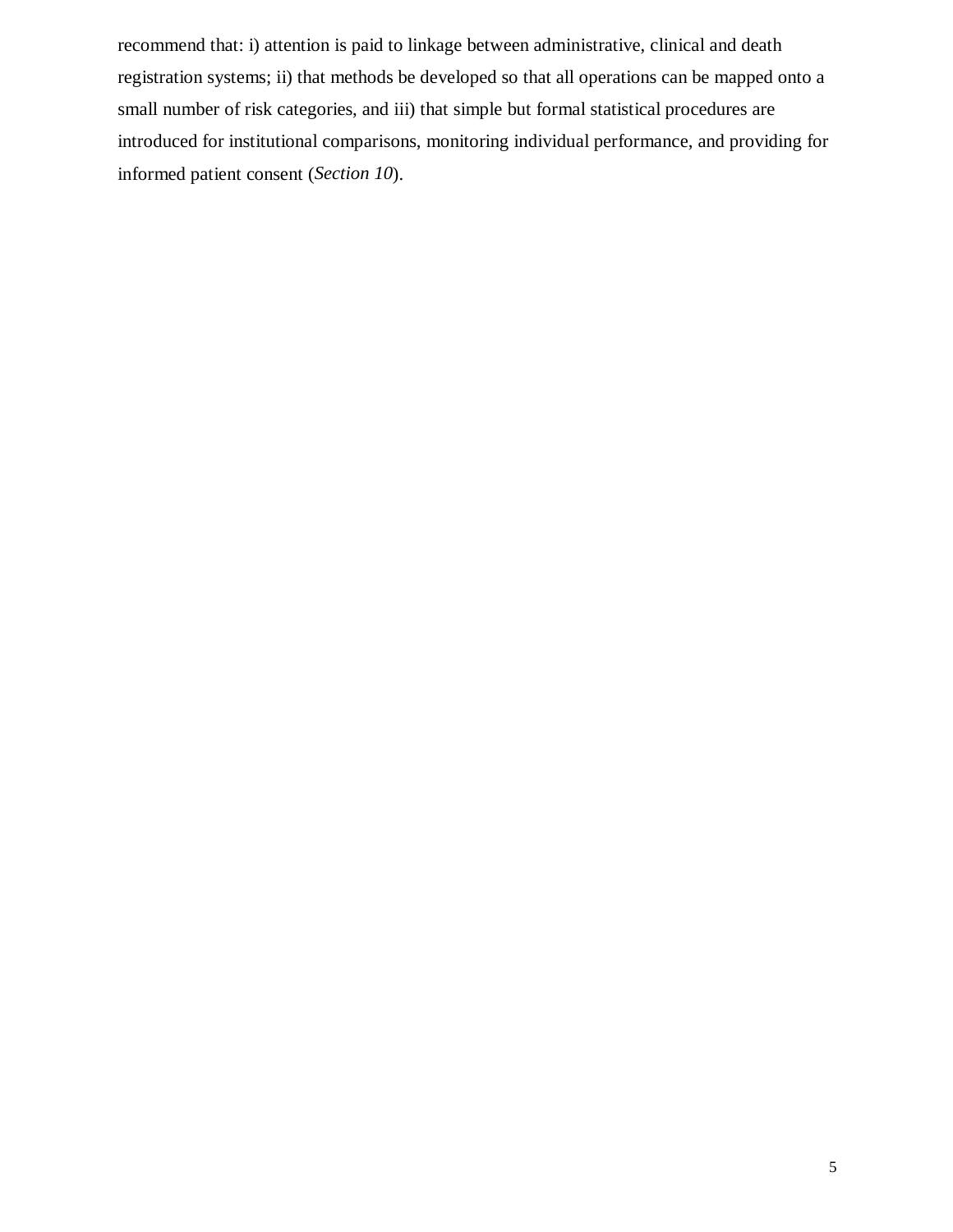recommend that: i) attention is paid to linkage between administrative, clinical and death registration systems; ii) that methods be developed so that all operations can be mapped onto a small number of risk categories, and iii) that simple but formal statistical procedures are introduced for institutional comparisons, monitoring individual performance, and providing for informed patient consent (*Section 10*).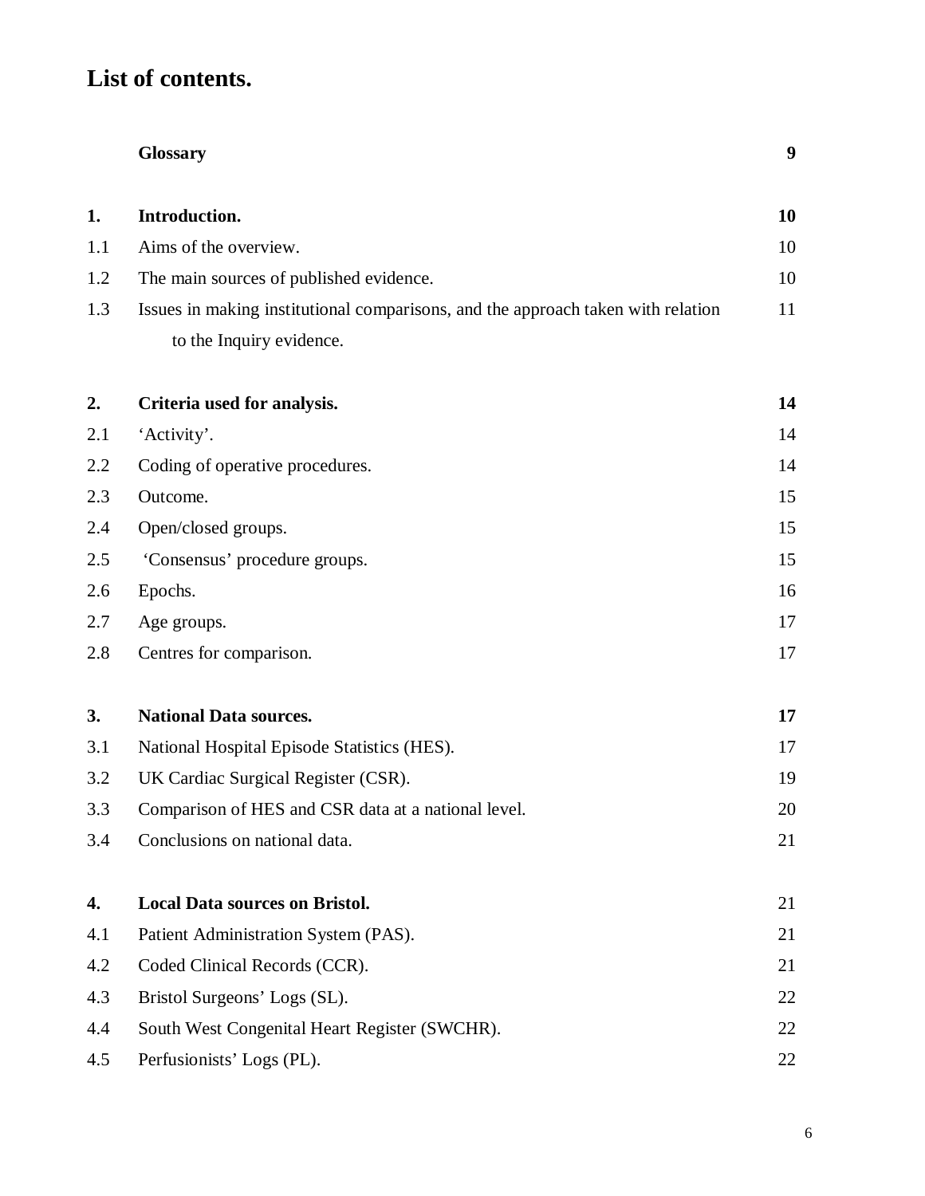# List of contents.

| | | |
|---|---|---|
| | **Glossary** | **9** |
| **1.** | **Introduction.** | **10** |
| 1.1 | Aims of the overview. | 10 |
| 1.2 | The main sources of published evidence. | 10 |
| 1.3 | Issues in making institutional comparisons, and the approach taken with relation to the Inquiry evidence. | 11 |
| **2.** | **Criteria used for analysis.** | **14** |
| 2.1 | 'Activity'. | 14 |
| 2.2 | Coding of operative procedures. | 14 |
| 2.3 | Outcome. | 15 |
| 2.4 | Open/closed groups. | 15 |
| 2.5 | 'Consensus' procedure groups. | 15 |
| 2.6 | Epochs. | 16 |
| 2.7 | Age groups. | 17 |
| 2.8 | Centres for comparison. | 17 |
| **3.** | **National Data sources.** | **17** |
| 3.1 | National Hospital Episode Statistics (HES). | 17 |
| 3.2 | UK Cardiac Surgical Register (CSR). | 19 |
| 3.3 | Comparison of HES and CSR data at a national level. | 20 |
| 3.4 | Conclusions on national data. | 21 |
| **4.** | **Local Data sources on Bristol.** | 21 |
| 4.1 | Patient Administration System (PAS). | 21 |
| 4.2 | Coded Clinical Records (CCR). | 21 |
| 4.3 | Bristol Surgeons' Logs (SL). | 22 |
| 4.4 | South West Congenital Heart Register (SWCHR). | 22 |
| 4.5 | Perfusionists' Logs (PL). | 22 |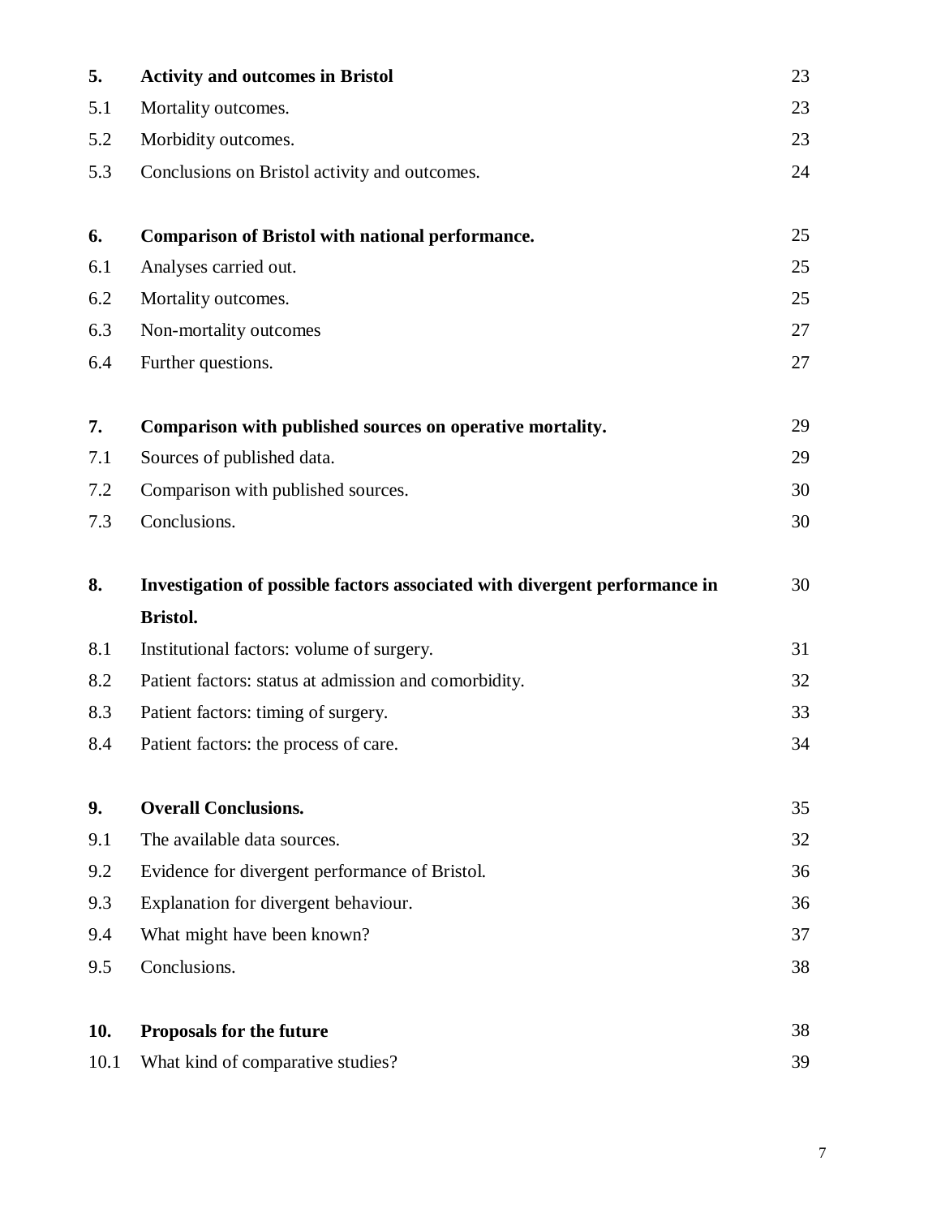| | | |
|---|---|---|
| **5.** | **Activity and outcomes in Bristol** | 23 |
| 5.1 | Mortality outcomes. | 23 |
| 5.2 | Morbidity outcomes. | 23 |
| 5.3 | Conclusions on Bristol activity and outcomes. | 24 |
| | | |
| **6.** | **Comparison of Bristol with national performance.** | 25 |
| 6.1 | Analyses carried out. | 25 |
| 6.2 | Mortality outcomes. | 25 |
| 6.3 | Non-mortality outcomes | 27 |
| 6.4 | Further questions. | 27 |
| | | |
| **7.** | **Comparison with published sources on operative mortality.** | 29 |
| 7.1 | Sources of published data. | 29 |
| 7.2 | Comparison with published sources. | 30 |
| 7.3 | Conclusions. | 30 |
| | | |
| **8.** | **Investigation of possible factors associated with divergent performance in Bristol.** | 30 |
| 8.1 | Institutional factors: volume of surgery. | 31 |
| 8.2 | Patient factors: status at admission and comorbidity. | 32 |
| 8.3 | Patient factors: timing of surgery. | 33 |
| 8.4 | Patient factors: the process of care. | 34 |
| | | |
| **9.** | **Overall Conclusions.** | 35 |
| 9.1 | The available data sources. | 32 |
| 9.2 | Evidence for divergent performance of Bristol. | 36 |
| 9.3 | Explanation for divergent behaviour. | 36 |
| 9.4 | What might have been known? | 37 |
| 9.5 | Conclusions. | 38 |
| | | |
| **10.** | **Proposals for the future** | 38 |
| 10.1 | What kind of comparative studies? | 39 |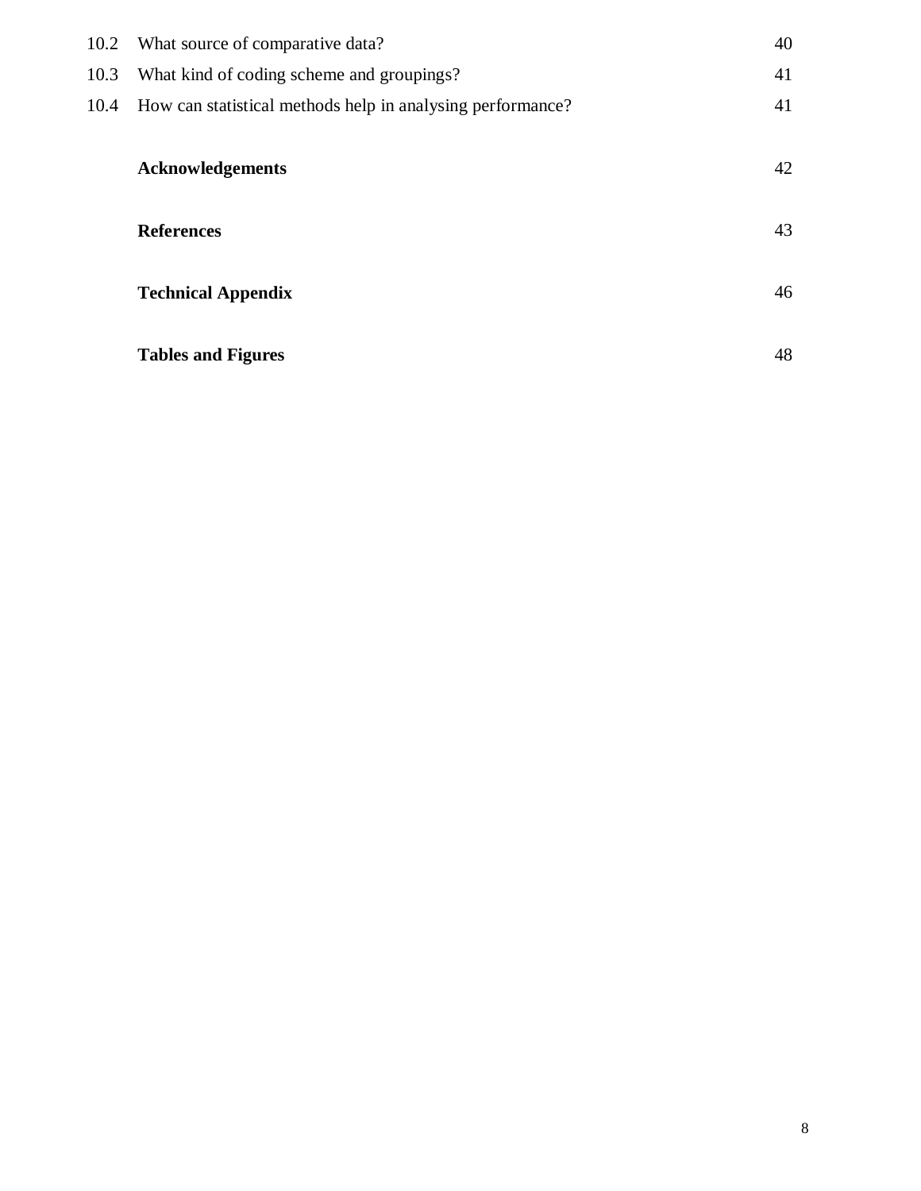| | | |
|---|---|---|
| 10.2 | What source of comparative data? | 40 |
| 10.3 | What kind of coding scheme and groupings? | 41 |
| 10.4 | How can statistical methods help in analysing performance? | 41 |
| | **Acknowledgements** | 42 |
| | **References** | 43 |
| | **Technical Appendix** | 46 |
| | **Tables and Figures** | 48 |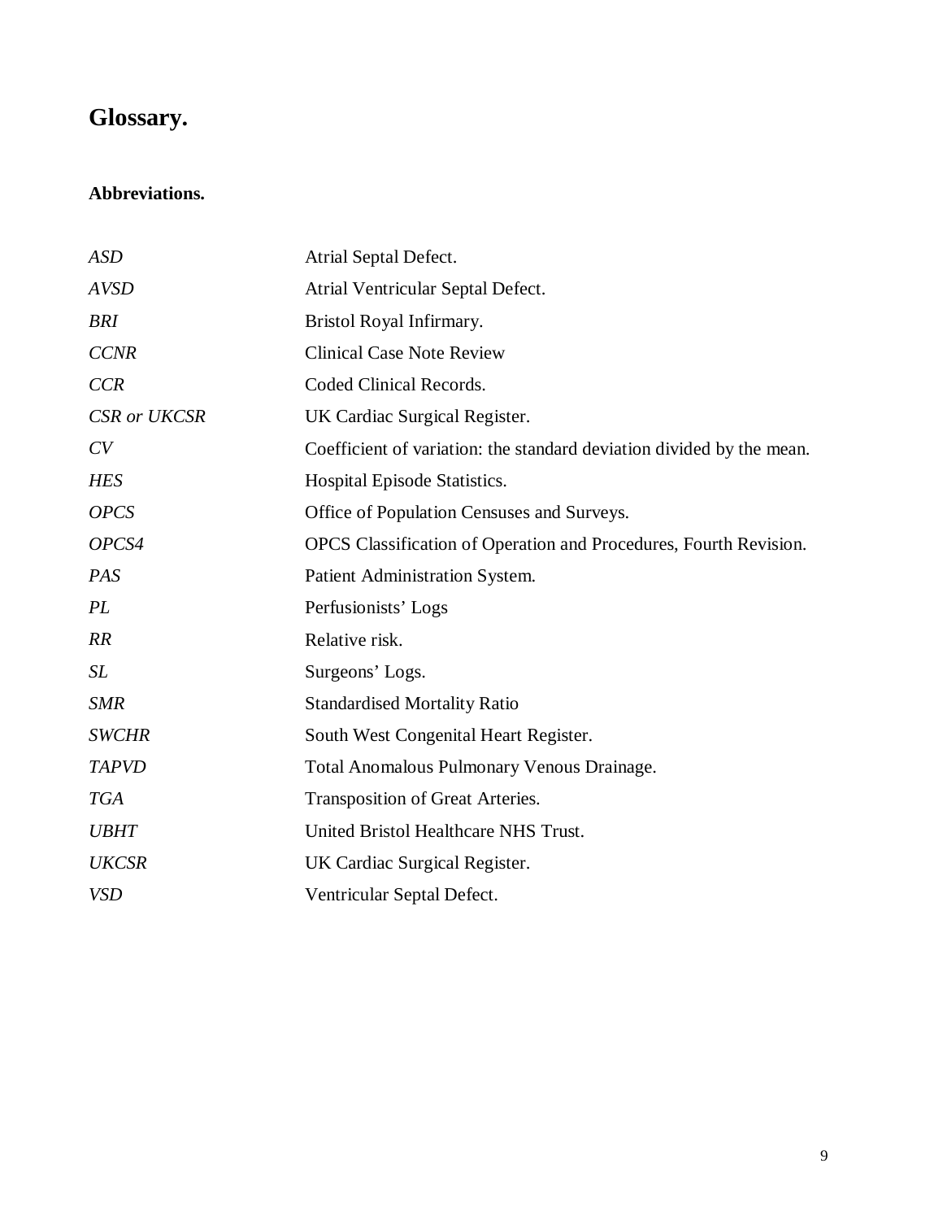# Glossary.

### Abbreviations.

| | |
|---|---|
| *ASD* | Atrial Septal Defect. |
| *AVSD* | Atrial Ventricular Septal Defect. |
| *BRI* | Bristol Royal Infirmary. |
| *CCNR* | Clinical Case Note Review |
| *CCR* | Coded Clinical Records. |
| *CSR or UKCSR* | UK Cardiac Surgical Register. |
| *CV* | Coefficient of variation: the standard deviation divided by the mean. |
| *HES* | Hospital Episode Statistics. |
| *OPCS* | Office of Population Censuses and Surveys. |
| *OPCS4* | OPCS Classification of Operation and Procedures, Fourth Revision. |
| *PAS* | Patient Administration System. |
| *PL* | Perfusionists' Logs |
| *RR* | Relative risk. |
| *SL* | Surgeons' Logs. |
| *SMR* | Standardised Mortality Ratio |
| *SWCHR* | South West Congenital Heart Register. |
| *TAPVD* | Total Anomalous Pulmonary Venous Drainage. |
| *TGA* | Transposition of Great Arteries. |
| *UBHT* | United Bristol Healthcare NHS Trust. |
| *UKCSR* | UK Cardiac Surgical Register. |
| *VSD* | Ventricular Septal Defect. |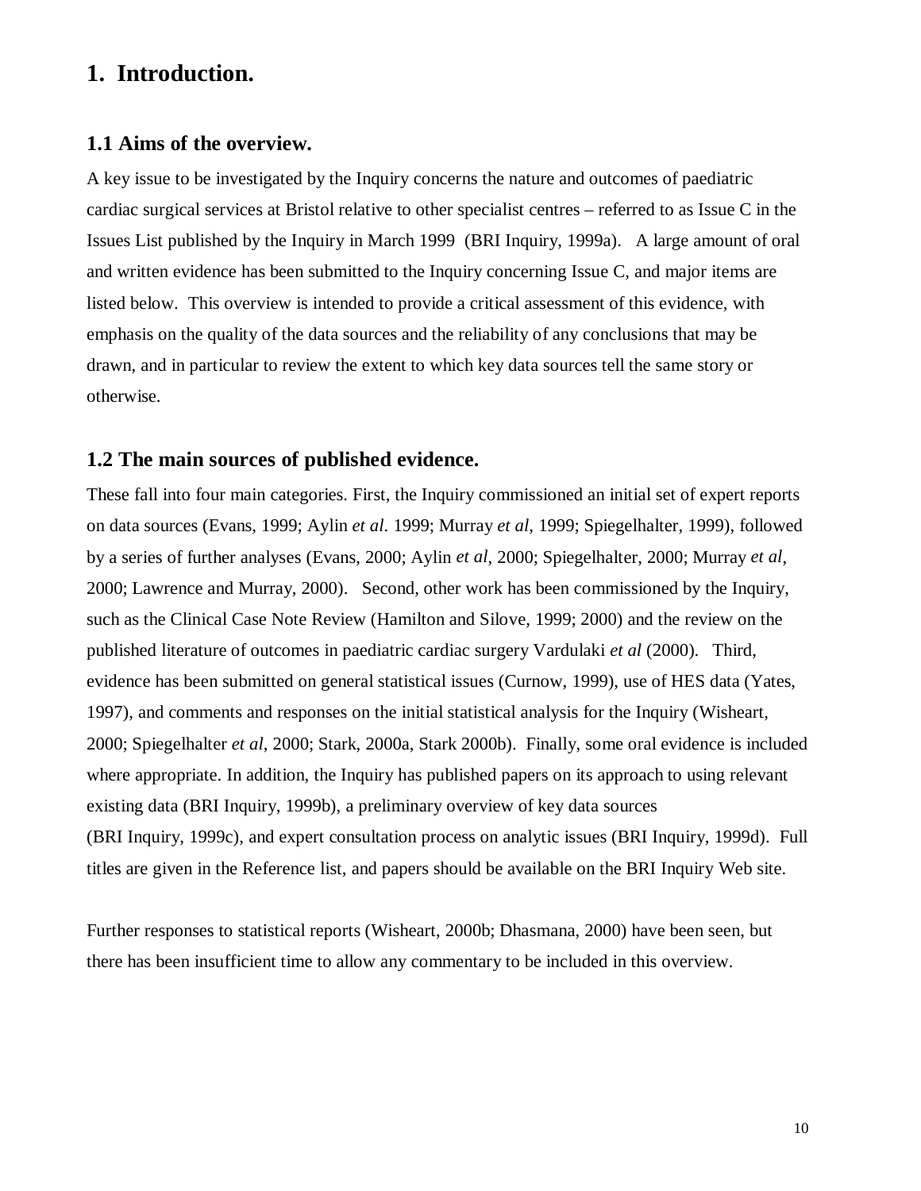# 1. Introduction.

## 1.1 Aims of the overview.

A key issue to be investigated by the Inquiry concerns the nature and outcomes of paediatric cardiac surgical services at Bristol relative to other specialist centres – referred to as Issue C in the Issues List published by the Inquiry in March 1999 (BRI Inquiry, 1999a). A large amount of oral and written evidence has been submitted to the Inquiry concerning Issue C, and major items are listed below. This overview is intended to provide a critical assessment of this evidence, with emphasis on the quality of the data sources and the reliability of any conclusions that may be drawn, and in particular to review the extent to which key data sources tell the same story or otherwise.

## 1.2 The main sources of published evidence.

These fall into four main categories. First, the Inquiry commissioned an initial set of expert reports on data sources (Evans, 1999; Aylin *et al*. 1999; Murray *et al*, 1999; Spiegelhalter, 1999), followed by a series of further analyses (Evans, 2000; Aylin *et al*, 2000; Spiegelhalter, 2000; Murray *et al*, 2000; Lawrence and Murray, 2000). Second, other work has been commissioned by the Inquiry, such as the Clinical Case Note Review (Hamilton and Silove, 1999; 2000) and the review on the published literature of outcomes in paediatric cardiac surgery Vardulaki *et al* (2000). Third, evidence has been submitted on general statistical issues (Curnow, 1999), use of HES data (Yates, 1997), and comments and responses on the initial statistical analysis for the Inquiry (Wisheart, 2000; Spiegelhalter *et al*, 2000; Stark, 2000a, Stark 2000b). Finally, some oral evidence is included where appropriate. In addition, the Inquiry has published papers on its approach to using relevant existing data (BRI Inquiry, 1999b), a preliminary overview of key data sources (BRI Inquiry, 1999c), and expert consultation process on analytic issues (BRI Inquiry, 1999d). Full titles are given in the Reference list, and papers should be available on the BRI Inquiry Web site.

Further responses to statistical reports (Wisheart, 2000b; Dhasmana, 2000) have been seen, but there has been insufficient time to allow any commentary to be included in this overview.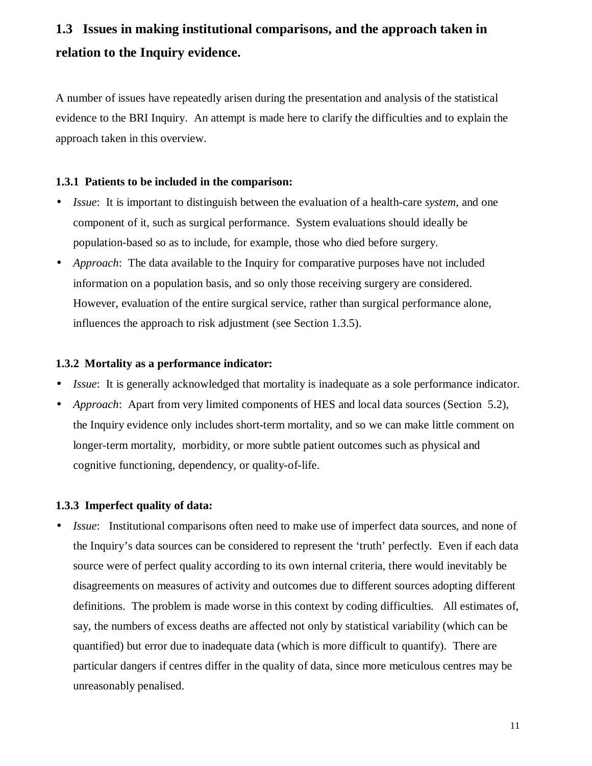## 1.3 Issues in making institutional comparisons, and the approach taken in relation to the Inquiry evidence.

A number of issues have repeatedly arisen during the presentation and analysis of the statistical evidence to the BRI Inquiry. An attempt is made here to clarify the difficulties and to explain the approach taken in this overview.

### 1.3.1 Patients to be included in the comparison:

- *Issue*: It is important to distinguish between the evaluation of a health-care *system*, and one component of it, such as surgical performance. System evaluations should ideally be population-based so as to include, for example, those who died before surgery.
- *Approach*: The data available to the Inquiry for comparative purposes have not included information on a population basis, and so only those receiving surgery are considered. However, evaluation of the entire surgical service, rather than surgical performance alone, influences the approach to risk adjustment (see Section 1.3.5).

### 1.3.2 Mortality as a performance indicator:

- *Issue*: It is generally acknowledged that mortality is inadequate as a sole performance indicator.
- *Approach*: Apart from very limited components of HES and local data sources (Section 5.2), the Inquiry evidence only includes short-term mortality, and so we can make little comment on longer-term mortality, morbidity, or more subtle patient outcomes such as physical and cognitive functioning, dependency, or quality-of-life.

### 1.3.3 Imperfect quality of data:

- *Issue*: Institutional comparisons often need to make use of imperfect data sources, and none of the Inquiry's data sources can be considered to represent the 'truth' perfectly. Even if each data source were of perfect quality according to its own internal criteria, there would inevitably be disagreements on measures of activity and outcomes due to different sources adopting different definitions. The problem is made worse in this context by coding difficulties. All estimates of, say, the numbers of excess deaths are affected not only by statistical variability (which can be quantified) but error due to inadequate data (which is more difficult to quantify). There are particular dangers if centres differ in the quality of data, since more meticulous centres may be unreasonably penalised.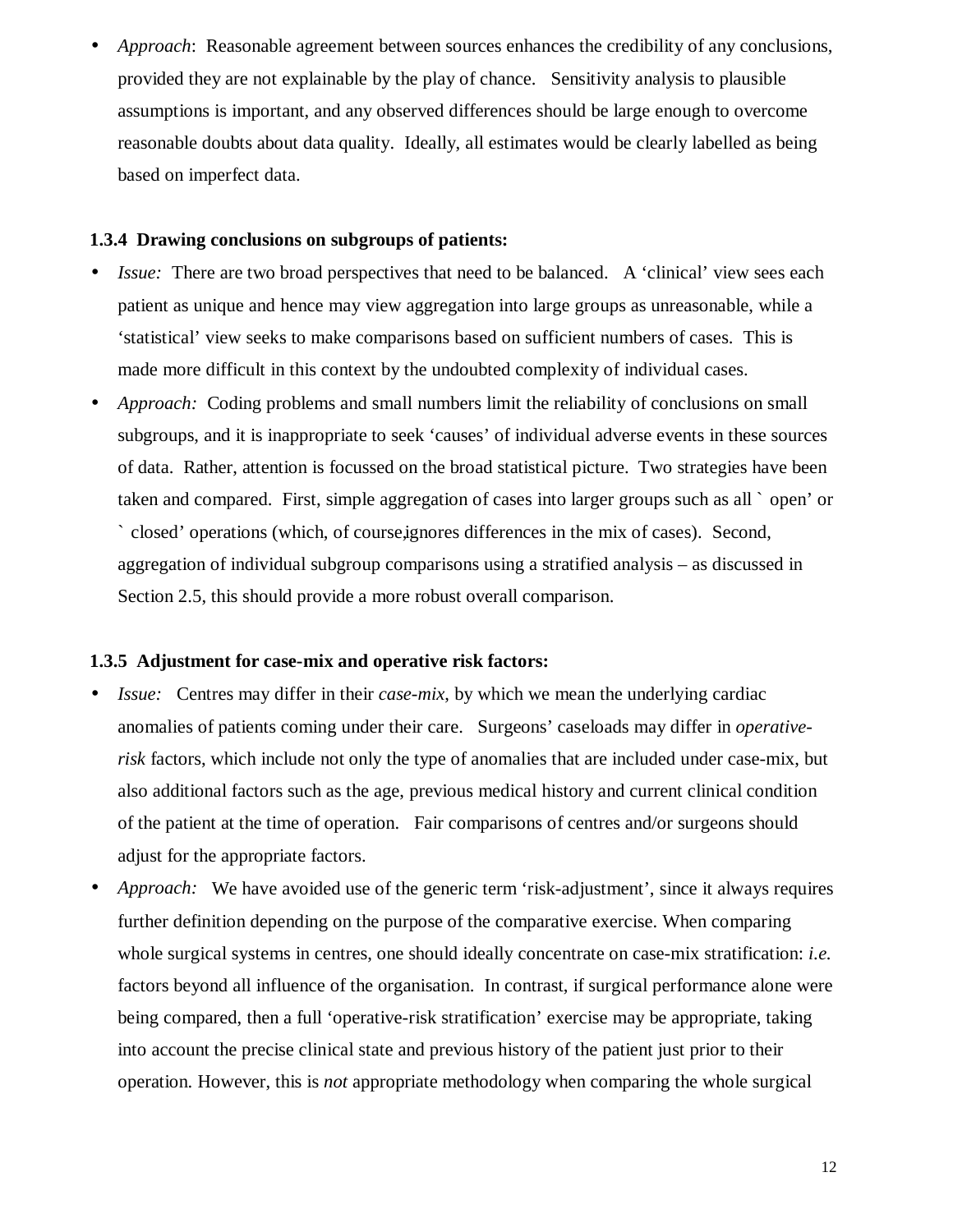- *Approach*: Reasonable agreement between sources enhances the credibility of any conclusions, provided they are not explainable by the play of chance. Sensitivity analysis to plausible assumptions is important, and any observed differences should be large enough to overcome reasonable doubts about data quality. Ideally, all estimates would be clearly labelled as being based on imperfect data.

**1.3.4 Drawing conclusions on subgroups of patients:**

- *Issue:* There are two broad perspectives that need to be balanced. A 'clinical' view sees each patient as unique and hence may view aggregation into large groups as unreasonable, while a 'statistical' view seeks to make comparisons based on sufficient numbers of cases. This is made more difficult in this context by the undoubted complexity of individual cases.
- *Approach:* Coding problems and small numbers limit the reliability of conclusions on small subgroups, and it is inappropriate to seek 'causes' of individual adverse events in these sources of data. Rather, attention is focussed on the broad statistical picture. Two strategies have been taken and compared. First, simple aggregation of cases into larger groups such as all ` open' or ` closed' operations (which, of course, ignores differences in the mix of cases). Second, aggregation of individual subgroup comparisons using a stratified analysis – as discussed in Section 2.5, this should provide a more robust overall comparison.

**1.3.5 Adjustment for case-mix and operative risk factors:**

- *Issue:* Centres may differ in their *case-mix*, by which we mean the underlying cardiac anomalies of patients coming under their care. Surgeons' caseloads may differ in *operative-risk* factors, which include not only the type of anomalies that are included under case-mix, but also additional factors such as the age, previous medical history and current clinical condition of the patient at the time of operation. Fair comparisons of centres and/or surgeons should adjust for the appropriate factors.
- *Approach:* We have avoided use of the generic term 'risk-adjustment', since it always requires further definition depending on the purpose of the comparative exercise. When comparing whole surgical systems in centres, one should ideally concentrate on case-mix stratification: *i.e.* factors beyond all influence of the organisation. In contrast, if surgical performance alone were being compared, then a full 'operative-risk stratification' exercise may be appropriate, taking into account the precise clinical state and previous history of the patient just prior to their operation. However, this is *not* appropriate methodology when comparing the whole surgical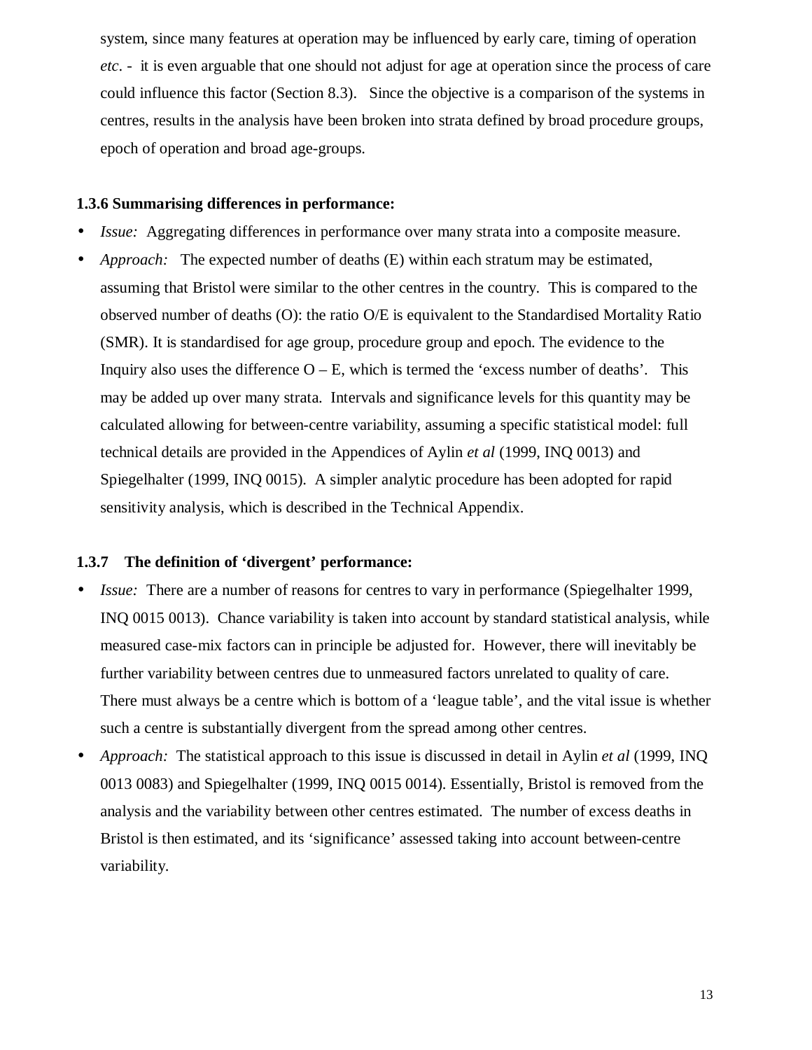system, since many features at operation may be influenced by early care, timing of operation *etc*. - it is even arguable that one should not adjust for age at operation since the process of care could influence this factor (Section 8.3). Since the objective is a comparison of the systems in centres, results in the analysis have been broken into strata defined by broad procedure groups, epoch of operation and broad age-groups.

### 1.3.6 Summarising differences in performance:

- *Issue:* Aggregating differences in performance over many strata into a composite measure.
- *Approach:* The expected number of deaths (E) within each stratum may be estimated, assuming that Bristol were similar to the other centres in the country. This is compared to the observed number of deaths (O): the ratio O/E is equivalent to the Standardised Mortality Ratio (SMR). It is standardised for age group, procedure group and epoch. The evidence to the Inquiry also uses the difference O – E, which is termed the 'excess number of deaths'. This may be added up over many strata. Intervals and significance levels for this quantity may be calculated allowing for between-centre variability, assuming a specific statistical model: full technical details are provided in the Appendices of Aylin *et al* (1999, INQ 0013) and Spiegelhalter (1999, INQ 0015). A simpler analytic procedure has been adopted for rapid sensitivity analysis, which is described in the Technical Appendix.

### 1.3.7 The definition of 'divergent' performance:

- *Issue:* There are a number of reasons for centres to vary in performance (Spiegelhalter 1999, INQ 0015 0013). Chance variability is taken into account by standard statistical analysis, while measured case-mix factors can in principle be adjusted for. However, there will inevitably be further variability between centres due to unmeasured factors unrelated to quality of care. There must always be a centre which is bottom of a 'league table', and the vital issue is whether such a centre is substantially divergent from the spread among other centres.
- *Approach:* The statistical approach to this issue is discussed in detail in Aylin *et al* (1999, INQ 0013 0083) and Spiegelhalter (1999, INQ 0015 0014). Essentially, Bristol is removed from the analysis and the variability between other centres estimated. The number of excess deaths in Bristol is then estimated, and its 'significance' assessed taking into account between-centre variability.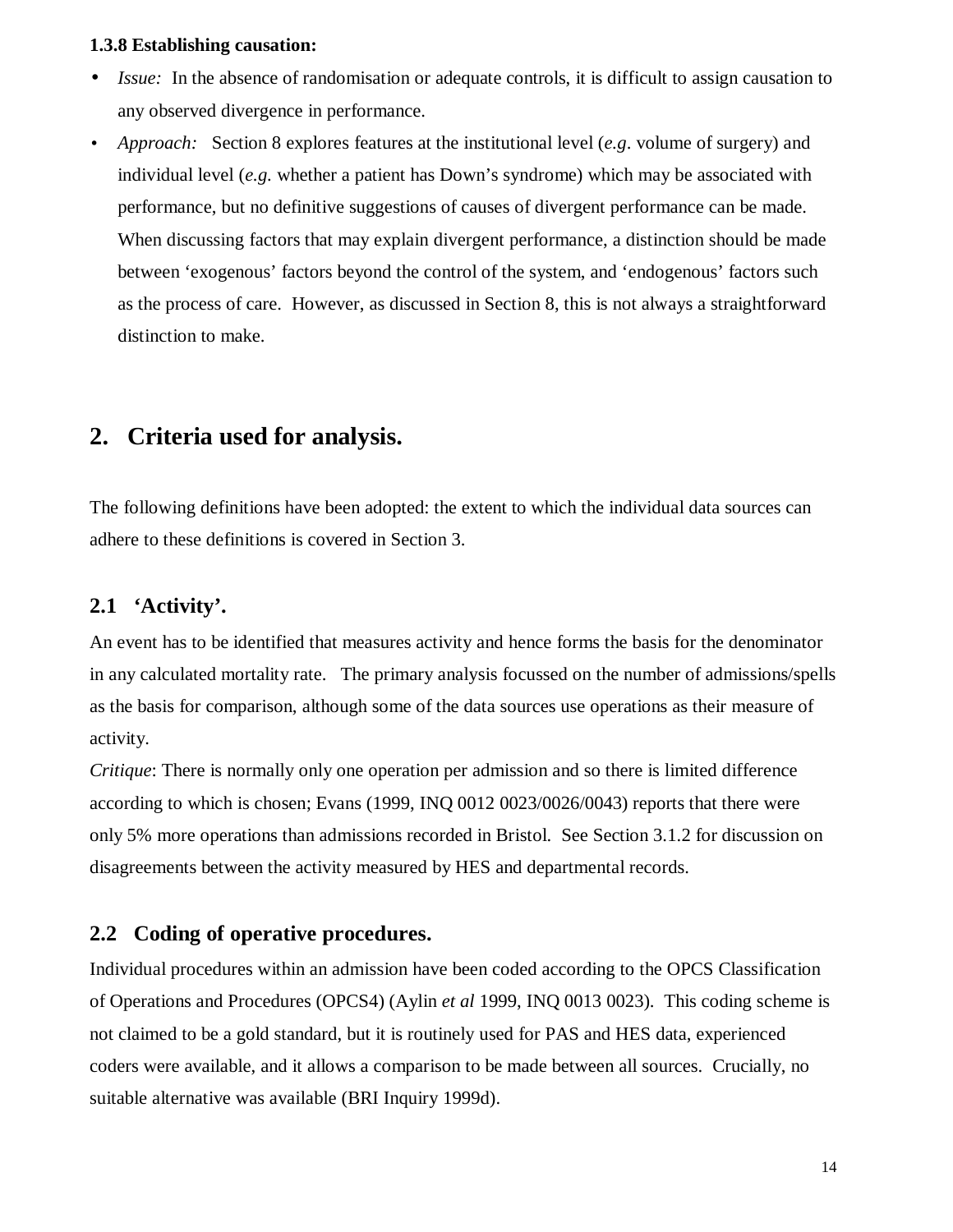**1.3.8 Establishing causation:**

- *Issue:* In the absence of randomisation or adequate controls, it is difficult to assign causation to any observed divergence in performance.
- *Approach:* Section 8 explores features at the institutional level (*e.g*. volume of surgery) and individual level (*e.g.* whether a patient has Down's syndrome) which may be associated with performance, but no definitive suggestions of causes of divergent performance can be made. When discussing factors that may explain divergent performance, a distinction should be made between 'exogenous' factors beyond the control of the system, and 'endogenous' factors such as the process of care. However, as discussed in Section 8, this is not always a straightforward distinction to make.

## 2. Criteria used for analysis.

The following definitions have been adopted: the extent to which the individual data sources can adhere to these definitions is covered in Section 3.

### 2.1 'Activity'.

An event has to be identified that measures activity and hence forms the basis for the denominator in any calculated mortality rate. The primary analysis focussed on the number of admissions/spells as the basis for comparison, although some of the data sources use operations as their measure of activity.

*Critique*: There is normally only one operation per admission and so there is limited difference according to which is chosen; Evans (1999, INQ 0012 0023/0026/0043) reports that there were only 5% more operations than admissions recorded in Bristol. See Section 3.1.2 for discussion on disagreements between the activity measured by HES and departmental records.

### 2.2 Coding of operative procedures.

Individual procedures within an admission have been coded according to the OPCS Classification of Operations and Procedures (OPCS4) (Aylin *et al* 1999, INQ 0013 0023). This coding scheme is not claimed to be a gold standard, but it is routinely used for PAS and HES data, experienced coders were available, and it allows a comparison to be made between all sources. Crucially, no suitable alternative was available (BRI Inquiry 1999d).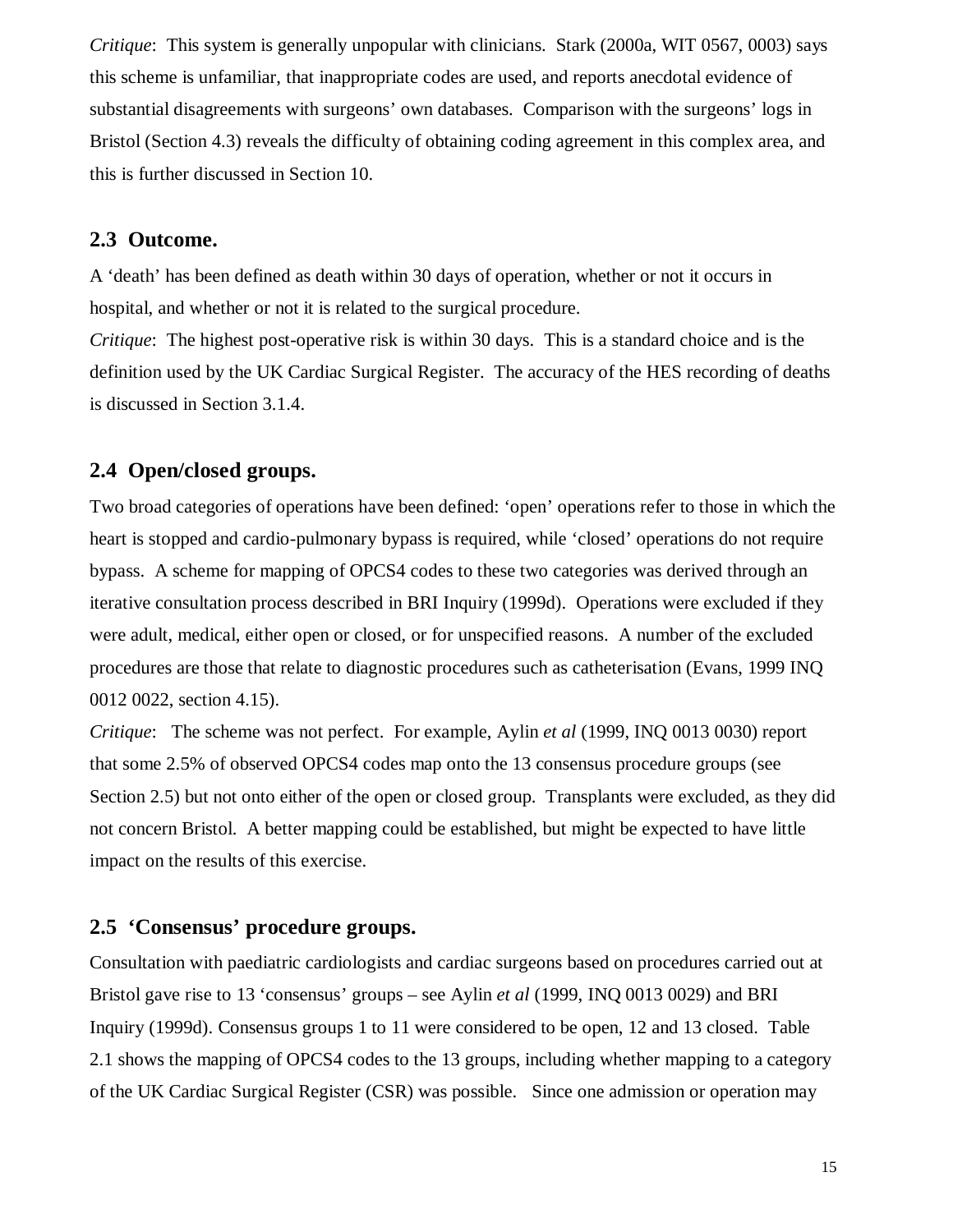*Critique*: This system is generally unpopular with clinicians. Stark (2000a, WIT 0567, 0003) says this scheme is unfamiliar, that inappropriate codes are used, and reports anecdotal evidence of substantial disagreements with surgeons' own databases. Comparison with the surgeons' logs in Bristol (Section 4.3) reveals the difficulty of obtaining coding agreement in this complex area, and this is further discussed in Section 10.

## 2.3 Outcome.

A 'death' has been defined as death within 30 days of operation, whether or not it occurs in hospital, and whether or not it is related to the surgical procedure.

*Critique*: The highest post-operative risk is within 30 days. This is a standard choice and is the definition used by the UK Cardiac Surgical Register. The accuracy of the HES recording of deaths is discussed in Section 3.1.4.

## 2.4 Open/closed groups.

Two broad categories of operations have been defined: 'open' operations refer to those in which the heart is stopped and cardio-pulmonary bypass is required, while 'closed' operations do not require bypass. A scheme for mapping of OPCS4 codes to these two categories was derived through an iterative consultation process described in BRI Inquiry (1999d). Operations were excluded if they were adult, medical, either open or closed, or for unspecified reasons. A number of the excluded procedures are those that relate to diagnostic procedures such as catheterisation (Evans, 1999 INQ 0012 0022, section 4.15).

*Critique*: The scheme was not perfect. For example, Aylin *et al* (1999, INQ 0013 0030) report that some 2.5% of observed OPCS4 codes map onto the 13 consensus procedure groups (see Section 2.5) but not onto either of the open or closed group. Transplants were excluded, as they did not concern Bristol. A better mapping could be established, but might be expected to have little impact on the results of this exercise.

## 2.5 'Consensus' procedure groups.

Consultation with paediatric cardiologists and cardiac surgeons based on procedures carried out at Bristol gave rise to 13 'consensus' groups – see Aylin *et al* (1999, INQ 0013 0029) and BRI Inquiry (1999d). Consensus groups 1 to 11 were considered to be open, 12 and 13 closed. Table 2.1 shows the mapping of OPCS4 codes to the 13 groups, including whether mapping to a category of the UK Cardiac Surgical Register (CSR) was possible. Since one admission or operation may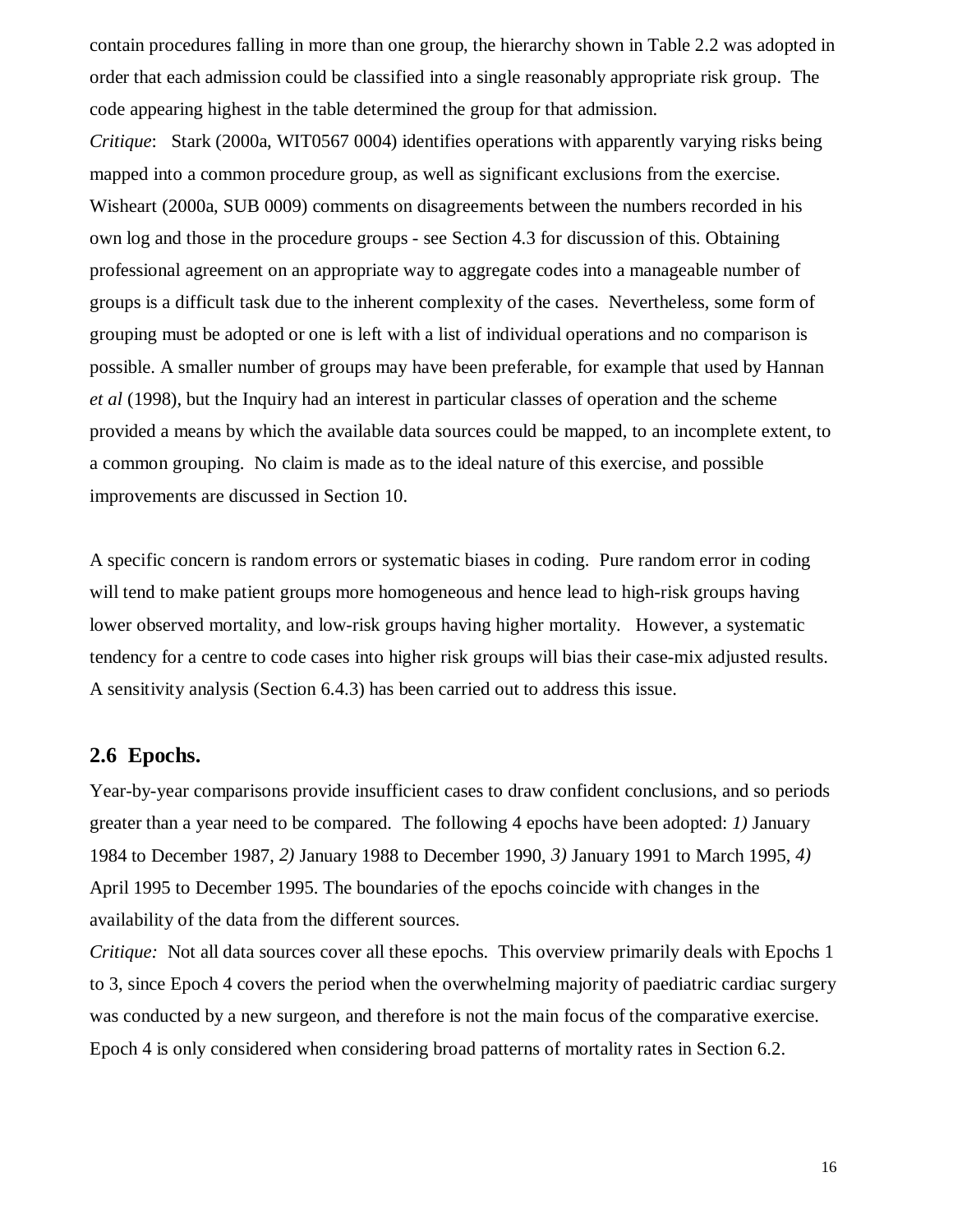contain procedures falling in more than one group, the hierarchy shown in Table 2.2 was adopted in order that each admission could be classified into a single reasonably appropriate risk group. The code appearing highest in the table determined the group for that admission.

*Critique*: Stark (2000a, WIT0567 0004) identifies operations with apparently varying risks being mapped into a common procedure group, as well as significant exclusions from the exercise. Wisheart (2000a, SUB 0009) comments on disagreements between the numbers recorded in his own log and those in the procedure groups - see Section 4.3 for discussion of this. Obtaining professional agreement on an appropriate way to aggregate codes into a manageable number of groups is a difficult task due to the inherent complexity of the cases. Nevertheless, some form of grouping must be adopted or one is left with a list of individual operations and no comparison is possible. A smaller number of groups may have been preferable, for example that used by Hannan *et al* (1998), but the Inquiry had an interest in particular classes of operation and the scheme provided a means by which the available data sources could be mapped, to an incomplete extent, to a common grouping. No claim is made as to the ideal nature of this exercise, and possible improvements are discussed in Section 10.

A specific concern is random errors or systematic biases in coding. Pure random error in coding will tend to make patient groups more homogeneous and hence lead to high-risk groups having lower observed mortality, and low-risk groups having higher mortality. However, a systematic tendency for a centre to code cases into higher risk groups will bias their case-mix adjusted results. A sensitivity analysis (Section 6.4.3) has been carried out to address this issue.

## 2.6 Epochs.

Year-by-year comparisons provide insufficient cases to draw confident conclusions, and so periods greater than a year need to be compared. The following 4 epochs have been adopted: *1)* January 1984 to December 1987, *2)* January 1988 to December 1990, *3)* January 1991 to March 1995, *4)* April 1995 to December 1995. The boundaries of the epochs coincide with changes in the availability of the data from the different sources.

*Critique:* Not all data sources cover all these epochs. This overview primarily deals with Epochs 1 to 3, since Epoch 4 covers the period when the overwhelming majority of paediatric cardiac surgery was conducted by a new surgeon, and therefore is not the main focus of the comparative exercise. Epoch 4 is only considered when considering broad patterns of mortality rates in Section 6.2.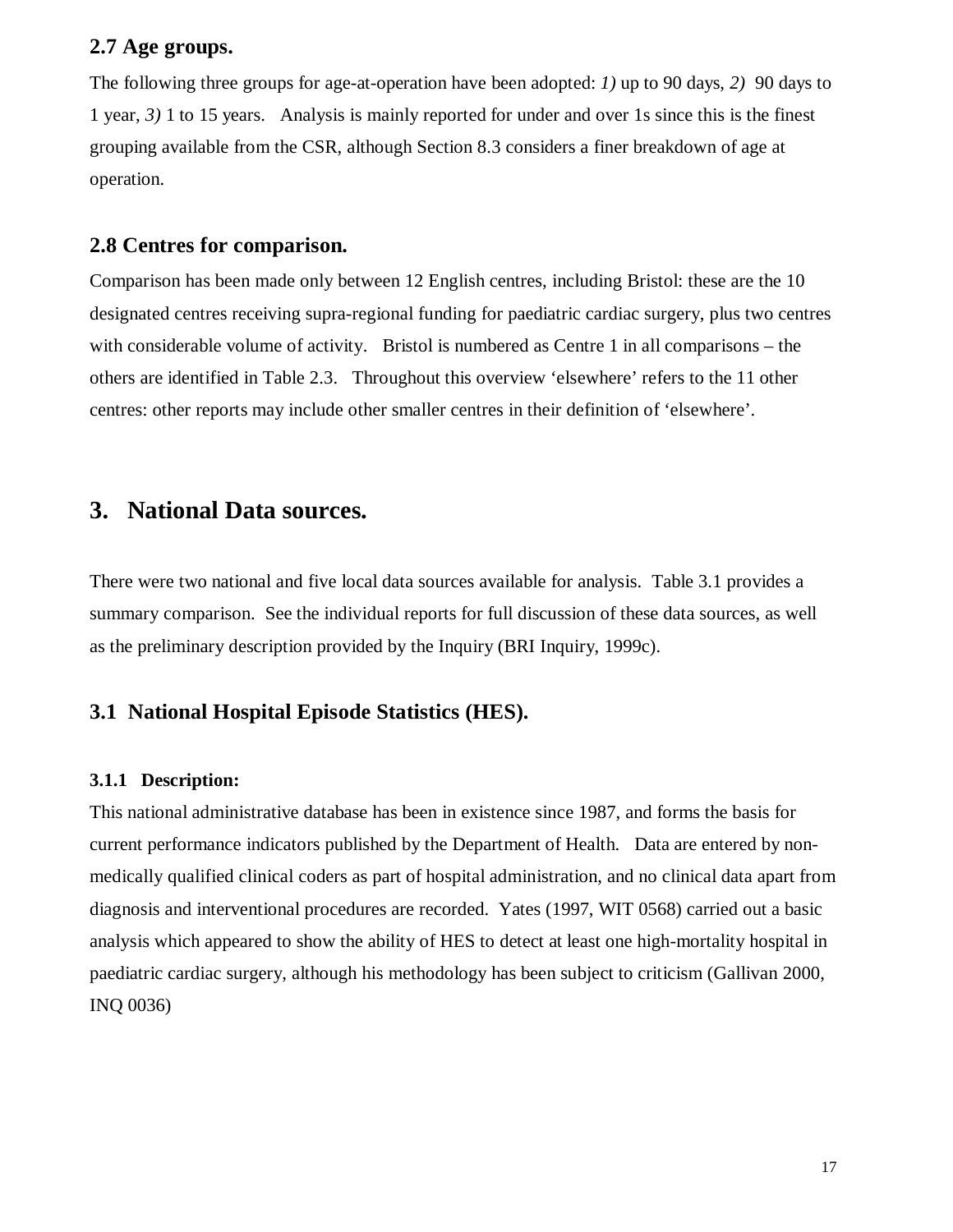### 2.7 Age groups.

The following three groups for age-at-operation have been adopted: *1)* up to 90 days, *2)* 90 days to 1 year, *3)* 1 to 15 years. Analysis is mainly reported for under and over 1s since this is the finest grouping available from the CSR, although Section 8.3 considers a finer breakdown of age at operation.

### 2.8 Centres for comparison.

Comparison has been made only between 12 English centres, including Bristol: these are the 10 designated centres receiving supra-regional funding for paediatric cardiac surgery, plus two centres with considerable volume of activity. Bristol is numbered as Centre 1 in all comparisons – the others are identified in Table 2.3. Throughout this overview 'elsewhere' refers to the 11 other centres: other reports may include other smaller centres in their definition of 'elsewhere'.

## 3. National Data sources.

There were two national and five local data sources available for analysis. Table 3.1 provides a summary comparison. See the individual reports for full discussion of these data sources, as well as the preliminary description provided by the Inquiry (BRI Inquiry, 1999c).

### 3.1 National Hospital Episode Statistics (HES).

#### 3.1.1 Description:

This national administrative database has been in existence since 1987, and forms the basis for current performance indicators published by the Department of Health. Data are entered by non-medically qualified clinical coders as part of hospital administration, and no clinical data apart from diagnosis and interventional procedures are recorded. Yates (1997, WIT 0568) carried out a basic analysis which appeared to show the ability of HES to detect at least one high-mortality hospital in paediatric cardiac surgery, although his methodology has been subject to criticism (Gallivan 2000, INQ 0036)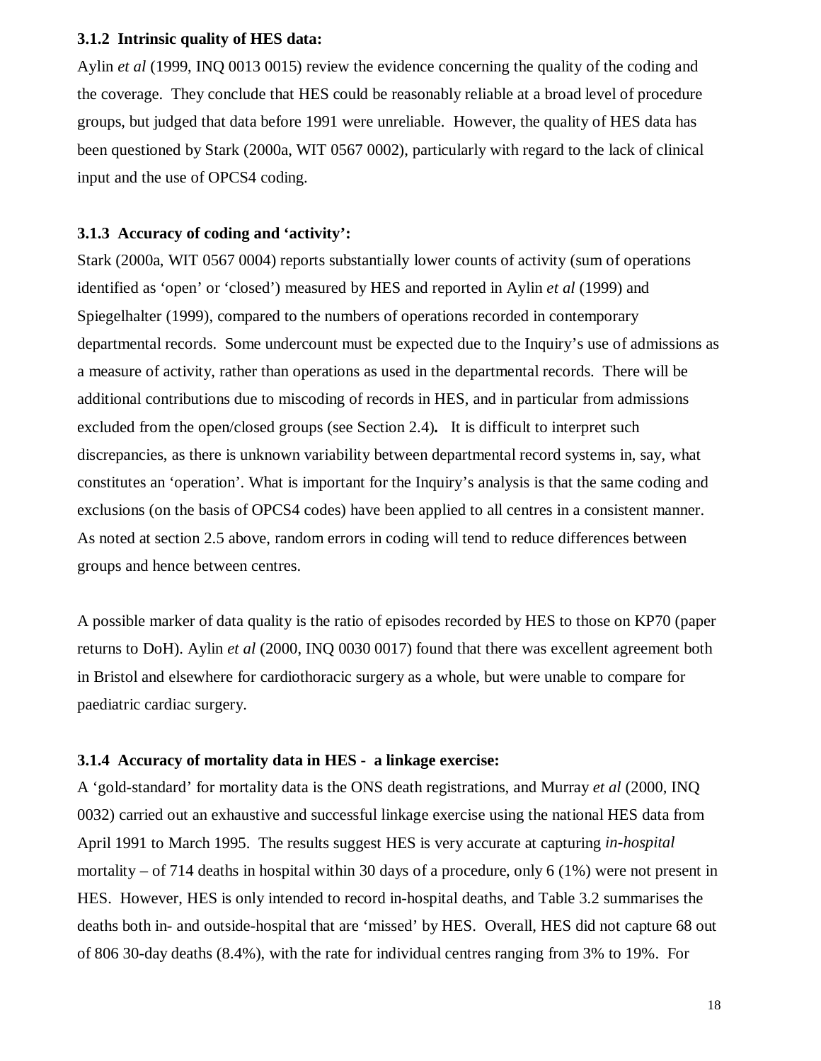### 3.1.2 Intrinsic quality of HES data:

Aylin *et al* (1999, INQ 0013 0015) review the evidence concerning the quality of the coding and the coverage. They conclude that HES could be reasonably reliable at a broad level of procedure groups, but judged that data before 1991 were unreliable. However, the quality of HES data has been questioned by Stark (2000a, WIT 0567 0002), particularly with regard to the lack of clinical input and the use of OPCS4 coding.

### 3.1.3 Accuracy of coding and 'activity':

Stark (2000a, WIT 0567 0004) reports substantially lower counts of activity (sum of operations identified as 'open' or 'closed') measured by HES and reported in Aylin *et al* (1999) and Spiegelhalter (1999), compared to the numbers of operations recorded in contemporary departmental records. Some undercount must be expected due to the Inquiry's use of admissions as a measure of activity, rather than operations as used in the departmental records. There will be additional contributions due to miscoding of records in HES, and in particular from admissions excluded from the open/closed groups (see Section 2.4). It is difficult to interpret such discrepancies, as there is unknown variability between departmental record systems in, say, what constitutes an 'operation'. What is important for the Inquiry's analysis is that the same coding and exclusions (on the basis of OPCS4 codes) have been applied to all centres in a consistent manner. As noted at section 2.5 above, random errors in coding will tend to reduce differences between groups and hence between centres.

A possible marker of data quality is the ratio of episodes recorded by HES to those on KP70 (paper returns to DoH). Aylin *et al* (2000, INQ 0030 0017) found that there was excellent agreement both in Bristol and elsewhere for cardiothoracic surgery as a whole, but were unable to compare for paediatric cardiac surgery.

### 3.1.4 Accuracy of mortality data in HES - a linkage exercise:

A 'gold-standard' for mortality data is the ONS death registrations, and Murray *et al* (2000, INQ 0032) carried out an exhaustive and successful linkage exercise using the national HES data from April 1991 to March 1995. The results suggest HES is very accurate at capturing *in-hospital* mortality – of 714 deaths in hospital within 30 days of a procedure, only 6 (1%) were not present in HES. However, HES is only intended to record in-hospital deaths, and Table 3.2 summarises the deaths both in- and outside-hospital that are 'missed' by HES. Overall, HES did not capture 68 out of 806 30-day deaths (8.4%), with the rate for individual centres ranging from 3% to 19%. For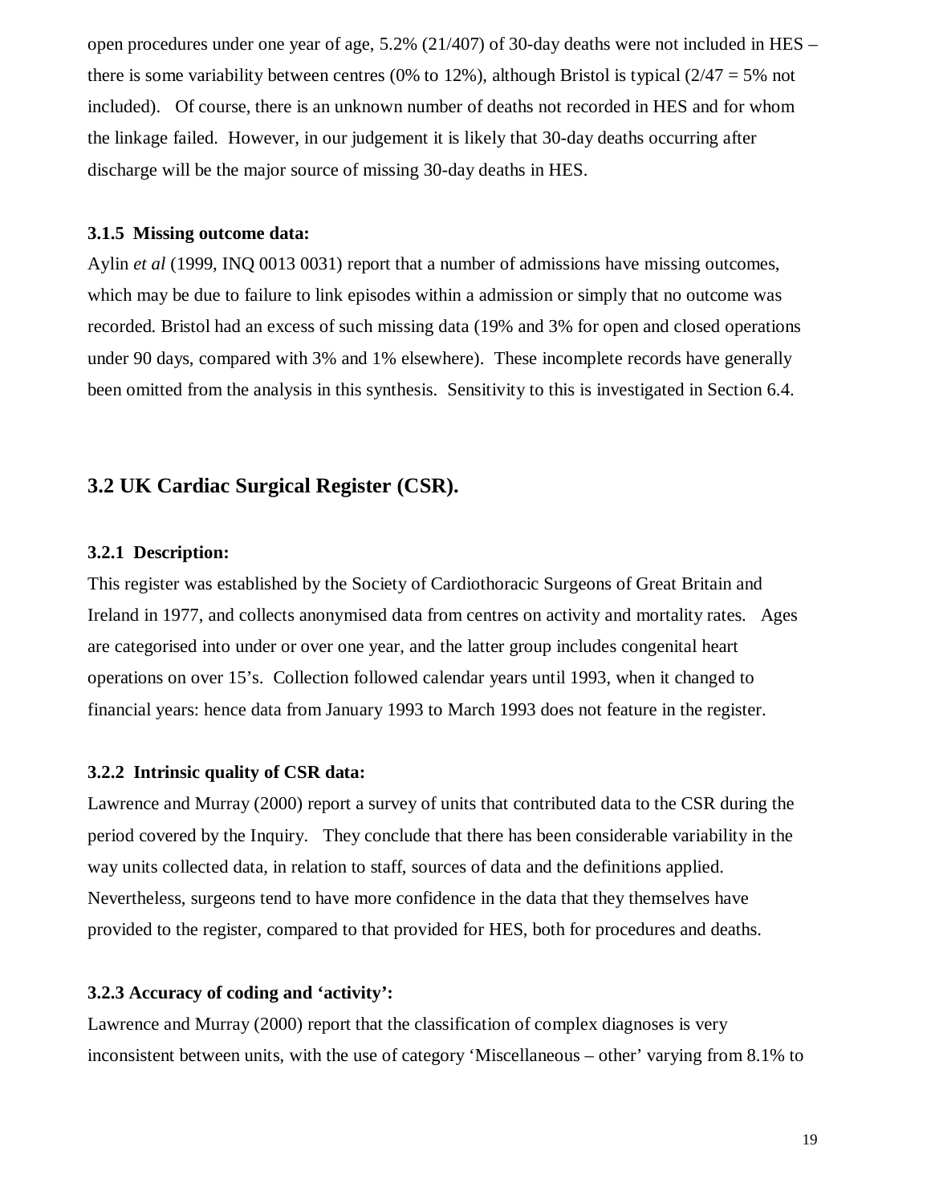open procedures under one year of age, 5.2% (21/407) of 30-day deaths were not included in HES – there is some variability between centres (0% to 12%), although Bristol is typical (2/47 = 5% not included). Of course, there is an unknown number of deaths not recorded in HES and for whom the linkage failed. However, in our judgement it is likely that 30-day deaths occurring after discharge will be the major source of missing 30-day deaths in HES.

#### 3.1.5 Missing outcome data:

Aylin *et al* (1999, INQ 0013 0031) report that a number of admissions have missing outcomes, which may be due to failure to link episodes within a admission or simply that no outcome was recorded. Bristol had an excess of such missing data (19% and 3% for open and closed operations under 90 days, compared with 3% and 1% elsewhere). These incomplete records have generally been omitted from the analysis in this synthesis. Sensitivity to this is investigated in Section 6.4.

### 3.2 UK Cardiac Surgical Register (CSR).

#### 3.2.1 Description:

This register was established by the Society of Cardiothoracic Surgeons of Great Britain and Ireland in 1977, and collects anonymised data from centres on activity and mortality rates. Ages are categorised into under or over one year, and the latter group includes congenital heart operations on over 15's. Collection followed calendar years until 1993, when it changed to financial years: hence data from January 1993 to March 1993 does not feature in the register.

#### 3.2.2 Intrinsic quality of CSR data:

Lawrence and Murray (2000) report a survey of units that contributed data to the CSR during the period covered by the Inquiry. They conclude that there has been considerable variability in the way units collected data, in relation to staff, sources of data and the definitions applied. Nevertheless, surgeons tend to have more confidence in the data that they themselves have provided to the register, compared to that provided for HES, both for procedures and deaths.

#### 3.2.3 Accuracy of coding and 'activity':

Lawrence and Murray (2000) report that the classification of complex diagnoses is very inconsistent between units, with the use of category 'Miscellaneous – other' varying from 8.1% to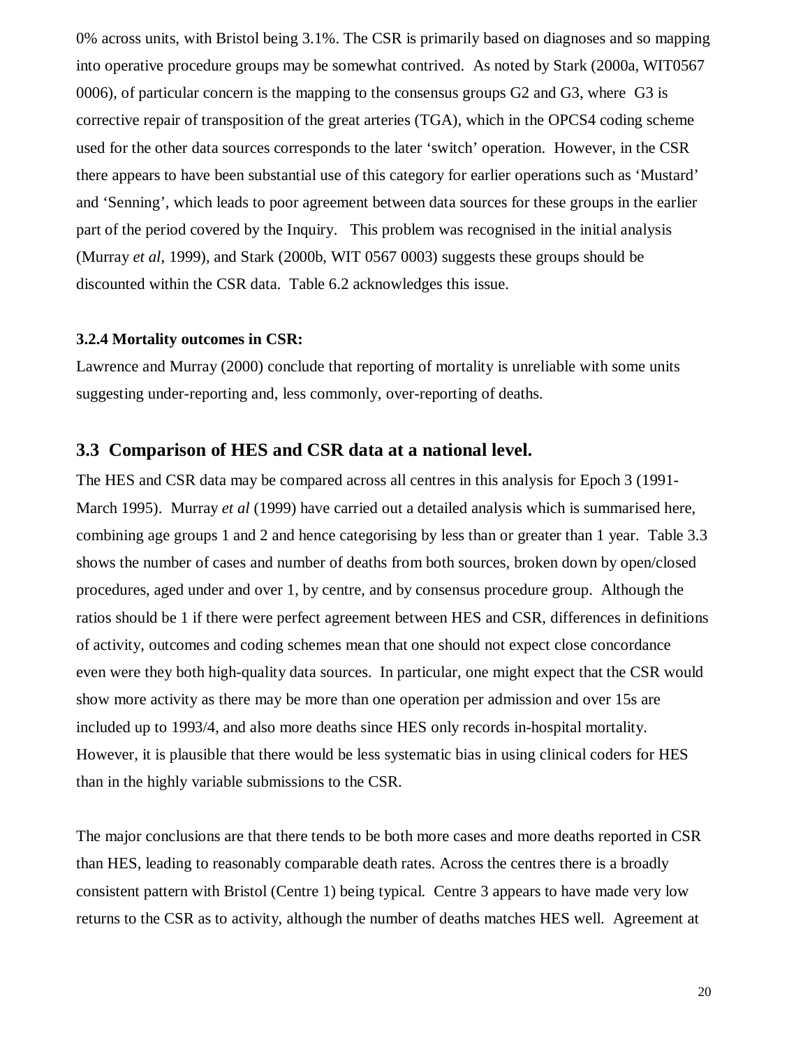0% across units, with Bristol being 3.1%. The CSR is primarily based on diagnoses and so mapping into operative procedure groups may be somewhat contrived. As noted by Stark (2000a, WIT0567 0006), of particular concern is the mapping to the consensus groups G2 and G3, where G3 is corrective repair of transposition of the great arteries (TGA), which in the OPCS4 coding scheme used for the other data sources corresponds to the later 'switch' operation. However, in the CSR there appears to have been substantial use of this category for earlier operations such as 'Mustard' and 'Senning', which leads to poor agreement between data sources for these groups in the earlier part of the period covered by the Inquiry. This problem was recognised in the initial analysis (Murray *et al*, 1999), and Stark (2000b, WIT 0567 0003) suggests these groups should be discounted within the CSR data. Table 6.2 acknowledges this issue.

#### 3.2.4 Mortality outcomes in CSR:

Lawrence and Murray (2000) conclude that reporting of mortality is unreliable with some units suggesting under-reporting and, less commonly, over-reporting of deaths.

## 3.3 Comparison of HES and CSR data at a national level.

The HES and CSR data may be compared across all centres in this analysis for Epoch 3 (1991-March 1995). Murray *et al* (1999) have carried out a detailed analysis which is summarised here, combining age groups 1 and 2 and hence categorising by less than or greater than 1 year. Table 3.3 shows the number of cases and number of deaths from both sources, broken down by open/closed procedures, aged under and over 1, by centre, and by consensus procedure group. Although the ratios should be 1 if there were perfect agreement between HES and CSR, differences in definitions of activity, outcomes and coding schemes mean that one should not expect close concordance even were they both high-quality data sources. In particular, one might expect that the CSR would show more activity as there may be more than one operation per admission and over 15s are included up to 1993/4, and also more deaths since HES only records in-hospital mortality. However, it is plausible that there would be less systematic bias in using clinical coders for HES than in the highly variable submissions to the CSR.

The major conclusions are that there tends to be both more cases and more deaths reported in CSR than HES, leading to reasonably comparable death rates. Across the centres there is a broadly consistent pattern with Bristol (Centre 1) being typical. Centre 3 appears to have made very low returns to the CSR as to activity, although the number of deaths matches HES well. Agreement at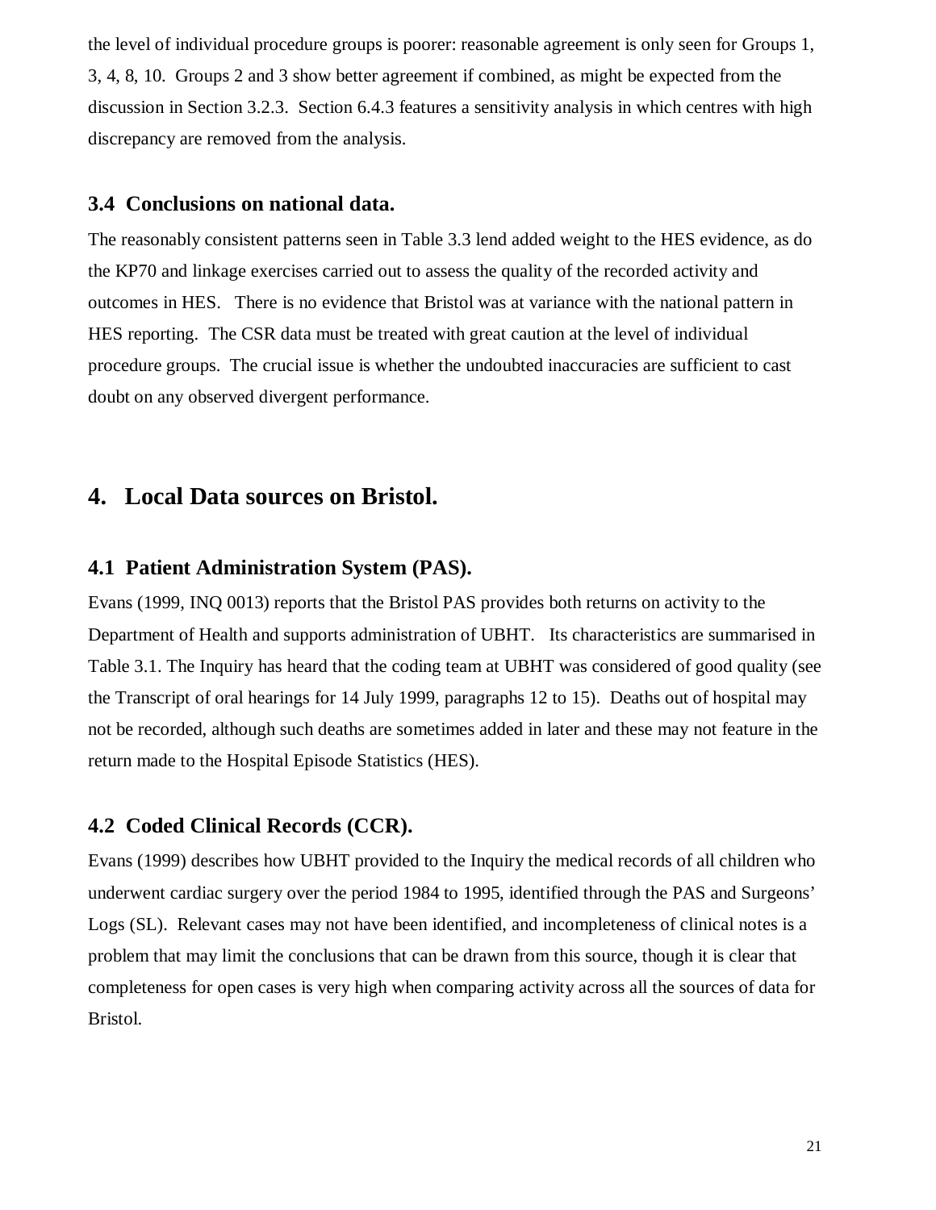the level of individual procedure groups is poorer: reasonable agreement is only seen for Groups 1, 3, 4, 8, 10. Groups 2 and 3 show better agreement if combined, as might be expected from the discussion in Section 3.2.3. Section 6.4.3 features a sensitivity analysis in which centres with high discrepancy are removed from the analysis.

### 3.4 Conclusions on national data.

The reasonably consistent patterns seen in Table 3.3 lend added weight to the HES evidence, as do the KP70 and linkage exercises carried out to assess the quality of the recorded activity and outcomes in HES. There is no evidence that Bristol was at variance with the national pattern in HES reporting. The CSR data must be treated with great caution at the level of individual procedure groups. The crucial issue is whether the undoubted inaccuracies are sufficient to cast doubt on any observed divergent performance.

## 4. Local Data sources on Bristol.

### 4.1 Patient Administration System (PAS).

Evans (1999, INQ 0013) reports that the Bristol PAS provides both returns on activity to the Department of Health and supports administration of UBHT. Its characteristics are summarised in Table 3.1. The Inquiry has heard that the coding team at UBHT was considered of good quality (see the Transcript of oral hearings for 14 July 1999, paragraphs 12 to 15). Deaths out of hospital may not be recorded, although such deaths are sometimes added in later and these may not feature in the return made to the Hospital Episode Statistics (HES).

### 4.2 Coded Clinical Records (CCR).

Evans (1999) describes how UBHT provided to the Inquiry the medical records of all children who underwent cardiac surgery over the period 1984 to 1995, identified through the PAS and Surgeons' Logs (SL). Relevant cases may not have been identified, and incompleteness of clinical notes is a problem that may limit the conclusions that can be drawn from this source, though it is clear that completeness for open cases is very high when comparing activity across all the sources of data for Bristol.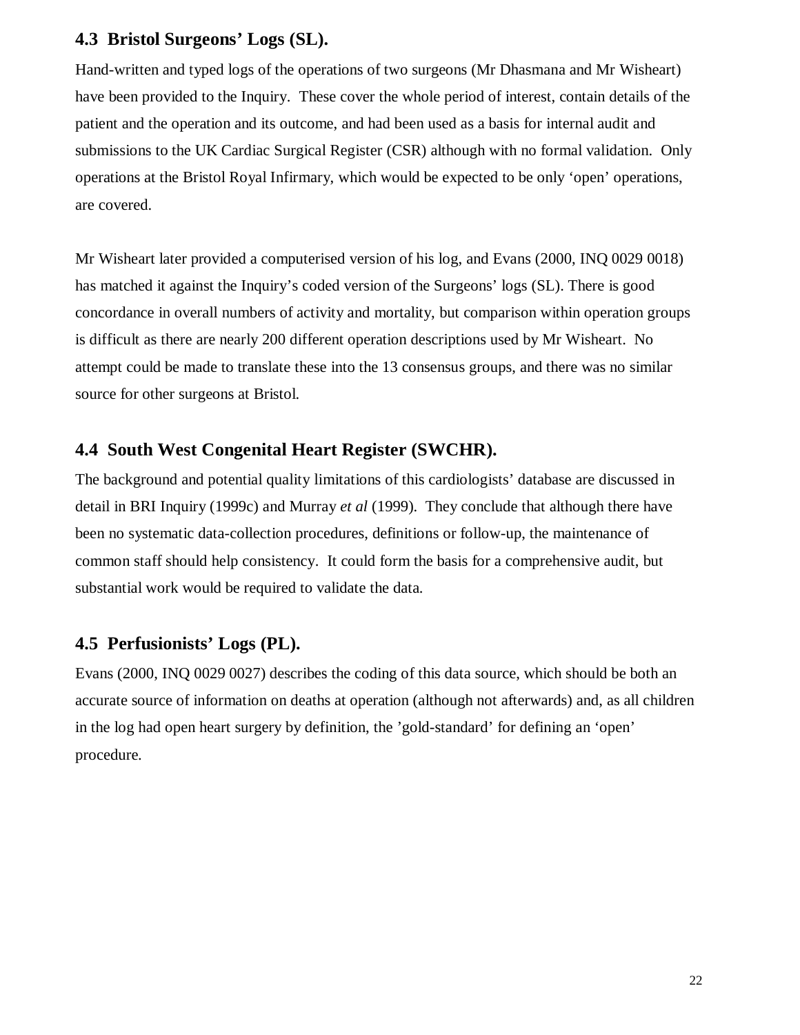## 4.3 Bristol Surgeons' Logs (SL).

Hand-written and typed logs of the operations of two surgeons (Mr Dhasmana and Mr Wisheart) have been provided to the Inquiry. These cover the whole period of interest, contain details of the patient and the operation and its outcome, and had been used as a basis for internal audit and submissions to the UK Cardiac Surgical Register (CSR) although with no formal validation. Only operations at the Bristol Royal Infirmary, which would be expected to be only 'open' operations, are covered.

Mr Wisheart later provided a computerised version of his log, and Evans (2000, INQ 0029 0018) has matched it against the Inquiry's coded version of the Surgeons' logs (SL). There is good concordance in overall numbers of activity and mortality, but comparison within operation groups is difficult as there are nearly 200 different operation descriptions used by Mr Wisheart. No attempt could be made to translate these into the 13 consensus groups, and there was no similar source for other surgeons at Bristol.

## 4.4 South West Congenital Heart Register (SWCHR).

The background and potential quality limitations of this cardiologists' database are discussed in detail in BRI Inquiry (1999c) and Murray *et al* (1999). They conclude that although there have been no systematic data-collection procedures, definitions or follow-up, the maintenance of common staff should help consistency. It could form the basis for a comprehensive audit, but substantial work would be required to validate the data.

## 4.5 Perfusionists' Logs (PL).

Evans (2000, INQ 0029 0027) describes the coding of this data source, which should be both an accurate source of information on deaths at operation (although not afterwards) and, as all children in the log had open heart surgery by definition, the 'gold-standard' for defining an 'open' procedure.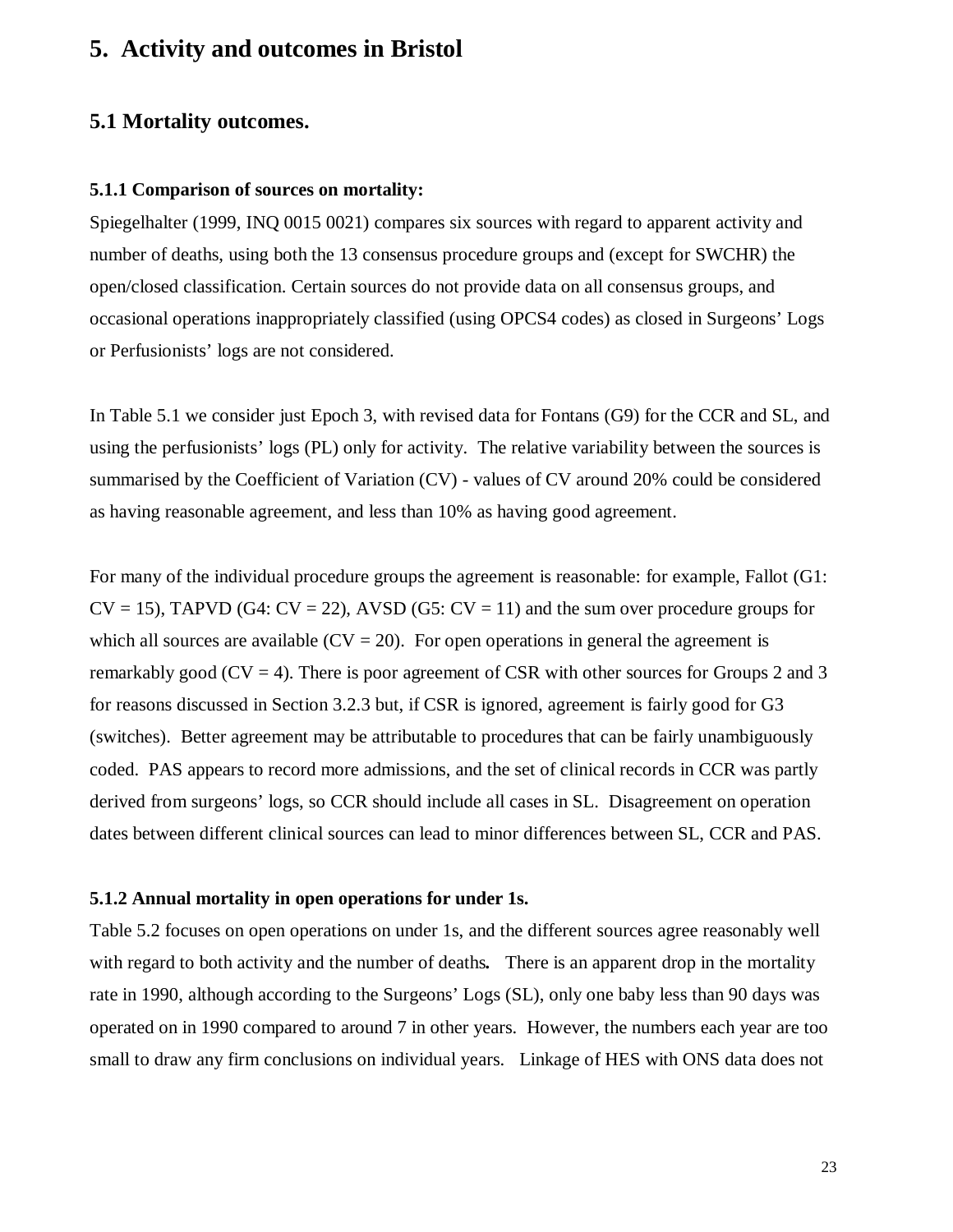# 5. Activity and outcomes in Bristol

## 5.1 Mortality outcomes.

### 5.1.1 Comparison of sources on mortality:

Spiegelhalter (1999, INQ 0015 0021) compares six sources with regard to apparent activity and number of deaths, using both the 13 consensus procedure groups and (except for SWCHR) the open/closed classification. Certain sources do not provide data on all consensus groups, and occasional operations inappropriately classified (using OPCS4 codes) as closed in Surgeons' Logs or Perfusionists' logs are not considered.

In Table 5.1 we consider just Epoch 3, with revised data for Fontans (G9) for the CCR and SL, and using the perfusionists' logs (PL) only for activity. The relative variability between the sources is summarised by the Coefficient of Variation (CV) - values of CV around 20% could be considered as having reasonable agreement, and less than 10% as having good agreement.

For many of the individual procedure groups the agreement is reasonable: for example, Fallot (G1: CV = 15), TAPVD (G4: CV = 22), AVSD (G5: CV = 11) and the sum over procedure groups for which all sources are available (CV = 20). For open operations in general the agreement is remarkably good (CV = 4). There is poor agreement of CSR with other sources for Groups 2 and 3 for reasons discussed in Section 3.2.3 but, if CSR is ignored, agreement is fairly good for G3 (switches). Better agreement may be attributable to procedures that can be fairly unambiguously coded. PAS appears to record more admissions, and the set of clinical records in CCR was partly derived from surgeons' logs, so CCR should include all cases in SL. Disagreement on operation dates between different clinical sources can lead to minor differences between SL, CCR and PAS.

### 5.1.2 Annual mortality in open operations for under 1s.

Table 5.2 focuses on open operations on under 1s, and the different sources agree reasonably well with regard to both activity and the number of deaths**.** There is an apparent drop in the mortality rate in 1990, although according to the Surgeons' Logs (SL), only one baby less than 90 days was operated on in 1990 compared to around 7 in other years. However, the numbers each year are too small to draw any firm conclusions on individual years. Linkage of HES with ONS data does not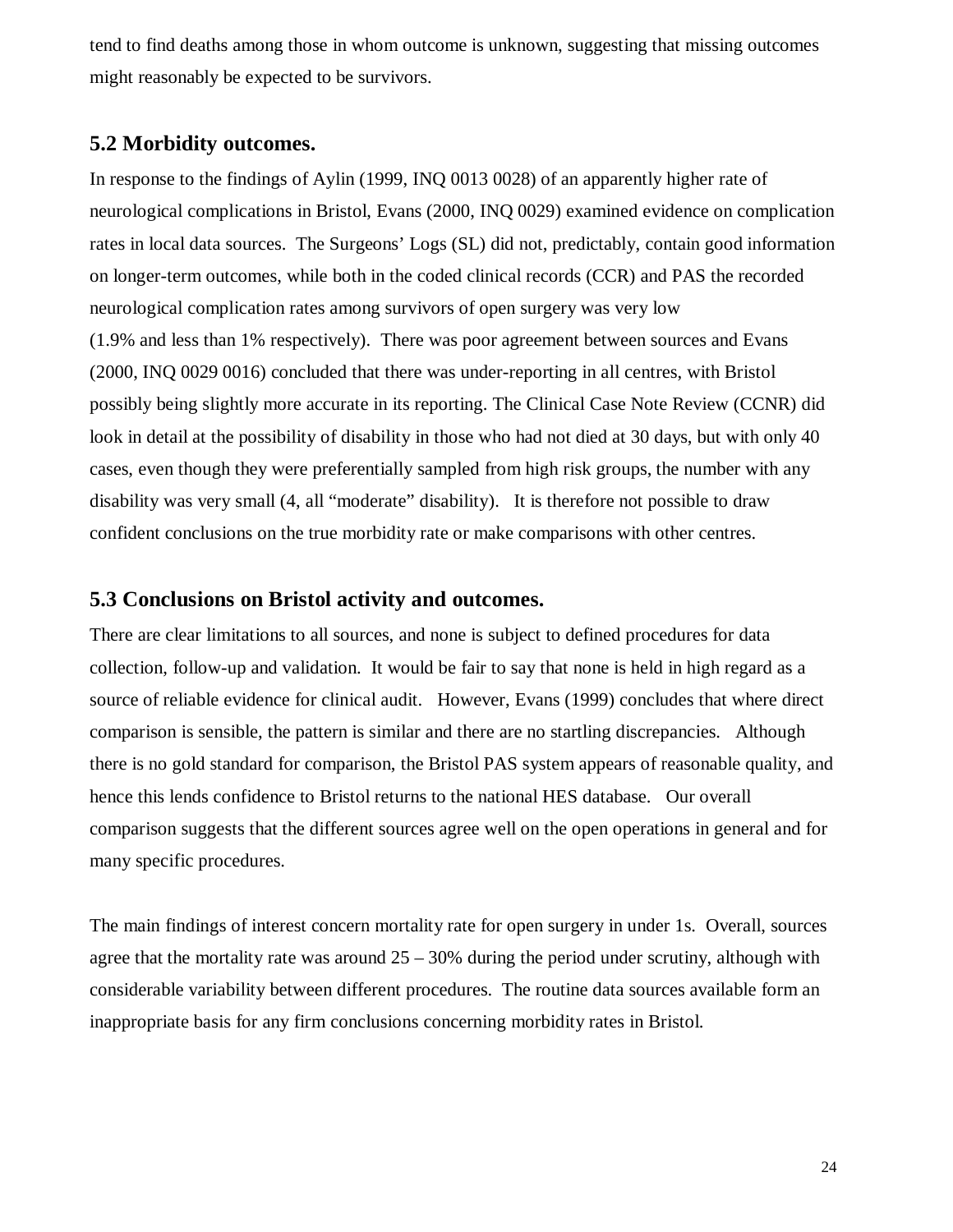tend to find deaths among those in whom outcome is unknown, suggesting that missing outcomes might reasonably be expected to be survivors.

## 5.2 Morbidity outcomes.

In response to the findings of Aylin (1999, INQ 0013 0028) of an apparently higher rate of neurological complications in Bristol, Evans (2000, INQ 0029) examined evidence on complication rates in local data sources. The Surgeons' Logs (SL) did not, predictably, contain good information on longer-term outcomes, while both in the coded clinical records (CCR) and PAS the recorded neurological complication rates among survivors of open surgery was very low (1.9% and less than 1% respectively). There was poor agreement between sources and Evans (2000, INQ 0029 0016) concluded that there was under-reporting in all centres, with Bristol possibly being slightly more accurate in its reporting. The Clinical Case Note Review (CCNR) did look in detail at the possibility of disability in those who had not died at 30 days, but with only 40 cases, even though they were preferentially sampled from high risk groups, the number with any disability was very small (4, all "moderate" disability). It is therefore not possible to draw confident conclusions on the true morbidity rate or make comparisons with other centres.

## 5.3 Conclusions on Bristol activity and outcomes.

There are clear limitations to all sources, and none is subject to defined procedures for data collection, follow-up and validation. It would be fair to say that none is held in high regard as a source of reliable evidence for clinical audit. However, Evans (1999) concludes that where direct comparison is sensible, the pattern is similar and there are no startling discrepancies. Although there is no gold standard for comparison, the Bristol PAS system appears of reasonable quality, and hence this lends confidence to Bristol returns to the national HES database. Our overall comparison suggests that the different sources agree well on the open operations in general and for many specific procedures.

The main findings of interest concern mortality rate for open surgery in under 1s. Overall, sources agree that the mortality rate was around 25 – 30% during the period under scrutiny, although with considerable variability between different procedures. The routine data sources available form an inappropriate basis for any firm conclusions concerning morbidity rates in Bristol.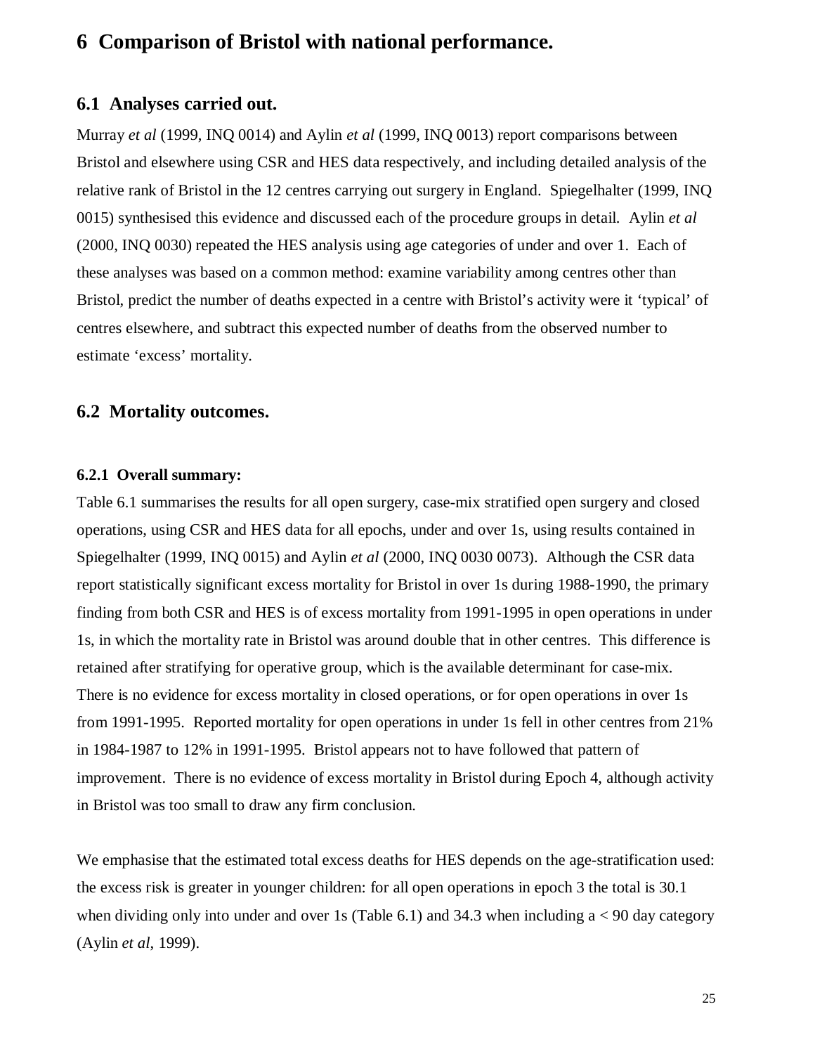# 6 Comparison of Bristol with national performance.

## 6.1 Analyses carried out.

Murray *et al* (1999, INQ 0014) and Aylin *et al* (1999, INQ 0013) report comparisons between Bristol and elsewhere using CSR and HES data respectively, and including detailed analysis of the relative rank of Bristol in the 12 centres carrying out surgery in England. Spiegelhalter (1999, INQ 0015) synthesised this evidence and discussed each of the procedure groups in detail. Aylin *et al* (2000, INQ 0030) repeated the HES analysis using age categories of under and over 1. Each of these analyses was based on a common method: examine variability among centres other than Bristol, predict the number of deaths expected in a centre with Bristol's activity were it 'typical' of centres elsewhere, and subtract this expected number of deaths from the observed number to estimate 'excess' mortality.

## 6.2 Mortality outcomes.

### 6.2.1 Overall summary:

Table 6.1 summarises the results for all open surgery, case-mix stratified open surgery and closed operations, using CSR and HES data for all epochs, under and over 1s, using results contained in Spiegelhalter (1999, INQ 0015) and Aylin *et al* (2000, INQ 0030 0073). Although the CSR data report statistically significant excess mortality for Bristol in over 1s during 1988-1990, the primary finding from both CSR and HES is of excess mortality from 1991-1995 in open operations in under 1s, in which the mortality rate in Bristol was around double that in other centres. This difference is retained after stratifying for operative group, which is the available determinant for case-mix. There is no evidence for excess mortality in closed operations, or for open operations in over 1s from 1991-1995. Reported mortality for open operations in under 1s fell in other centres from 21% in 1984-1987 to 12% in 1991-1995. Bristol appears not to have followed that pattern of improvement. There is no evidence of excess mortality in Bristol during Epoch 4, although activity in Bristol was too small to draw any firm conclusion.

We emphasise that the estimated total excess deaths for HES depends on the age-stratification used: the excess risk is greater in younger children: for all open operations in epoch 3 the total is 30.1 when dividing only into under and over 1s (Table 6.1) and 34.3 when including a < 90 day category (Aylin *et al*, 1999).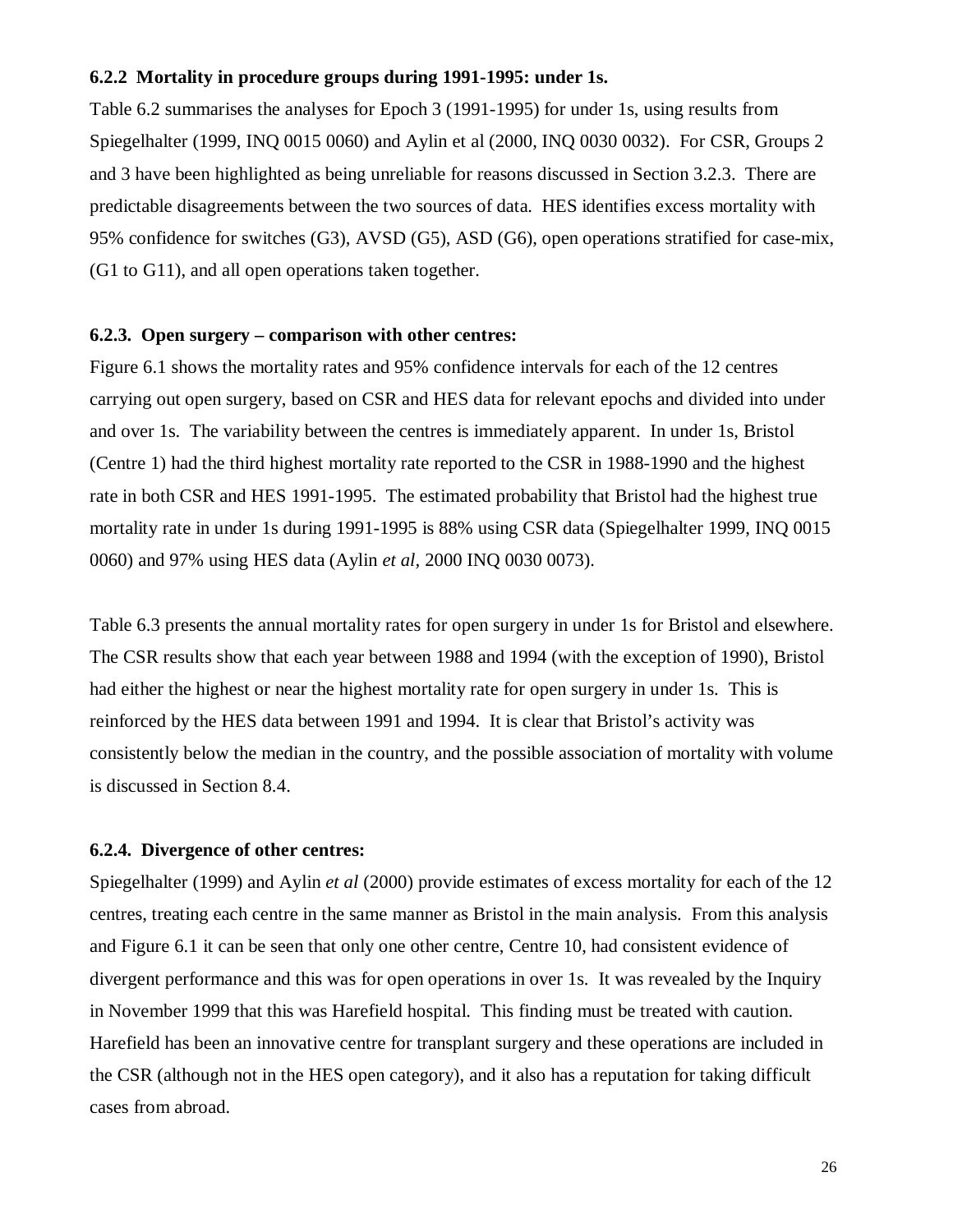### 6.2.2 Mortality in procedure groups during 1991-1995: under 1s.

Table 6.2 summarises the analyses for Epoch 3 (1991-1995) for under 1s, using results from Spiegelhalter (1999, INQ 0015 0060) and Aylin et al (2000, INQ 0030 0032). For CSR, Groups 2 and 3 have been highlighted as being unreliable for reasons discussed in Section 3.2.3. There are predictable disagreements between the two sources of data. HES identifies excess mortality with 95% confidence for switches (G3), AVSD (G5), ASD (G6), open operations stratified for case-mix, (G1 to G11), and all open operations taken together.

### 6.2.3. Open surgery – comparison with other centres:

Figure 6.1 shows the mortality rates and 95% confidence intervals for each of the 12 centres carrying out open surgery, based on CSR and HES data for relevant epochs and divided into under and over 1s. The variability between the centres is immediately apparent. In under 1s, Bristol (Centre 1) had the third highest mortality rate reported to the CSR in 1988-1990 and the highest rate in both CSR and HES 1991-1995. The estimated probability that Bristol had the highest true mortality rate in under 1s during 1991-1995 is 88% using CSR data (Spiegelhalter 1999, INQ 0015 0060) and 97% using HES data (Aylin *et al*, 2000 INQ 0030 0073).

Table 6.3 presents the annual mortality rates for open surgery in under 1s for Bristol and elsewhere. The CSR results show that each year between 1988 and 1994 (with the exception of 1990), Bristol had either the highest or near the highest mortality rate for open surgery in under 1s. This is reinforced by the HES data between 1991 and 1994. It is clear that Bristol's activity was consistently below the median in the country, and the possible association of mortality with volume is discussed in Section 8.4.

### 6.2.4. Divergence of other centres:

Spiegelhalter (1999) and Aylin *et al* (2000) provide estimates of excess mortality for each of the 12 centres, treating each centre in the same manner as Bristol in the main analysis. From this analysis and Figure 6.1 it can be seen that only one other centre, Centre 10, had consistent evidence of divergent performance and this was for open operations in over 1s. It was revealed by the Inquiry in November 1999 that this was Harefield hospital. This finding must be treated with caution. Harefield has been an innovative centre for transplant surgery and these operations are included in the CSR (although not in the HES open category), and it also has a reputation for taking difficult cases from abroad.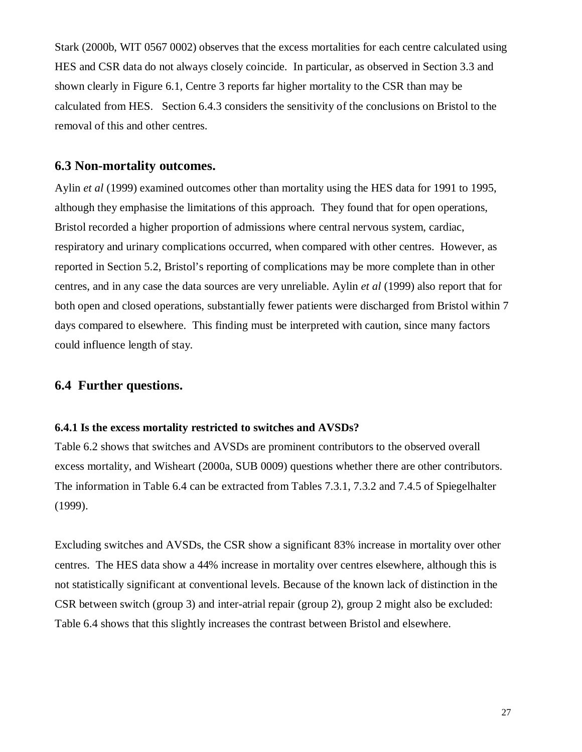Stark (2000b, WIT 0567 0002) observes that the excess mortalities for each centre calculated using HES and CSR data do not always closely coincide. In particular, as observed in Section 3.3 and shown clearly in Figure 6.1, Centre 3 reports far higher mortality to the CSR than may be calculated from HES. Section 6.4.3 considers the sensitivity of the conclusions on Bristol to the removal of this and other centres.

## 6.3 Non-mortality outcomes.

Aylin *et al* (1999) examined outcomes other than mortality using the HES data for 1991 to 1995, although they emphasise the limitations of this approach. They found that for open operations, Bristol recorded a higher proportion of admissions where central nervous system, cardiac, respiratory and urinary complications occurred, when compared with other centres. However, as reported in Section 5.2, Bristol's reporting of complications may be more complete than in other centres, and in any case the data sources are very unreliable. Aylin *et al* (1999) also report that for both open and closed operations, substantially fewer patients were discharged from Bristol within 7 days compared to elsewhere. This finding must be interpreted with caution, since many factors could influence length of stay.

## 6.4 Further questions.

### 6.4.1 Is the excess mortality restricted to switches and AVSDs?

Table 6.2 shows that switches and AVSDs are prominent contributors to the observed overall excess mortality, and Wisheart (2000a, SUB 0009) questions whether there are other contributors. The information in Table 6.4 can be extracted from Tables 7.3.1, 7.3.2 and 7.4.5 of Spiegelhalter (1999).

Excluding switches and AVSDs, the CSR show a significant 83% increase in mortality over other centres. The HES data show a 44% increase in mortality over centres elsewhere, although this is not statistically significant at conventional levels. Because of the known lack of distinction in the CSR between switch (group 3) and inter-atrial repair (group 2), group 2 might also be excluded: Table 6.4 shows that this slightly increases the contrast between Bristol and elsewhere.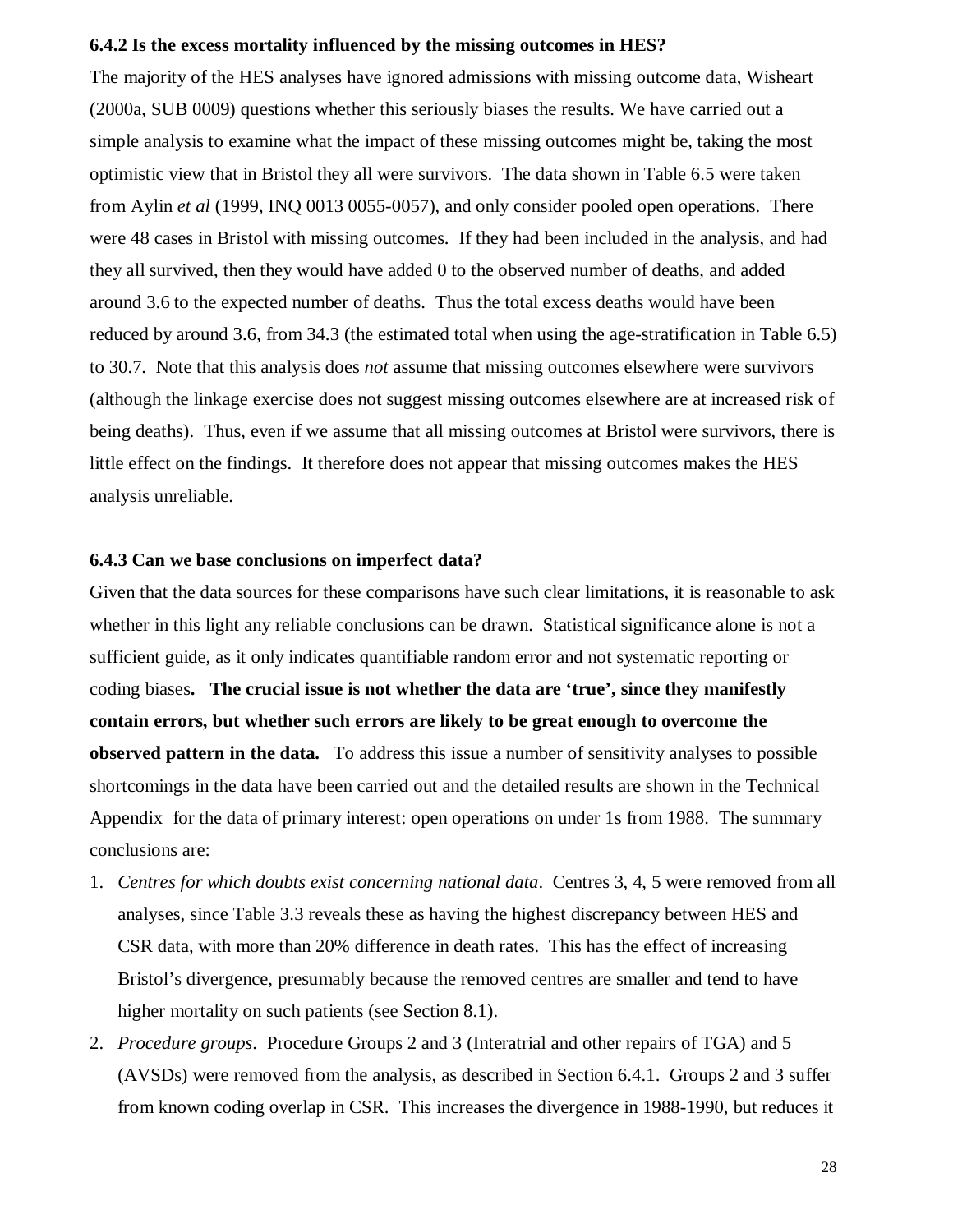### 6.4.2 Is the excess mortality influenced by the missing outcomes in HES?

The majority of the HES analyses have ignored admissions with missing outcome data, Wisheart (2000a, SUB 0009) questions whether this seriously biases the results. We have carried out a simple analysis to examine what the impact of these missing outcomes might be, taking the most optimistic view that in Bristol they all were survivors. The data shown in Table 6.5 were taken from Aylin *et al* (1999, INQ 0013 0055-0057), and only consider pooled open operations. There were 48 cases in Bristol with missing outcomes. If they had been included in the analysis, and had they all survived, then they would have added 0 to the observed number of deaths, and added around 3.6 to the expected number of deaths. Thus the total excess deaths would have been reduced by around 3.6, from 34.3 (the estimated total when using the age-stratification in Table 6.5) to 30.7. Note that this analysis does *not* assume that missing outcomes elsewhere were survivors (although the linkage exercise does not suggest missing outcomes elsewhere are at increased risk of being deaths). Thus, even if we assume that all missing outcomes at Bristol were survivors, there is little effect on the findings. It therefore does not appear that missing outcomes makes the HES analysis unreliable.

### 6.4.3 Can we base conclusions on imperfect data?

Given that the data sources for these comparisons have such clear limitations, it is reasonable to ask whether in this light any reliable conclusions can be drawn. Statistical significance alone is not a sufficient guide, as it only indicates quantifiable random error and not systematic reporting or coding biases. **The crucial issue is not whether the data are 'true', since they manifestly contain errors, but whether such errors are likely to be great enough to overcome the observed pattern in the data.** To address this issue a number of sensitivity analyses to possible shortcomings in the data have been carried out and the detailed results are shown in the Technical Appendix for the data of primary interest: open operations on under 1s from 1988. The summary conclusions are:

1. *Centres for which doubts exist concerning national data*. Centres 3, 4, 5 were removed from all analyses, since Table 3.3 reveals these as having the highest discrepancy between HES and CSR data, with more than 20% difference in death rates. This has the effect of increasing Bristol's divergence, presumably because the removed centres are smaller and tend to have higher mortality on such patients (see Section 8.1).
2. *Procedure groups*. Procedure Groups 2 and 3 (Interatrial and other repairs of TGA) and 5 (AVSDs) were removed from the analysis, as described in Section 6.4.1. Groups 2 and 3 suffer from known coding overlap in CSR. This increases the divergence in 1988-1990, but reduces it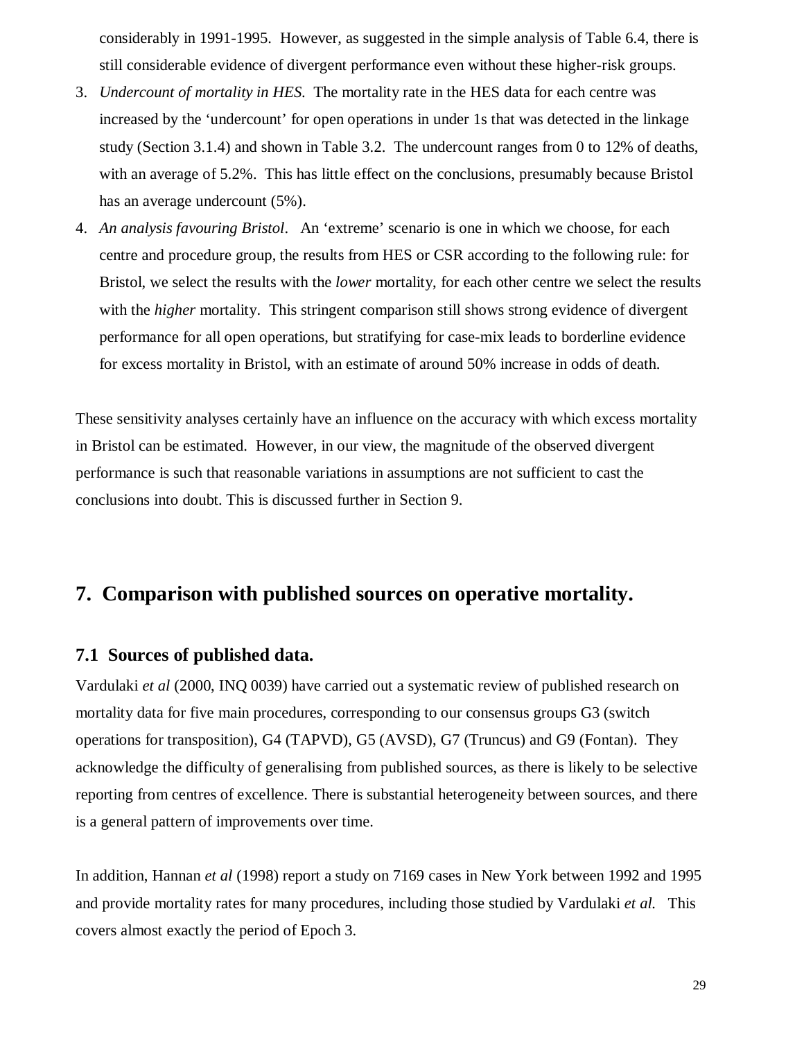considerably in 1991-1995. However, as suggested in the simple analysis of Table 6.4, there is still considerable evidence of divergent performance even without these higher-risk groups.

3. *Undercount of mortality in HES.* The mortality rate in the HES data for each centre was increased by the 'undercount' for open operations in under 1s that was detected in the linkage study (Section 3.1.4) and shown in Table 3.2. The undercount ranges from 0 to 12% of deaths, with an average of 5.2%. This has little effect on the conclusions, presumably because Bristol has an average undercount (5%).
4. *An analysis favouring Bristol*. An 'extreme' scenario is one in which we choose, for each centre and procedure group, the results from HES or CSR according to the following rule: for Bristol, we select the results with the *lower* mortality, for each other centre we select the results with the *higher* mortality. This stringent comparison still shows strong evidence of divergent performance for all open operations, but stratifying for case-mix leads to borderline evidence for excess mortality in Bristol, with an estimate of around 50% increase in odds of death.

These sensitivity analyses certainly have an influence on the accuracy with which excess mortality in Bristol can be estimated. However, in our view, the magnitude of the observed divergent performance is such that reasonable variations in assumptions are not sufficient to cast the conclusions into doubt. This is discussed further in Section 9.

## 7. Comparison with published sources on operative mortality.

### 7.1 Sources of published data.

Vardulaki *et al* (2000, INQ 0039) have carried out a systematic review of published research on mortality data for five main procedures, corresponding to our consensus groups G3 (switch operations for transposition), G4 (TAPVD), G5 (AVSD), G7 (Truncus) and G9 (Fontan). They acknowledge the difficulty of generalising from published sources, as there is likely to be selective reporting from centres of excellence. There is substantial heterogeneity between sources, and there is a general pattern of improvements over time.

In addition, Hannan *et al* (1998) report a study on 7169 cases in New York between 1992 and 1995 and provide mortality rates for many procedures, including those studied by Vardulaki *et al.* This covers almost exactly the period of Epoch 3.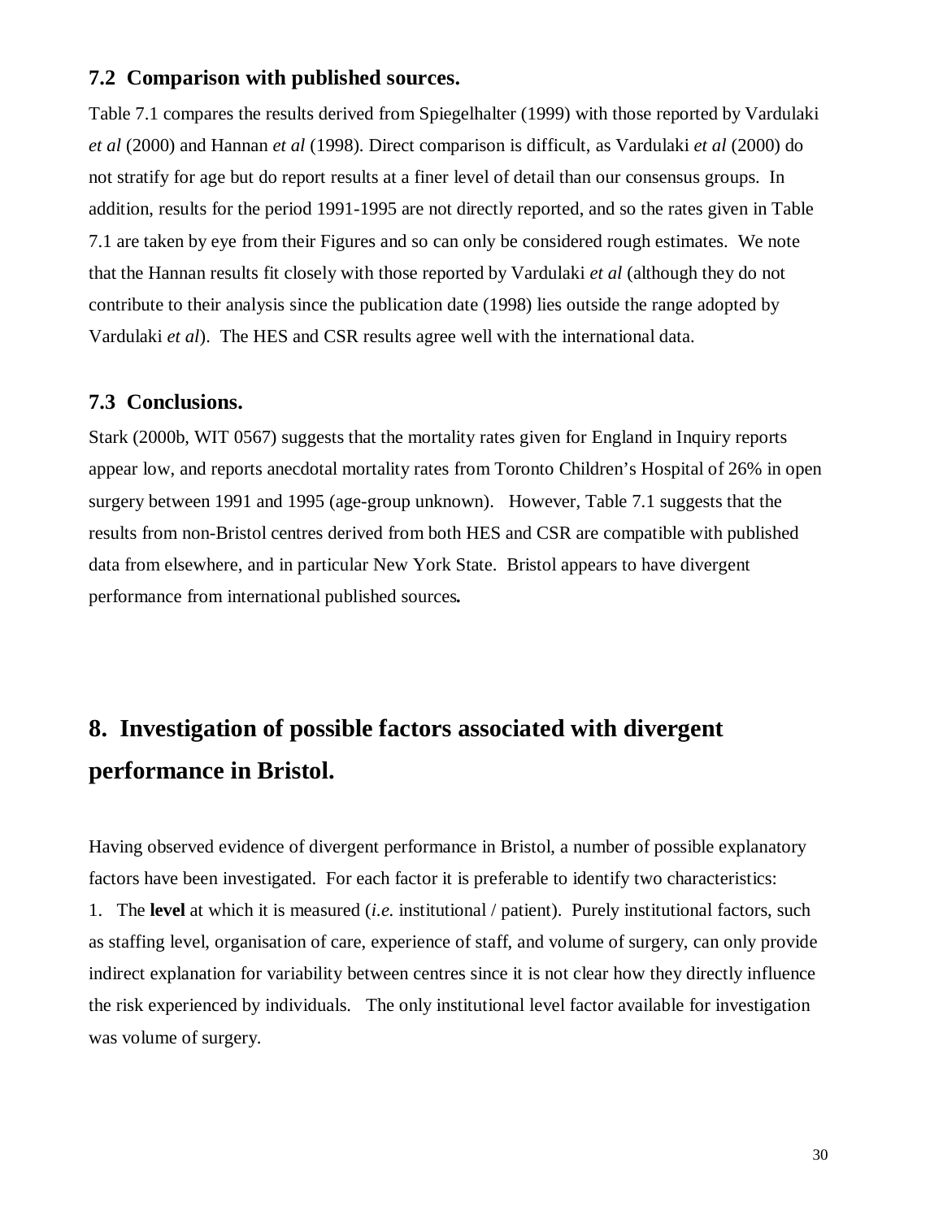### 7.2 Comparison with published sources.

Table 7.1 compares the results derived from Spiegelhalter (1999) with those reported by Vardulaki *et al* (2000) and Hannan *et al* (1998). Direct comparison is difficult, as Vardulaki *et al* (2000) do not stratify for age but do report results at a finer level of detail than our consensus groups. In addition, results for the period 1991-1995 are not directly reported, and so the rates given in Table 7.1 are taken by eye from their Figures and so can only be considered rough estimates. We note that the Hannan results fit closely with those reported by Vardulaki *et al* (although they do not contribute to their analysis since the publication date (1998) lies outside the range adopted by Vardulaki *et al*). The HES and CSR results agree well with the international data.

### 7.3 Conclusions.

Stark (2000b, WIT 0567) suggests that the mortality rates given for England in Inquiry reports appear low, and reports anecdotal mortality rates from Toronto Children's Hospital of 26% in open surgery between 1991 and 1995 (age-group unknown). However, Table 7.1 suggests that the results from non-Bristol centres derived from both HES and CSR are compatible with published data from elsewhere, and in particular New York State. Bristol appears to have divergent performance from international published sources**.**

## 8. Investigation of possible factors associated with divergent performance in Bristol.

Having observed evidence of divergent performance in Bristol, a number of possible explanatory factors have been investigated. For each factor it is preferable to identify two characteristics:

1. The **level** at which it is measured (*i.e.* institutional / patient). Purely institutional factors, such as staffing level, organisation of care, experience of staff, and volume of surgery, can only provide indirect explanation for variability between centres since it is not clear how they directly influence the risk experienced by individuals. The only institutional level factor available for investigation was volume of surgery.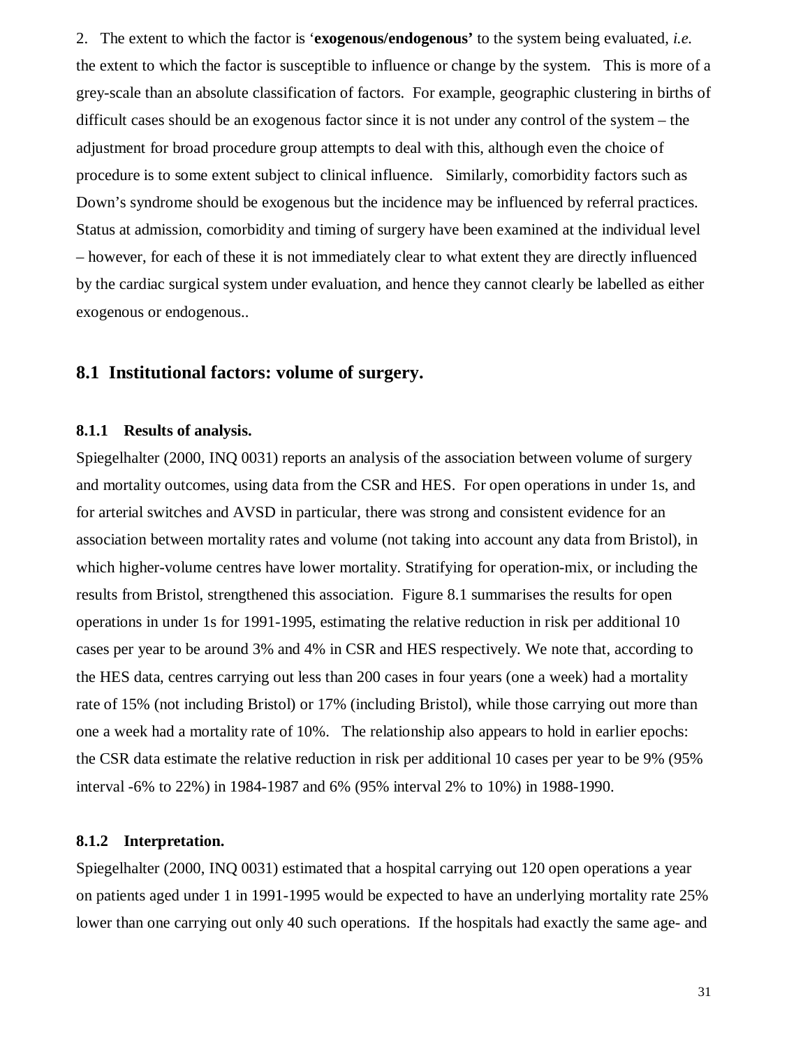2. The extent to which the factor is '**exogenous/endogenous'** to the system being evaluated, *i.e.* the extent to which the factor is susceptible to influence or change by the system. This is more of a grey-scale than an absolute classification of factors. For example, geographic clustering in births of difficult cases should be an exogenous factor since it is not under any control of the system – the adjustment for broad procedure group attempts to deal with this, although even the choice of procedure is to some extent subject to clinical influence. Similarly, comorbidity factors such as Down's syndrome should be exogenous but the incidence may be influenced by referral practices. Status at admission, comorbidity and timing of surgery have been examined at the individual level – however, for each of these it is not immediately clear to what extent they are directly influenced by the cardiac surgical system under evaluation, and hence they cannot clearly be labelled as either exogenous or endogenous..

## 8.1 Institutional factors: volume of surgery.

### 8.1.1 Results of analysis.

Spiegelhalter (2000, INQ 0031) reports an analysis of the association between volume of surgery and mortality outcomes, using data from the CSR and HES. For open operations in under 1s, and for arterial switches and AVSD in particular, there was strong and consistent evidence for an association between mortality rates and volume (not taking into account any data from Bristol), in which higher-volume centres have lower mortality. Stratifying for operation-mix, or including the results from Bristol, strengthened this association. Figure 8.1 summarises the results for open operations in under 1s for 1991-1995, estimating the relative reduction in risk per additional 10 cases per year to be around 3% and 4% in CSR and HES respectively. We note that, according to the HES data, centres carrying out less than 200 cases in four years (one a week) had a mortality rate of 15% (not including Bristol) or 17% (including Bristol), while those carrying out more than one a week had a mortality rate of 10%. The relationship also appears to hold in earlier epochs: the CSR data estimate the relative reduction in risk per additional 10 cases per year to be 9% (95% interval -6% to 22%) in 1984-1987 and 6% (95% interval 2% to 10%) in 1988-1990.

### 8.1.2 Interpretation.

Spiegelhalter (2000, INQ 0031) estimated that a hospital carrying out 120 open operations a year on patients aged under 1 in 1991-1995 would be expected to have an underlying mortality rate 25% lower than one carrying out only 40 such operations. If the hospitals had exactly the same age- and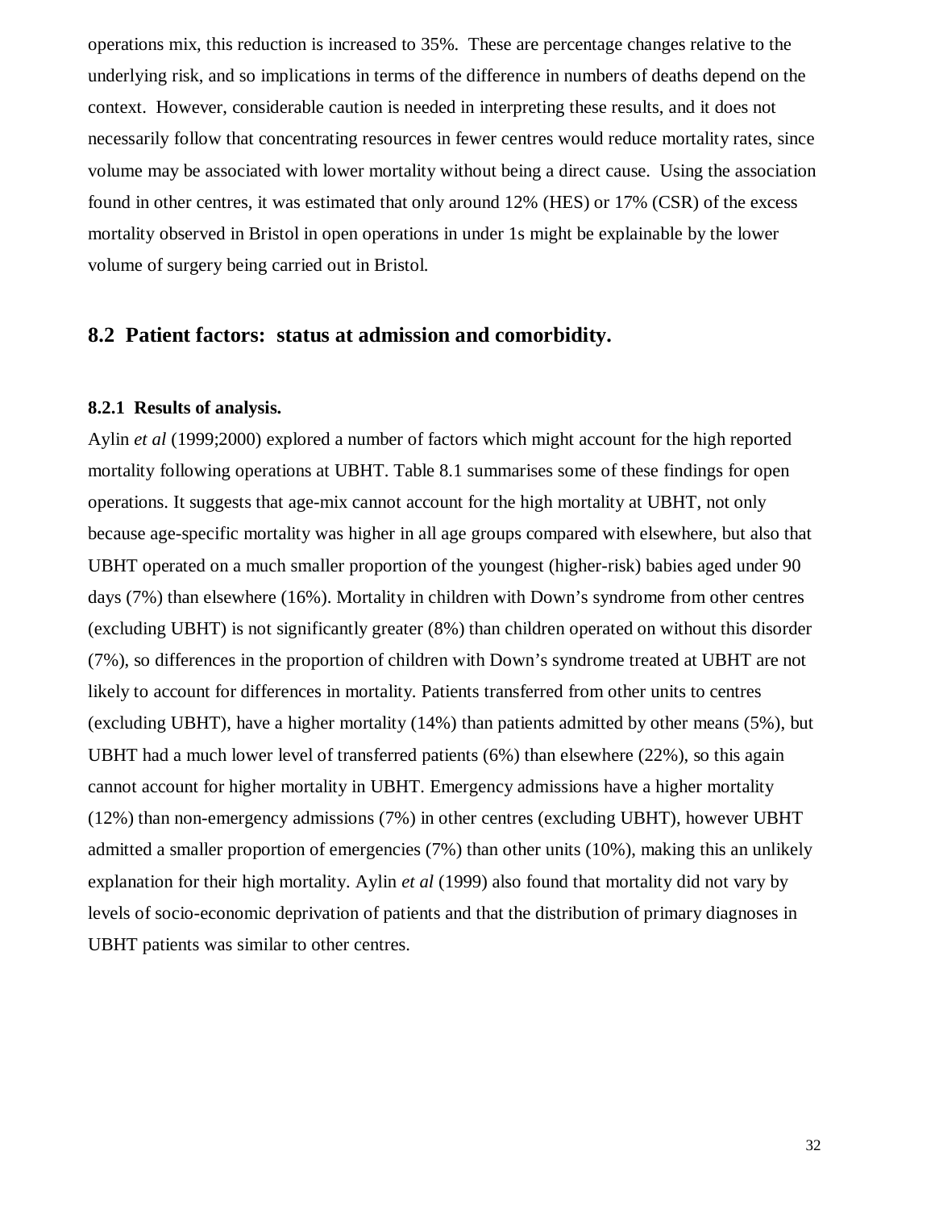operations mix, this reduction is increased to 35%. These are percentage changes relative to the underlying risk, and so implications in terms of the difference in numbers of deaths depend on the context. However, considerable caution is needed in interpreting these results, and it does not necessarily follow that concentrating resources in fewer centres would reduce mortality rates, since volume may be associated with lower mortality without being a direct cause. Using the association found in other centres, it was estimated that only around 12% (HES) or 17% (CSR) of the excess mortality observed in Bristol in open operations in under 1s might be explainable by the lower volume of surgery being carried out in Bristol.

## 8.2 Patient factors: status at admission and comorbidity.

### 8.2.1 Results of analysis.

Aylin *et al* (1999;2000) explored a number of factors which might account for the high reported mortality following operations at UBHT. Table 8.1 summarises some of these findings for open operations. It suggests that age-mix cannot account for the high mortality at UBHT, not only because age-specific mortality was higher in all age groups compared with elsewhere, but also that UBHT operated on a much smaller proportion of the youngest (higher-risk) babies aged under 90 days (7%) than elsewhere (16%). Mortality in children with Down's syndrome from other centres (excluding UBHT) is not significantly greater (8%) than children operated on without this disorder (7%), so differences in the proportion of children with Down's syndrome treated at UBHT are not likely to account for differences in mortality. Patients transferred from other units to centres (excluding UBHT), have a higher mortality (14%) than patients admitted by other means (5%), but UBHT had a much lower level of transferred patients (6%) than elsewhere (22%), so this again cannot account for higher mortality in UBHT. Emergency admissions have a higher mortality (12%) than non-emergency admissions (7%) in other centres (excluding UBHT), however UBHT admitted a smaller proportion of emergencies (7%) than other units (10%), making this an unlikely explanation for their high mortality. Aylin *et al* (1999) also found that mortality did not vary by levels of socio-economic deprivation of patients and that the distribution of primary diagnoses in UBHT patients was similar to other centres.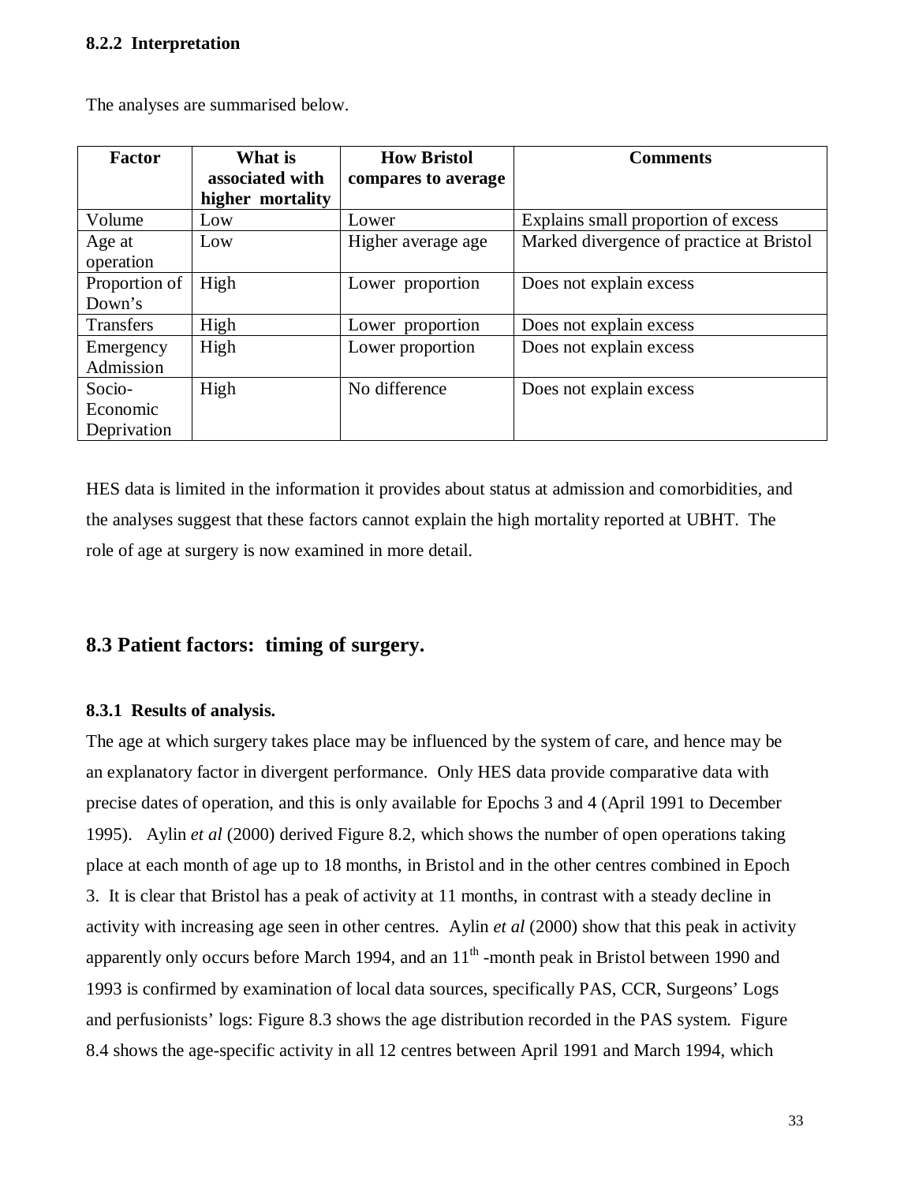### 8.2.2 Interpretation

The analyses are summarised below.

| Factor | What is associated with higher mortality | How Bristol compares to average | Comments |
|---|---|---|---|
| Volume | Low | Lower | Explains small proportion of excess |
| Age at operation | Low | Higher average age | Marked divergence of practice at Bristol |
| Proportion of Down's | High | Lower proportion | Does not explain excess |
| Transfers | High | Lower proportion | Does not explain excess |
| Emergency Admission | High | Lower proportion | Does not explain excess |
| Socio-Economic Deprivation | High | No difference | Does not explain excess |

HES data is limited in the information it provides about status at admission and comorbidities, and the analyses suggest that these factors cannot explain the high mortality reported at UBHT. The role of age at surgery is now examined in more detail.

## 8.3 Patient factors: timing of surgery.

### 8.3.1 Results of analysis.

The age at which surgery takes place may be influenced by the system of care, and hence may be an explanatory factor in divergent performance. Only HES data provide comparative data with precise dates of operation, and this is only available for Epochs 3 and 4 (April 1991 to December 1995). Aylin *et al* (2000) derived Figure 8.2, which shows the number of open operations taking place at each month of age up to 18 months, in Bristol and in the other centres combined in Epoch 3. It is clear that Bristol has a peak of activity at 11 months, in contrast with a steady decline in activity with increasing age seen in other centres. Aylin *et al* (2000) show that this peak in activity apparently only occurs before March 1994, and an 11th -month peak in Bristol between 1990 and 1993 is confirmed by examination of local data sources, specifically PAS, CCR, Surgeons' Logs and perfusionists' logs: Figure 8.3 shows the age distribution recorded in the PAS system. Figure 8.4 shows the age-specific activity in all 12 centres between April 1991 and March 1994, which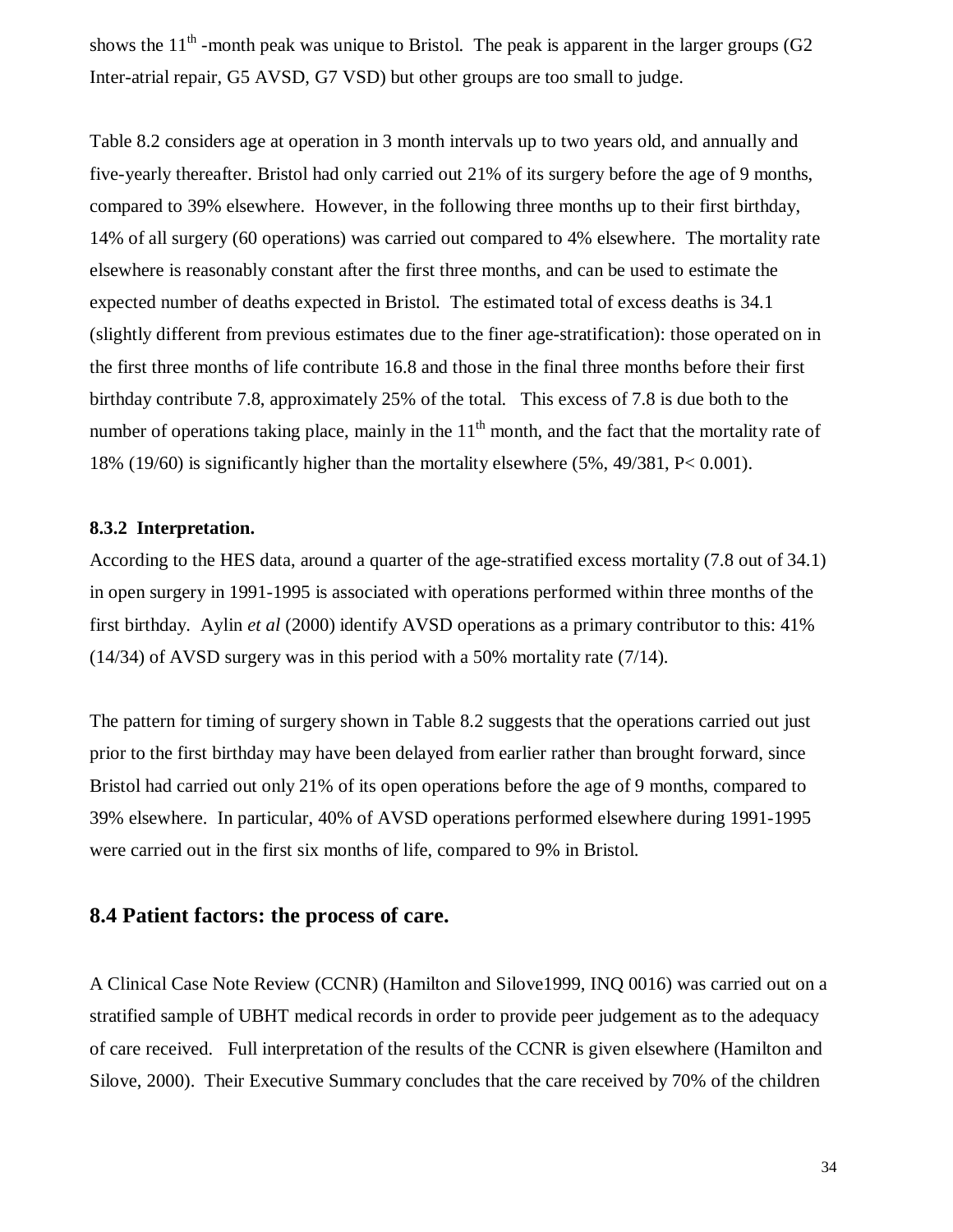shows the 11$^{th}$ -month peak was unique to Bristol. The peak is apparent in the larger groups (G2 Inter-atrial repair, G5 AVSD, G7 VSD) but other groups are too small to judge.

Table 8.2 considers age at operation in 3 month intervals up to two years old, and annually and five-yearly thereafter. Bristol had only carried out 21% of its surgery before the age of 9 months, compared to 39% elsewhere. However, in the following three months up to their first birthday, 14% of all surgery (60 operations) was carried out compared to 4% elsewhere. The mortality rate elsewhere is reasonably constant after the first three months, and can be used to estimate the expected number of deaths expected in Bristol. The estimated total of excess deaths is 34.1 (slightly different from previous estimates due to the finer age-stratification): those operated on in the first three months of life contribute 16.8 and those in the final three months before their first birthday contribute 7.8, approximately 25% of the total. This excess of 7.8 is due both to the number of operations taking place, mainly in the 11$^{th}$ month, and the fact that the mortality rate of 18% (19/60) is significantly higher than the mortality elsewhere (5%, 49/381, $P < 0.001$).

### 8.3.2 Interpretation.

According to the HES data, around a quarter of the age-stratified excess mortality (7.8 out of 34.1) in open surgery in 1991-1995 is associated with operations performed within three months of the first birthday. Aylin *et al* (2000) identify AVSD operations as a primary contributor to this: 41% (14/34) of AVSD surgery was in this period with a 50% mortality rate (7/14).

The pattern for timing of surgery shown in Table 8.2 suggests that the operations carried out just prior to the first birthday may have been delayed from earlier rather than brought forward, since Bristol had carried out only 21% of its open operations before the age of 9 months, compared to 39% elsewhere. In particular, 40% of AVSD operations performed elsewhere during 1991-1995 were carried out in the first six months of life, compared to 9% in Bristol.

## 8.4 Patient factors: the process of care.

A Clinical Case Note Review (CCNR) (Hamilton and Silove1999, INQ 0016) was carried out on a stratified sample of UBHT medical records in order to provide peer judgement as to the adequacy of care received. Full interpretation of the results of the CCNR is given elsewhere (Hamilton and Silove, 2000). Their Executive Summary concludes that the care received by 70% of the children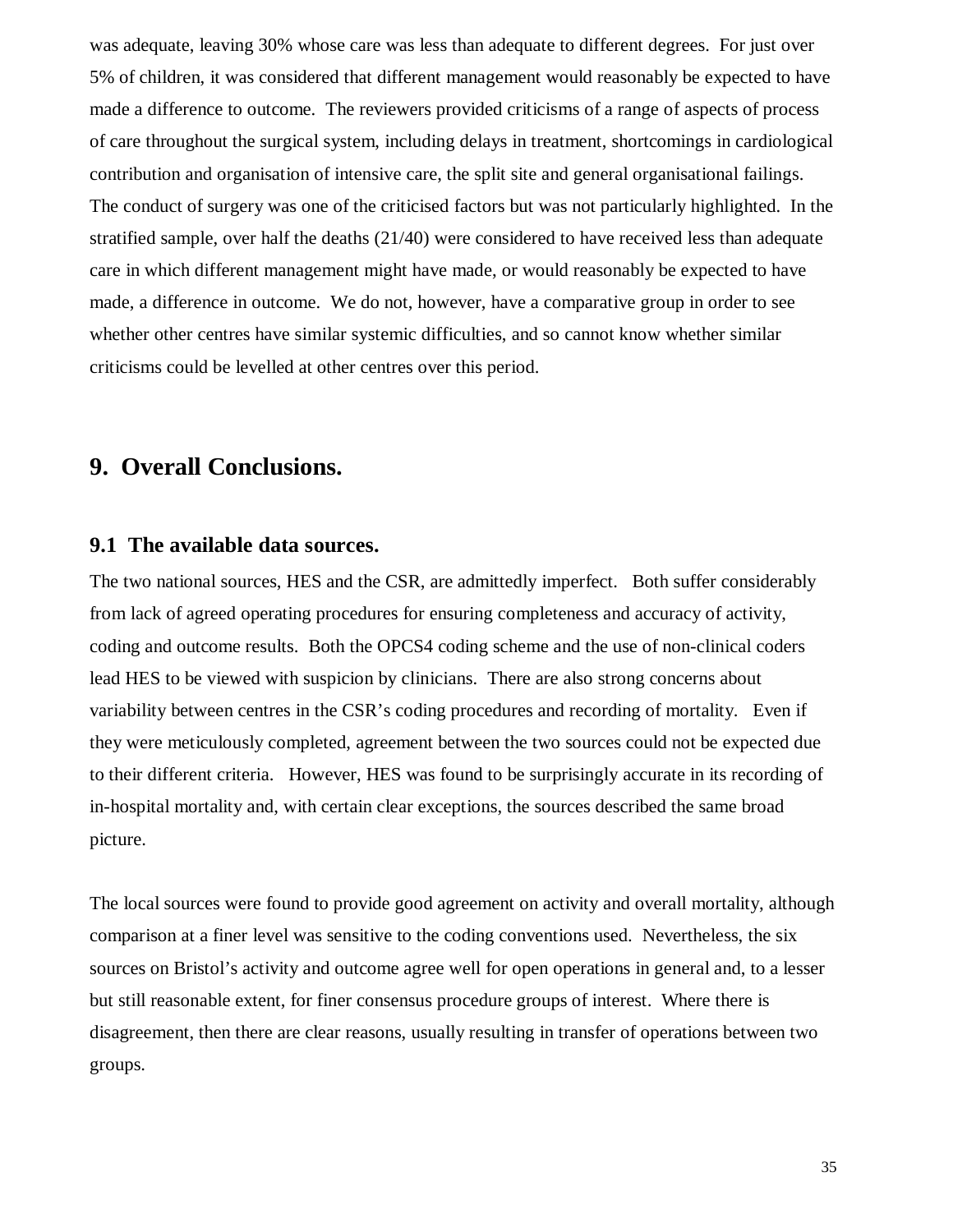was adequate, leaving 30% whose care was less than adequate to different degrees. For just over 5% of children, it was considered that different management would reasonably be expected to have made a difference to outcome. The reviewers provided criticisms of a range of aspects of process of care throughout the surgical system, including delays in treatment, shortcomings in cardiological contribution and organisation of intensive care, the split site and general organisational failings. The conduct of surgery was one of the criticised factors but was not particularly highlighted. In the stratified sample, over half the deaths (21/40) were considered to have received less than adequate care in which different management might have made, or would reasonably be expected to have made, a difference in outcome. We do not, however, have a comparative group in order to see whether other centres have similar systemic difficulties, and so cannot know whether similar criticisms could be levelled at other centres over this period.

# 9. Overall Conclusions.

## 9.1 The available data sources.

The two national sources, HES and the CSR, are admittedly imperfect. Both suffer considerably from lack of agreed operating procedures for ensuring completeness and accuracy of activity, coding and outcome results. Both the OPCS4 coding scheme and the use of non-clinical coders lead HES to be viewed with suspicion by clinicians. There are also strong concerns about variability between centres in the CSR's coding procedures and recording of mortality. Even if they were meticulously completed, agreement between the two sources could not be expected due to their different criteria. However, HES was found to be surprisingly accurate in its recording of in-hospital mortality and, with certain clear exceptions, the sources described the same broad picture.

The local sources were found to provide good agreement on activity and overall mortality, although comparison at a finer level was sensitive to the coding conventions used. Nevertheless, the six sources on Bristol's activity and outcome agree well for open operations in general and, to a lesser but still reasonable extent, for finer consensus procedure groups of interest. Where there is disagreement, then there are clear reasons, usually resulting in transfer of operations between two groups.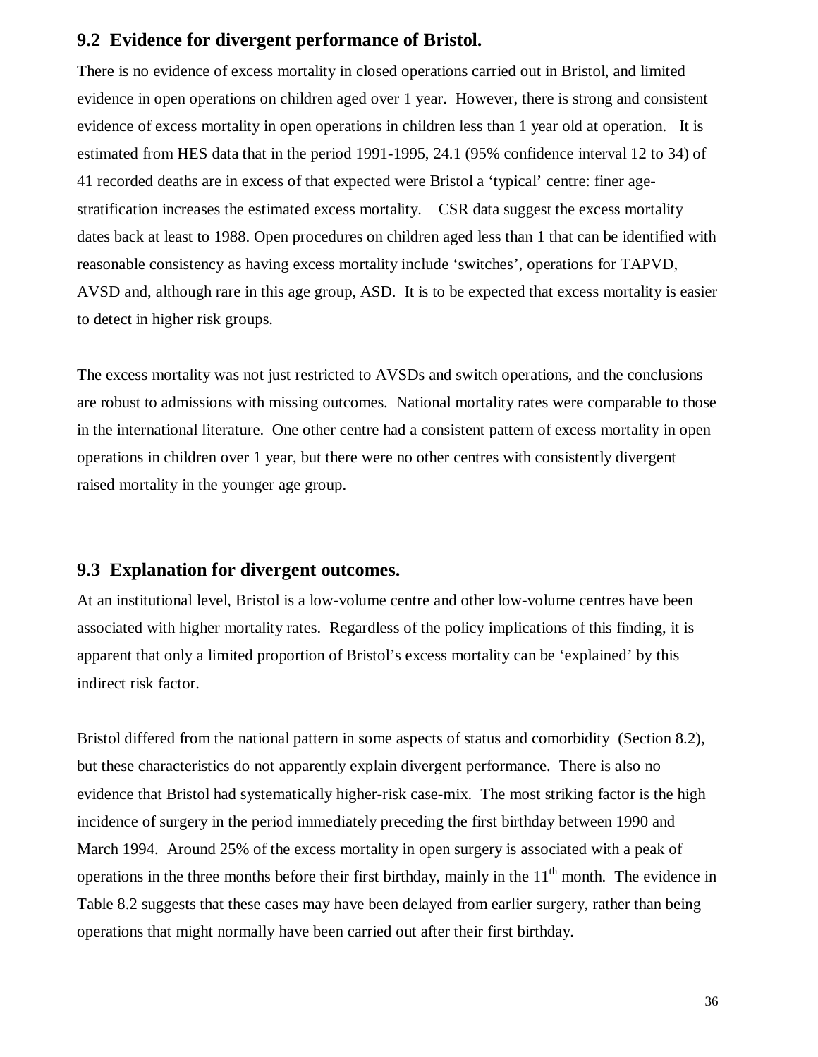## 9.2 Evidence for divergent performance of Bristol.

There is no evidence of excess mortality in closed operations carried out in Bristol, and limited evidence in open operations on children aged over 1 year. However, there is strong and consistent evidence of excess mortality in open operations in children less than 1 year old at operation. It is estimated from HES data that in the period 1991-1995, 24.1 (95% confidence interval 12 to 34) of 41 recorded deaths are in excess of that expected were Bristol a 'typical' centre: finer age-stratification increases the estimated excess mortality. CSR data suggest the excess mortality dates back at least to 1988. Open procedures on children aged less than 1 that can be identified with reasonable consistency as having excess mortality include 'switches', operations for TAPVD, AVSD and, although rare in this age group, ASD. It is to be expected that excess mortality is easier to detect in higher risk groups.

The excess mortality was not just restricted to AVSDs and switch operations, and the conclusions are robust to admissions with missing outcomes. National mortality rates were comparable to those in the international literature. One other centre had a consistent pattern of excess mortality in open operations in children over 1 year, but there were no other centres with consistently divergent raised mortality in the younger age group.

## 9.3 Explanation for divergent outcomes.

At an institutional level, Bristol is a low-volume centre and other low-volume centres have been associated with higher mortality rates. Regardless of the policy implications of this finding, it is apparent that only a limited proportion of Bristol's excess mortality can be 'explained' by this indirect risk factor.

Bristol differed from the national pattern in some aspects of status and comorbidity (Section 8.2), but these characteristics do not apparently explain divergent performance. There is also no evidence that Bristol had systematically higher-risk case-mix. The most striking factor is the high incidence of surgery in the period immediately preceding the first birthday between 1990 and March 1994. Around 25% of the excess mortality in open surgery is associated with a peak of operations in the three months before their first birthday, mainly in the 11th month. The evidence in Table 8.2 suggests that these cases may have been delayed from earlier surgery, rather than being operations that might normally have been carried out after their first birthday.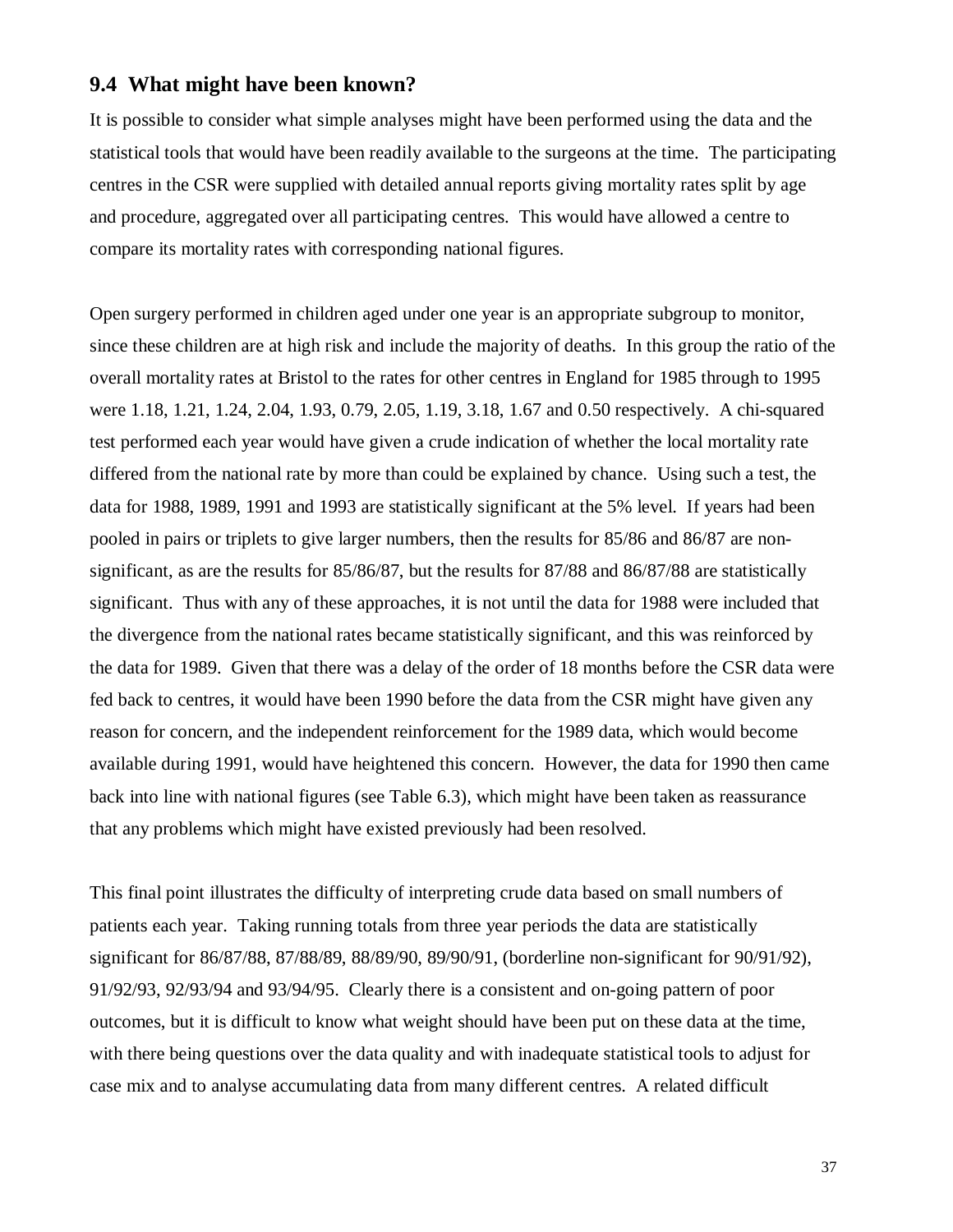## 9.4 What might have been known?

It is possible to consider what simple analyses might have been performed using the data and the statistical tools that would have been readily available to the surgeons at the time. The participating centres in the CSR were supplied with detailed annual reports giving mortality rates split by age and procedure, aggregated over all participating centres. This would have allowed a centre to compare its mortality rates with corresponding national figures.

Open surgery performed in children aged under one year is an appropriate subgroup to monitor, since these children are at high risk and include the majority of deaths. In this group the ratio of the overall mortality rates at Bristol to the rates for other centres in England for 1985 through to 1995 were 1.18, 1.21, 1.24, 2.04, 1.93, 0.79, 2.05, 1.19, 3.18, 1.67 and 0.50 respectively. A chi-squared test performed each year would have given a crude indication of whether the local mortality rate differed from the national rate by more than could be explained by chance. Using such a test, the data for 1988, 1989, 1991 and 1993 are statistically significant at the 5% level. If years had been pooled in pairs or triplets to give larger numbers, then the results for 85/86 and 86/87 are non-significant, as are the results for 85/86/87, but the results for 87/88 and 86/87/88 are statistically significant. Thus with any of these approaches, it is not until the data for 1988 were included that the divergence from the national rates became statistically significant, and this was reinforced by the data for 1989. Given that there was a delay of the order of 18 months before the CSR data were fed back to centres, it would have been 1990 before the data from the CSR might have given any reason for concern, and the independent reinforcement for the 1989 data, which would become available during 1991, would have heightened this concern. However, the data for 1990 then came back into line with national figures (see Table 6.3), which might have been taken as reassurance that any problems which might have existed previously had been resolved.

This final point illustrates the difficulty of interpreting crude data based on small numbers of patients each year. Taking running totals from three year periods the data are statistically significant for 86/87/88, 87/88/89, 88/89/90, 89/90/91, (borderline non-significant for 90/91/92), 91/92/93, 92/93/94 and 93/94/95. Clearly there is a consistent and on-going pattern of poor outcomes, but it is difficult to know what weight should have been put on these data at the time, with there being questions over the data quality and with inadequate statistical tools to adjust for case mix and to analyse accumulating data from many different centres. A related difficult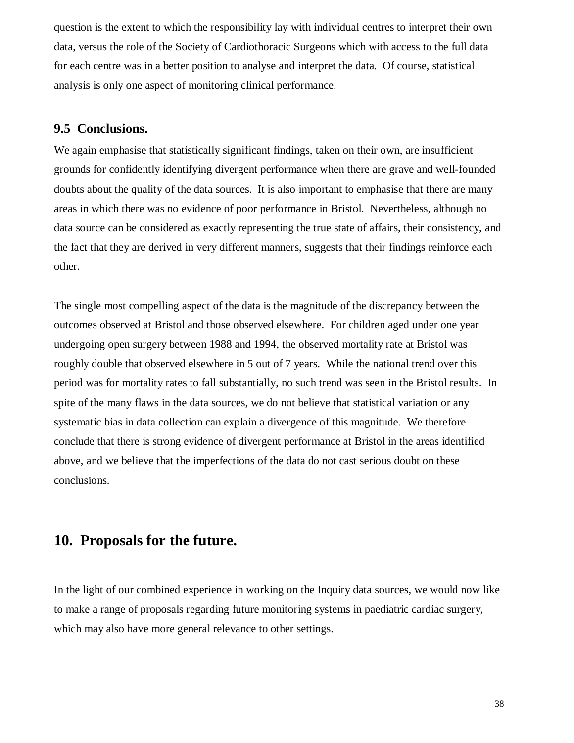question is the extent to which the responsibility lay with individual centres to interpret their own data, versus the role of the Society of Cardiothoracic Surgeons which with access to the full data for each centre was in a better position to analyse and interpret the data. Of course, statistical analysis is only one aspect of monitoring clinical performance.

### 9.5 Conclusions.

We again emphasise that statistically significant findings, taken on their own, are insufficient grounds for confidently identifying divergent performance when there are grave and well-founded doubts about the quality of the data sources. It is also important to emphasise that there are many areas in which there was no evidence of poor performance in Bristol. Nevertheless, although no data source can be considered as exactly representing the true state of affairs, their consistency, and the fact that they are derived in very different manners, suggests that their findings reinforce each other.

The single most compelling aspect of the data is the magnitude of the discrepancy between the outcomes observed at Bristol and those observed elsewhere. For children aged under one year undergoing open surgery between 1988 and 1994, the observed mortality rate at Bristol was roughly double that observed elsewhere in 5 out of 7 years. While the national trend over this period was for mortality rates to fall substantially, no such trend was seen in the Bristol results. In spite of the many flaws in the data sources, we do not believe that statistical variation or any systematic bias in data collection can explain a divergence of this magnitude. We therefore conclude that there is strong evidence of divergent performance at Bristol in the areas identified above, and we believe that the imperfections of the data do not cast serious doubt on these conclusions.

## 10. Proposals for the future.

In the light of our combined experience in working on the Inquiry data sources, we would now like to make a range of proposals regarding future monitoring systems in paediatric cardiac surgery, which may also have more general relevance to other settings.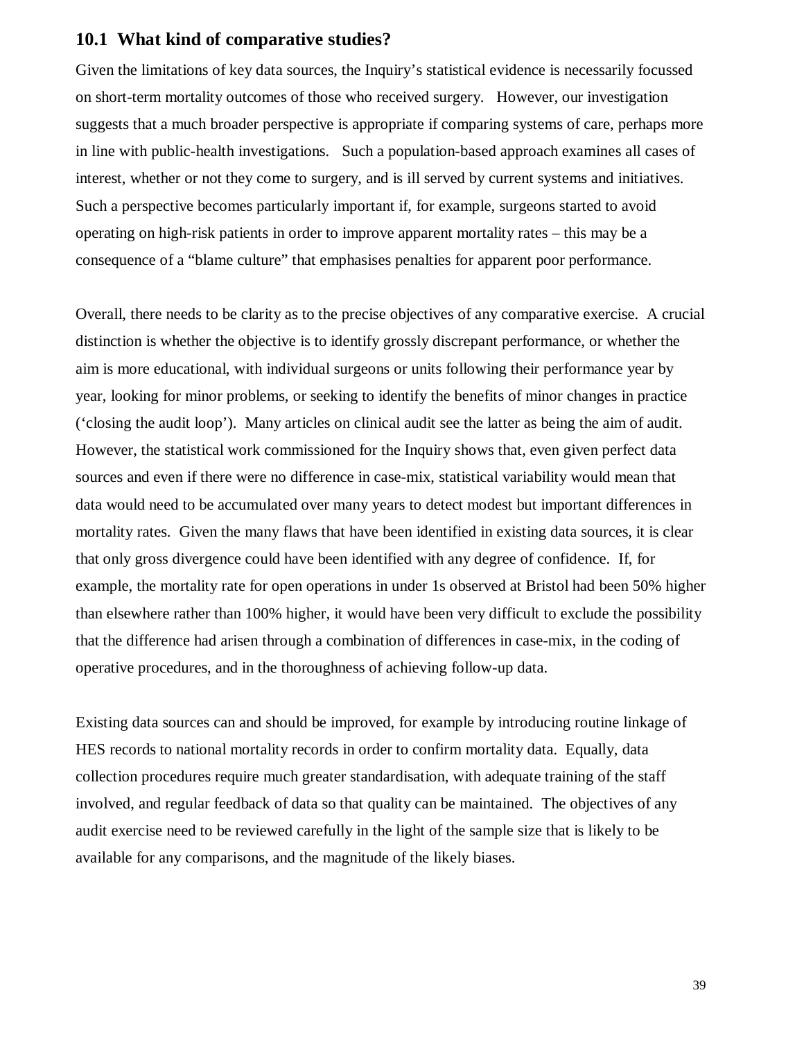## 10.1 What kind of comparative studies?

Given the limitations of key data sources, the Inquiry's statistical evidence is necessarily focussed on short-term mortality outcomes of those who received surgery. However, our investigation suggests that a much broader perspective is appropriate if comparing systems of care, perhaps more in line with public-health investigations. Such a population-based approach examines all cases of interest, whether or not they come to surgery, and is ill served by current systems and initiatives. Such a perspective becomes particularly important if, for example, surgeons started to avoid operating on high-risk patients in order to improve apparent mortality rates – this may be a consequence of a "blame culture" that emphasises penalties for apparent poor performance.

Overall, there needs to be clarity as to the precise objectives of any comparative exercise. A crucial distinction is whether the objective is to identify grossly discrepant performance, or whether the aim is more educational, with individual surgeons or units following their performance year by year, looking for minor problems, or seeking to identify the benefits of minor changes in practice ('closing the audit loop'). Many articles on clinical audit see the latter as being the aim of audit. However, the statistical work commissioned for the Inquiry shows that, even given perfect data sources and even if there were no difference in case-mix, statistical variability would mean that data would need to be accumulated over many years to detect modest but important differences in mortality rates. Given the many flaws that have been identified in existing data sources, it is clear that only gross divergence could have been identified with any degree of confidence. If, for example, the mortality rate for open operations in under 1s observed at Bristol had been 50% higher than elsewhere rather than 100% higher, it would have been very difficult to exclude the possibility that the difference had arisen through a combination of differences in case-mix, in the coding of operative procedures, and in the thoroughness of achieving follow-up data.

Existing data sources can and should be improved, for example by introducing routine linkage of HES records to national mortality records in order to confirm mortality data. Equally, data collection procedures require much greater standardisation, with adequate training of the staff involved, and regular feedback of data so that quality can be maintained. The objectives of any audit exercise need to be reviewed carefully in the light of the sample size that is likely to be available for any comparisons, and the magnitude of the likely biases.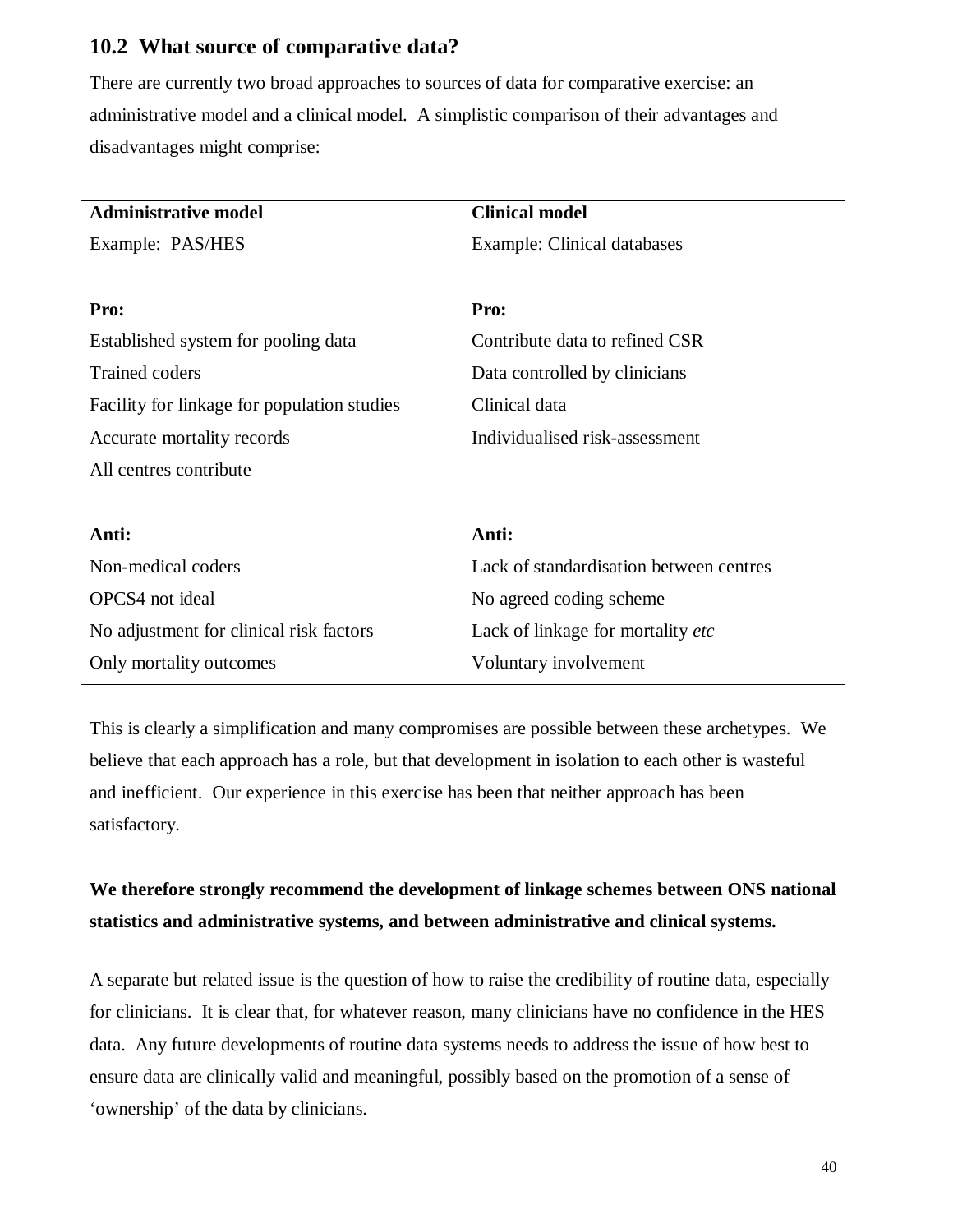## 10.2 What source of comparative data?

There are currently two broad approaches to sources of data for comparative exercise: an administrative model and a clinical model. A simplistic comparison of their advantages and disadvantages might comprise:

| **Administrative model** | **Clinical model** |
|---|---|
| Example: PAS/HES | Example: Clinical databases |
| | |
| **Pro:** | **Pro:** |
| Established system for pooling data | Contribute data to refined CSR |
| Trained coders | Data controlled by clinicians |
| Facility for linkage for population studies | Clinical data |
| Accurate mortality records | Individualised risk-assessment |
| All centres contribute | |
| | |
| **Anti:** | **Anti:** |
| Non-medical coders | Lack of standardisation between centres |
| OPCS4 not ideal | No agreed coding scheme |
| No adjustment for clinical risk factors | Lack of linkage for mortality *etc* |
| Only mortality outcomes | Voluntary involvement |

This is clearly a simplification and many compromises are possible between these archetypes. We believe that each approach has a role, but that development in isolation to each other is wasteful and inefficient. Our experience in this exercise has been that neither approach has been satisfactory.

**We therefore strongly recommend the development of linkage schemes between ONS national statistics and administrative systems, and between administrative and clinical systems.**

A separate but related issue is the question of how to raise the credibility of routine data, especially for clinicians. It is clear that, for whatever reason, many clinicians have no confidence in the HES data. Any future developments of routine data systems needs to address the issue of how best to ensure data are clinically valid and meaningful, possibly based on the promotion of a sense of 'ownership' of the data by clinicians.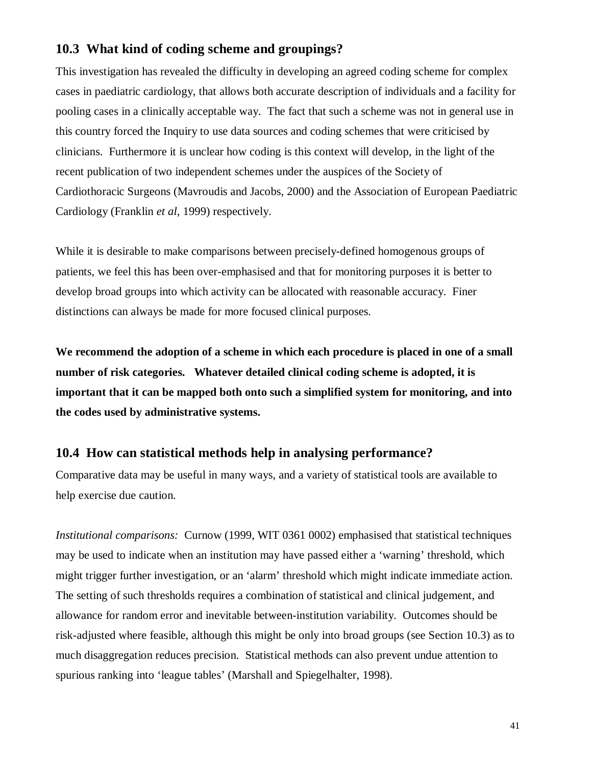## 10.3 What kind of coding scheme and groupings?

This investigation has revealed the difficulty in developing an agreed coding scheme for complex cases in paediatric cardiology, that allows both accurate description of individuals and a facility for pooling cases in a clinically acceptable way. The fact that such a scheme was not in general use in this country forced the Inquiry to use data sources and coding schemes that were criticised by clinicians. Furthermore it is unclear how coding is this context will develop, in the light of the recent publication of two independent schemes under the auspices of the Society of Cardiothoracic Surgeons (Mavroudis and Jacobs, 2000) and the Association of European Paediatric Cardiology (Franklin *et al*, 1999) respectively.

While it is desirable to make comparisons between precisely-defined homogenous groups of patients, we feel this has been over-emphasised and that for monitoring purposes it is better to develop broad groups into which activity can be allocated with reasonable accuracy. Finer distinctions can always be made for more focused clinical purposes.

**We recommend the adoption of a scheme in which each procedure is placed in one of a small number of risk categories. Whatever detailed clinical coding scheme is adopted, it is important that it can be mapped both onto such a simplified system for monitoring, and into the codes used by administrative systems.**

## 10.4 How can statistical methods help in analysing performance?

Comparative data may be useful in many ways, and a variety of statistical tools are available to help exercise due caution.

*Institutional comparisons:* Curnow (1999, WIT 0361 0002) emphasised that statistical techniques may be used to indicate when an institution may have passed either a 'warning' threshold, which might trigger further investigation, or an 'alarm' threshold which might indicate immediate action. The setting of such thresholds requires a combination of statistical and clinical judgement, and allowance for random error and inevitable between-institution variability. Outcomes should be risk-adjusted where feasible, although this might be only into broad groups (see Section 10.3) as to much disaggregation reduces precision. Statistical methods can also prevent undue attention to spurious ranking into 'league tables' (Marshall and Spiegelhalter, 1998).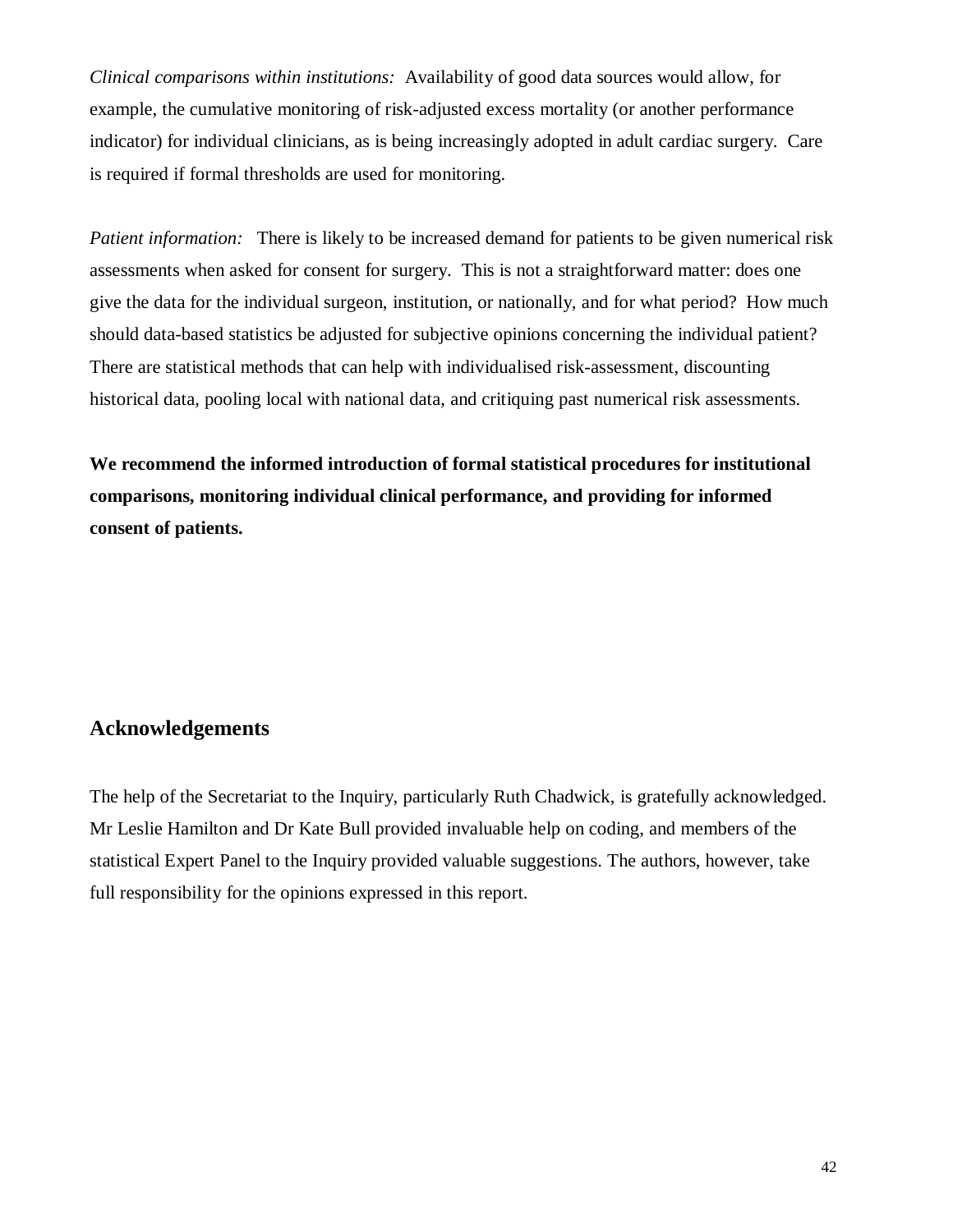*Clinical comparisons within institutions:* Availability of good data sources would allow, for example, the cumulative monitoring of risk-adjusted excess mortality (or another performance indicator) for individual clinicians, as is being increasingly adopted in adult cardiac surgery. Care is required if formal thresholds are used for monitoring.

*Patient information:* There is likely to be increased demand for patients to be given numerical risk assessments when asked for consent for surgery. This is not a straightforward matter: does one give the data for the individual surgeon, institution, or nationally, and for what period? How much should data-based statistics be adjusted for subjective opinions concerning the individual patient? There are statistical methods that can help with individualised risk-assessment, discounting historical data, pooling local with national data, and critiquing past numerical risk assessments.

**We recommend the informed introduction of formal statistical procedures for institutional comparisons, monitoring individual clinical performance, and providing for informed consent of patients.**

## Acknowledgements

The help of the Secretariat to the Inquiry, particularly Ruth Chadwick, is gratefully acknowledged. Mr Leslie Hamilton and Dr Kate Bull provided invaluable help on coding, and members of the statistical Expert Panel to the Inquiry provided valuable suggestions. The authors, however, take full responsibility for the opinions expressed in this report.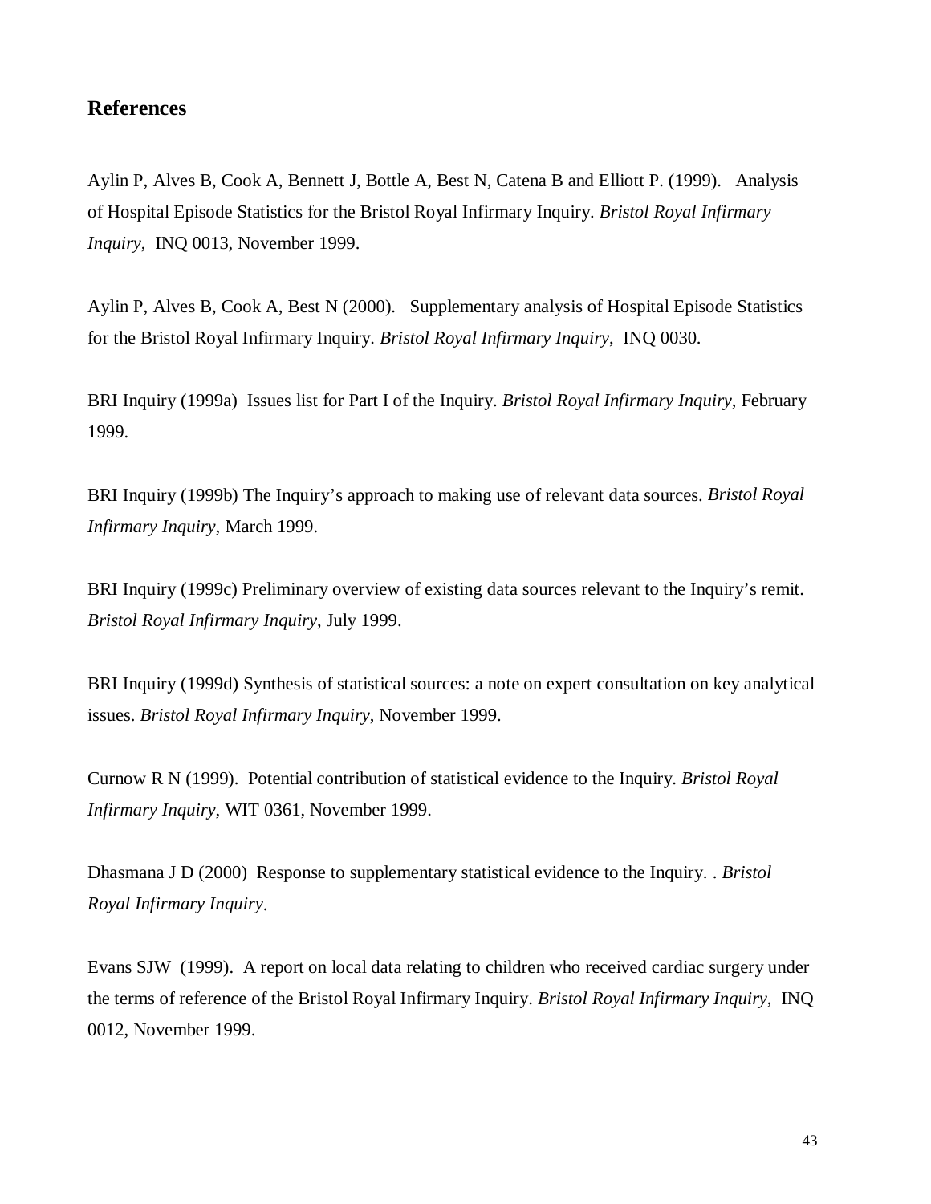## References

Aylin P, Alves B, Cook A, Bennett J, Bottle A, Best N, Catena B and Elliott P. (1999). Analysis of Hospital Episode Statistics for the Bristol Royal Infirmary Inquiry. *Bristol Royal Infirmary Inquiry*, INQ 0013, November 1999.

Aylin P, Alves B, Cook A, Best N (2000). Supplementary analysis of Hospital Episode Statistics for the Bristol Royal Infirmary Inquiry. *Bristol Royal Infirmary Inquiry*, INQ 0030.

BRI Inquiry (1999a) Issues list for Part I of the Inquiry. *Bristol Royal Infirmary Inquiry*, February 1999.

BRI Inquiry (1999b) The Inquiry's approach to making use of relevant data sources. *Bristol Royal Infirmary Inquiry*, March 1999.

BRI Inquiry (1999c) Preliminary overview of existing data sources relevant to the Inquiry's remit. *Bristol Royal Infirmary Inquiry*, July 1999.

BRI Inquiry (1999d) Synthesis of statistical sources: a note on expert consultation on key analytical issues. *Bristol Royal Infirmary Inquiry*, November 1999.

Curnow R N (1999). Potential contribution of statistical evidence to the Inquiry. *Bristol Royal Infirmary Inquiry*, WIT 0361, November 1999.

Dhasmana J D (2000) Response to supplementary statistical evidence to the Inquiry. . *Bristol Royal Infirmary Inquiry*.

Evans SJW (1999). A report on local data relating to children who received cardiac surgery under the terms of reference of the Bristol Royal Infirmary Inquiry. *Bristol Royal Infirmary Inquiry*, INQ 0012, November 1999.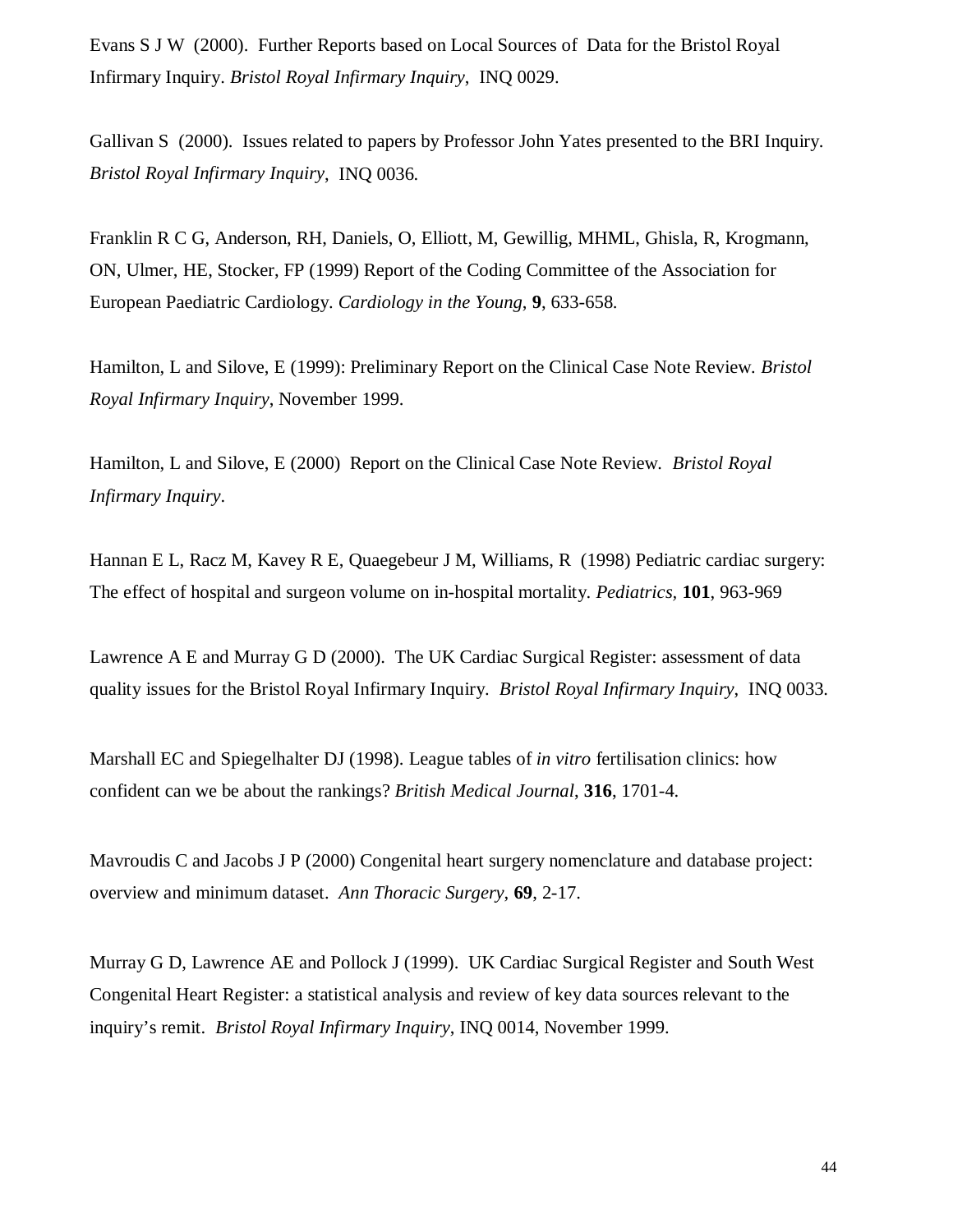Evans S J W (2000). Further Reports based on Local Sources of Data for the Bristol Royal Infirmary Inquiry. *Bristol Royal Infirmary Inquiry*, INQ 0029.

Gallivan S (2000). Issues related to papers by Professor John Yates presented to the BRI Inquiry. *Bristol Royal Infirmary Inquiry*, INQ 0036.

Franklin R C G, Anderson, RH, Daniels, O, Elliott, M, Gewillig, MHML, Ghisla, R, Krogmann, ON, Ulmer, HE, Stocker, FP (1999) Report of the Coding Committee of the Association for European Paediatric Cardiology. *Cardiology in the Young*, **9**, 633-658.

Hamilton, L and Silove, E (1999): Preliminary Report on the Clinical Case Note Review. *Bristol Royal Infirmary Inquiry*, November 1999.

Hamilton, L and Silove, E (2000) Report on the Clinical Case Note Review. *Bristol Royal Infirmary Inquiry*.

Hannan E L, Racz M, Kavey R E, Quaegebeur J M, Williams, R (1998) Pediatric cardiac surgery: The effect of hospital and surgeon volume on in-hospital mortality. *Pediatrics*, **101**, 963-969

Lawrence A E and Murray G D (2000). The UK Cardiac Surgical Register: assessment of data quality issues for the Bristol Royal Infirmary Inquiry. *Bristol Royal Infirmary Inquiry*, INQ 0033.

Marshall EC and Spiegelhalter DJ (1998). League tables of *in vitro* fertilisation clinics: how confident can we be about the rankings? *British Medical Journal*, **316**, 1701-4.

Mavroudis C and Jacobs J P (2000) Congenital heart surgery nomenclature and database project: overview and minimum dataset. *Ann Thoracic Surgery*, **69**, 2-17.

Murray G D, Lawrence AE and Pollock J (1999). UK Cardiac Surgical Register and South West Congenital Heart Register: a statistical analysis and review of key data sources relevant to the inquiry's remit. *Bristol Royal Infirmary Inquiry*, INQ 0014, November 1999.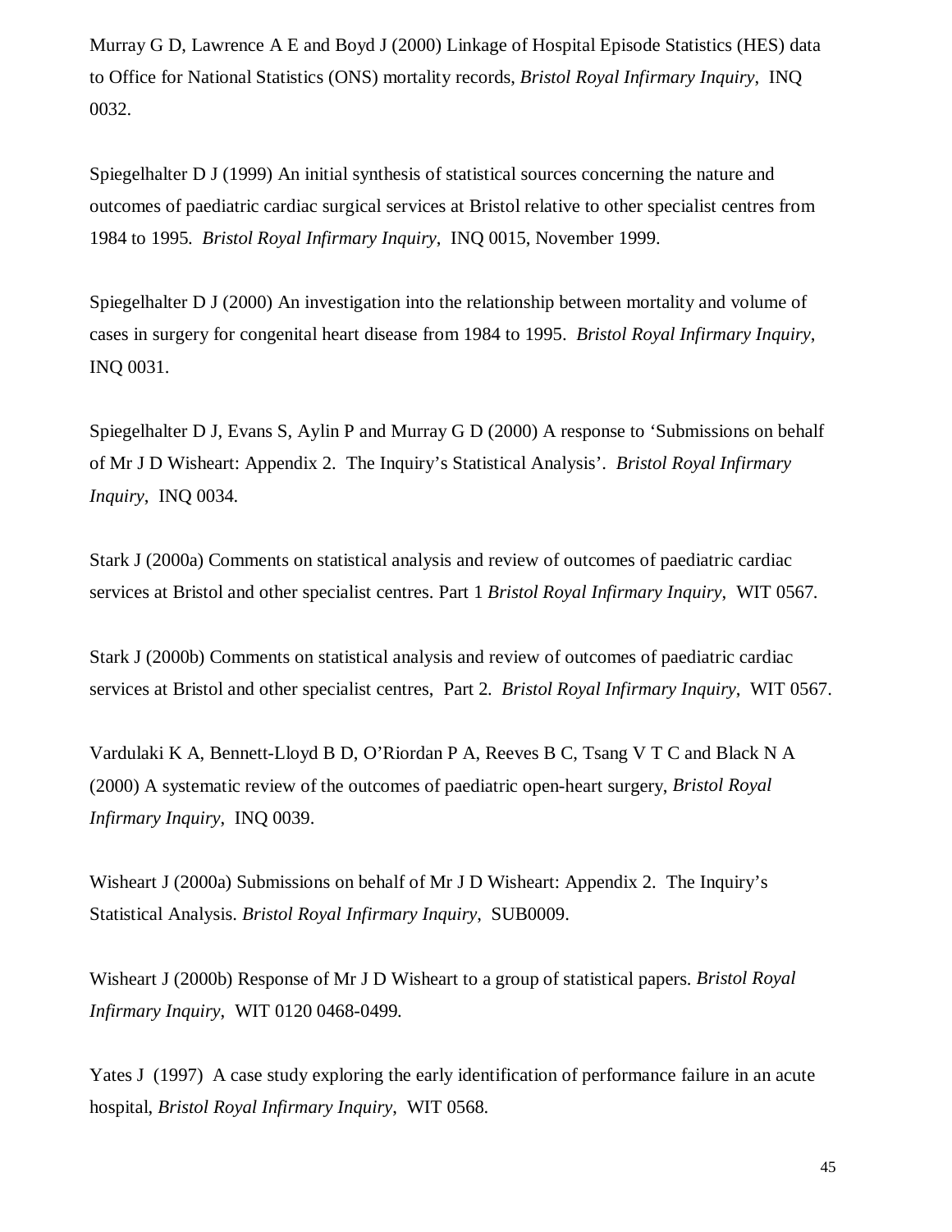Murray G D, Lawrence A E and Boyd J (2000) Linkage of Hospital Episode Statistics (HES) data to Office for National Statistics (ONS) mortality records, *Bristol Royal Infirmary Inquiry*, INQ 0032.

Spiegelhalter D J (1999) An initial synthesis of statistical sources concerning the nature and outcomes of paediatric cardiac surgical services at Bristol relative to other specialist centres from 1984 to 1995. *Bristol Royal Infirmary Inquiry*, INQ 0015, November 1999.

Spiegelhalter D J (2000) An investigation into the relationship between mortality and volume of cases in surgery for congenital heart disease from 1984 to 1995. *Bristol Royal Infirmary Inquiry*, INQ 0031.

Spiegelhalter D J, Evans S, Aylin P and Murray G D (2000) A response to 'Submissions on behalf of Mr J D Wisheart: Appendix 2. The Inquiry's Statistical Analysis'. *Bristol Royal Infirmary Inquiry*, INQ 0034.

Stark J (2000a) Comments on statistical analysis and review of outcomes of paediatric cardiac services at Bristol and other specialist centres. Part 1 *Bristol Royal Infirmary Inquiry*, WIT 0567.

Stark J (2000b) Comments on statistical analysis and review of outcomes of paediatric cardiac services at Bristol and other specialist centres, Part 2. *Bristol Royal Infirmary Inquiry*, WIT 0567.

Vardulaki K A, Bennett-Lloyd B D, O'Riordan P A, Reeves B C, Tsang V T C and Black N A (2000) A systematic review of the outcomes of paediatric open-heart surgery, *Bristol Royal Infirmary Inquiry*, INQ 0039.

Wisheart J (2000a) Submissions on behalf of Mr J D Wisheart: Appendix 2. The Inquiry's Statistical Analysis. *Bristol Royal Infirmary Inquiry*, SUB0009.

Wisheart J (2000b) Response of Mr J D Wisheart to a group of statistical papers. *Bristol Royal Infirmary Inquiry*, WIT 0120 0468-0499.

Yates J (1997) A case study exploring the early identification of performance failure in an acute hospital, *Bristol Royal Infirmary Inquiry*, WIT 0568.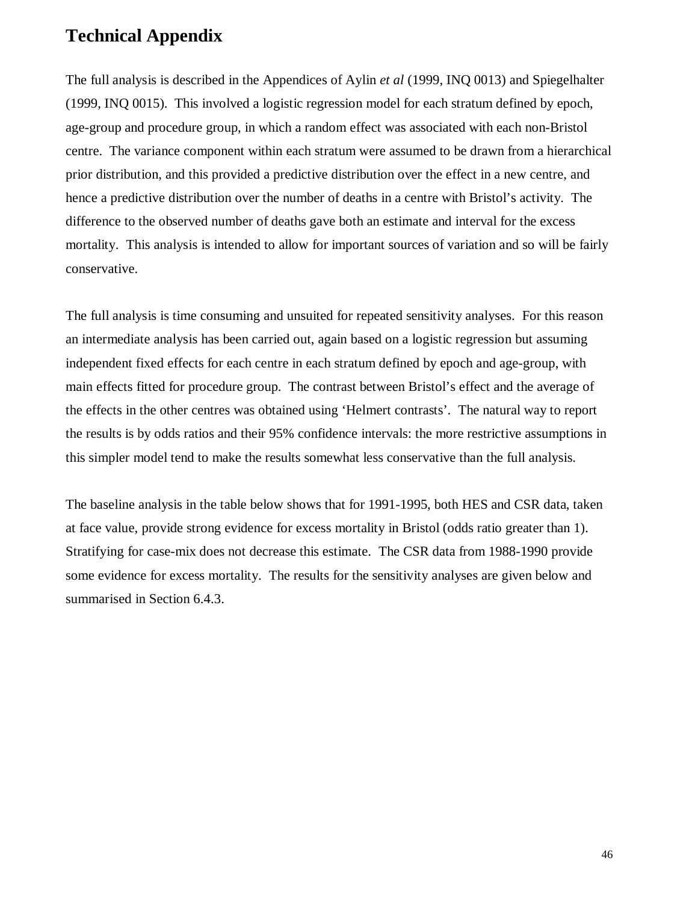# Technical Appendix

The full analysis is described in the Appendices of Aylin *et al* (1999, INQ 0013) and Spiegelhalter (1999, INQ 0015). This involved a logistic regression model for each stratum defined by epoch, age-group and procedure group, in which a random effect was associated with each non-Bristol centre. The variance component within each stratum were assumed to be drawn from a hierarchical prior distribution, and this provided a predictive distribution over the effect in a new centre, and hence a predictive distribution over the number of deaths in a centre with Bristol's activity. The difference to the observed number of deaths gave both an estimate and interval for the excess mortality. This analysis is intended to allow for important sources of variation and so will be fairly conservative.

The full analysis is time consuming and unsuited for repeated sensitivity analyses. For this reason an intermediate analysis has been carried out, again based on a logistic regression but assuming independent fixed effects for each centre in each stratum defined by epoch and age-group, with main effects fitted for procedure group. The contrast between Bristol's effect and the average of the effects in the other centres was obtained using 'Helmert contrasts'. The natural way to report the results is by odds ratios and their 95% confidence intervals: the more restrictive assumptions in this simpler model tend to make the results somewhat less conservative than the full analysis.

The baseline analysis in the table below shows that for 1991-1995, both HES and CSR data, taken at face value, provide strong evidence for excess mortality in Bristol (odds ratio greater than 1). Stratifying for case-mix does not decrease this estimate. The CSR data from 1988-1990 provide some evidence for excess mortality. The results for the sensitivity analyses are given below and summarised in Section 6.4.3.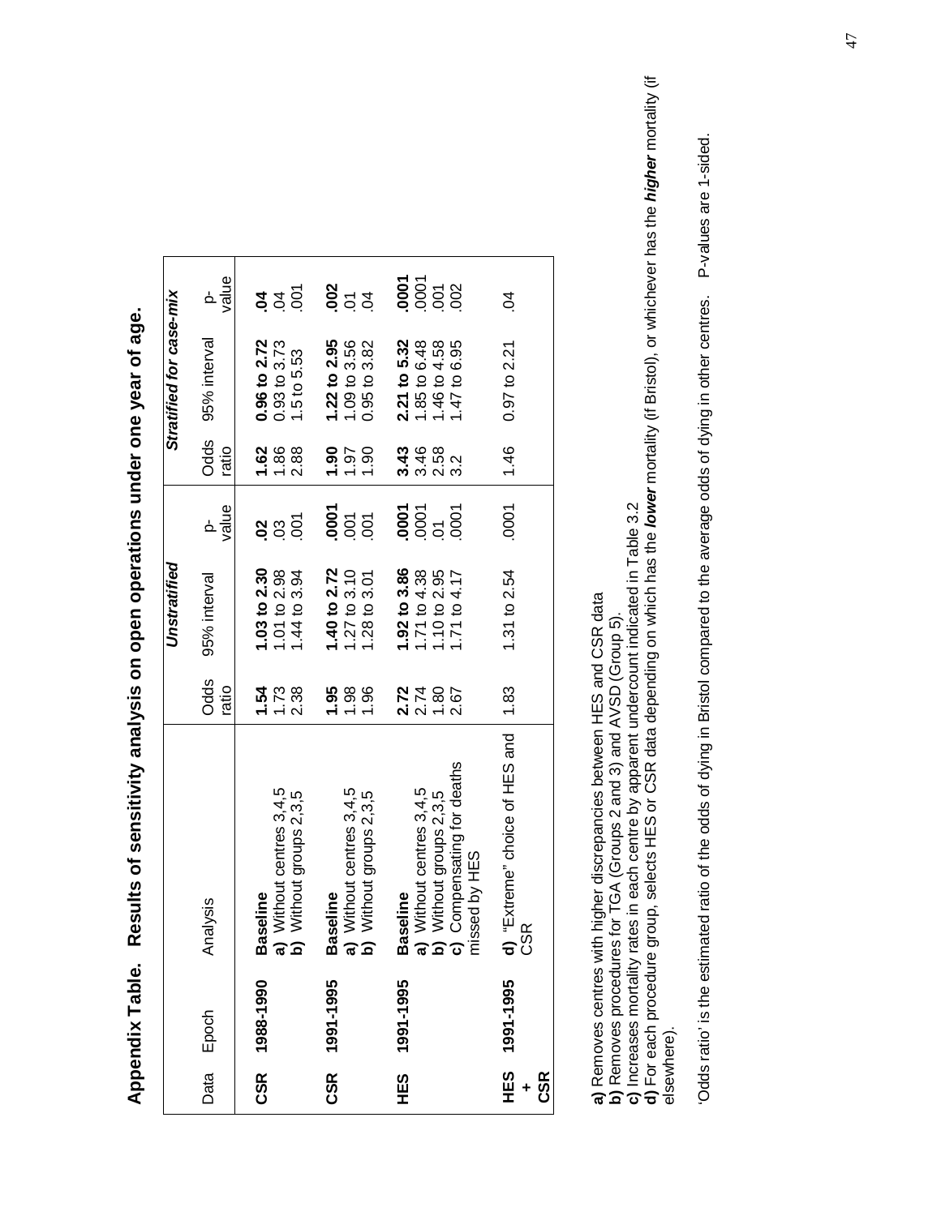## Appendix Table. Results of sensitivity analysis on open operations under one year of age.

| Data | Epoch | Analysis | *Unstratified* | | | *Stratified for case-mix* | | |
|---|---|---|---|---|---|---|---|---|
| | | | Odds ratio | 95% interval | p-value | Odds ratio | 95% interval | p-value |
| **CSR** | **1988-1990** | **Baseline** | **1.54** | **1.03 to 2.30** | **.02** | **1.62** | **0.96 to 2.72** | **.04** |
| | | **a)** Without centres 3,4,5 | 1.73 | 1.01 to 2.98 | .03 | 1.86 | 0.93 to 3.73 | .04 |
| | | **b)** Without groups 2,3,5 | 2.38 | 1.44 to 3.94 | .001 | 2.88 | 1.5 to 5.53 | .001 |
| **CSR** | **1991-1995** | **Baseline** | **1.95** | **1.40 to 2.72** | **.0001** | **1.90** | **1.22 to 2.95** | **.002** |
| | | **a)** Without centres 3,4,5 | 1.98 | 1.27 to 3.10 | .001 | 1.97 | 1.09 to 3.56 | .01 |
| | | **b)** Without groups 2,3,5 | 1.96 | 1.28 to 3.01 | .001 | 1.90 | 0.95 to 3.82 | .04 |
| **HES** | **1991-1995** | **Baseline** | **2.72** | **1.92 to 3.86** | **.0001** | **3.43** | **2.21 to 5.32** | **.0001** |
| | | **a)** Without centres 3,4,5 | 2.74 | 1.71 to 4.38 | .0001 | 3.46 | 1.85 to 6.48 | .0001 |
| | | **b)** Without groups 2,3,5 | 1.80 | 1.10 to 2.95 | .01 | 2.58 | 1.46 to 4.58 | .001 |
| | | **c)** Compensating for deaths missed by HES | 2.67 | 1.71 to 4.17 | .0001 | 3.2 | 1.47 to 6.95 | .002 |
| **HES + CSR** | **1991-1995** | **d)** "Extreme" choice of HES and CSR | 1.83 | 1.31 to 2.54 | .0001 | 1.46 | 0.97 to 2.21 | .04 |

**a)** Removes centres with higher discrepancies between HES and CSR data
**b)** Removes procedures for TGA (Groups 2 and 3) and AVSD (Group 5).
**c)** Increases mortality rates in each centre by apparent undercount indicated in Table 3.2
**d)** For each procedure group, selects HES or CSR data depending on which has the ***lower*** mortality (if Bristol), or whichever has the ***higher*** mortality (if elsewhere).

'Odds ratio' is the estimated ratio of the odds of dying in Bristol compared to the average odds of dying in other centres. P-values are 1-sided.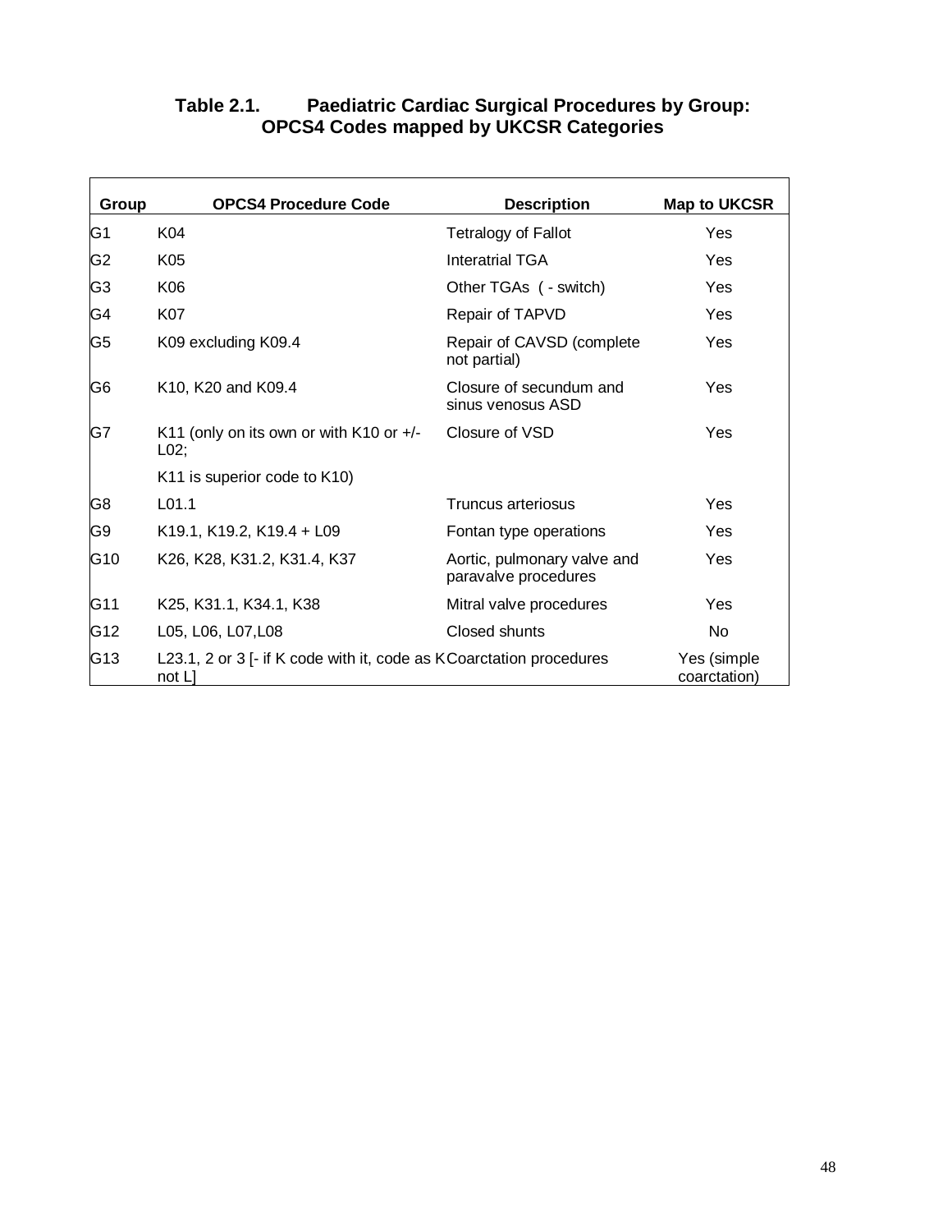**Table 2.1. Paediatric Cardiac Surgical Procedures by Group: OPCS4 Codes mapped by UKCSR Categories**

| Group | OPCS4 Procedure Code | Description | Map to UKCSR |
|---|---|---|---|
| G1 | K04 | Tetralogy of Fallot | Yes |
| G2 | K05 | Interatrial TGA | Yes |
| G3 | K06 | Other TGAs ( - switch) | Yes |
| G4 | K07 | Repair of TAPVD | Yes |
| G5 | K09 excluding K09.4 | Repair of CAVSD (complete not partial) | Yes |
| G6 | K10, K20 and K09.4 | Closure of secundum and sinus venosus ASD | Yes |
| G7 | K11 (only on its own or with K10 or +/- L02; K11 is superior code to K10) | Closure of VSD | Yes |
| G8 | L01.1 | Truncus arteriosus | Yes |
| G9 | K19.1, K19.2, K19.4 + L09 | Fontan type operations | Yes |
| G10 | K26, K28, K31.2, K31.4, K37 | Aortic, pulmonary valve and paravalve procedures | Yes |
| G11 | K25, K31.1, K34.1, K38 | Mitral valve procedures | Yes |
| G12 | L05, L06, L07,L08 | Closed shunts | No |
| G13 | L23.1, 2 or 3 [- if K code with it, code as K not L] | Coarctation procedures | Yes (simple coarctation) |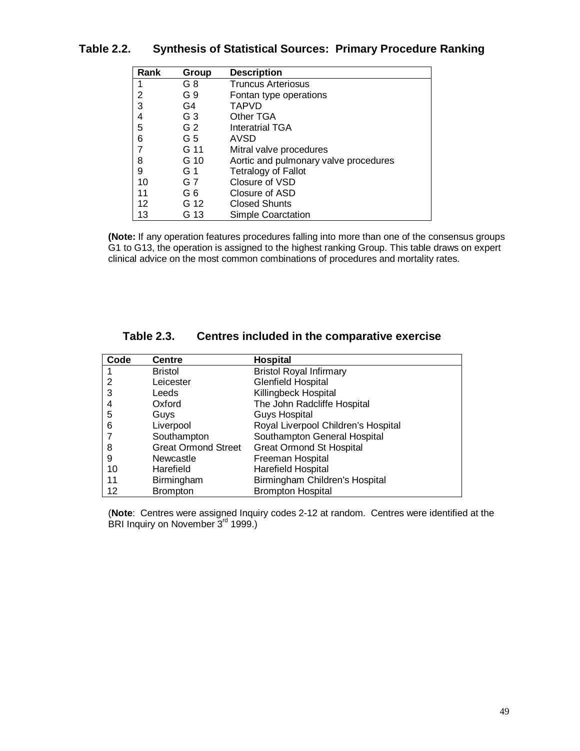### Table 2.2. Synthesis of Statistical Sources: Primary Procedure Ranking

| Rank | Group | Description |
|---|---|---|
| 1 | G 8 | Truncus Arteriosus |
| 2 | G 9 | Fontan type operations |
| 3 | G4 | TAPVD |
| 4 | G 3 | Other TGA |
| 5 | G 2 | Interatrial TGA |
| 6 | G 5 | AVSD |
| 7 | G 11 | Mitral valve procedures |
| 8 | G 10 | Aortic and pulmonary valve procedures |
| 9 | G 1 | Tetralogy of Fallot |
| 10 | G 7 | Closure of VSD |
| 11 | G 6 | Closure of ASD |
| 12 | G 12 | Closed Shunts |
| 13 | G 13 | Simple Coarctation |

**(Note:** If any operation features procedures falling into more than one of the consensus groups G1 to G13, the operation is assigned to the highest ranking Group. This table draws on expert clinical advice on the most common combinations of procedures and mortality rates.

### Table 2.3. Centres included in the comparative exercise

| Code | Centre | Hospital |
|---|---|---|
| 1 | Bristol | Bristol Royal Infirmary |
| 2 | Leicester | Glenfield Hospital |
| 3 | Leeds | Killingbeck Hospital |
| 4 | Oxford | The John Radcliffe Hospital |
| 5 | Guys | Guys Hospital |
| 6 | Liverpool | Royal Liverpool Children's Hospital |
| 7 | Southampton | Southampton General Hospital |
| 8 | Great Ormond Street | Great Ormond St Hospital |
| 9 | Newcastle | Freeman Hospital |
| 10 | Harefield | Harefield Hospital |
| 11 | Birmingham | Birmingham Children's Hospital |
| 12 | Brompton | Brompton Hospital |

(**Note**: Centres were assigned Inquiry codes 2-12 at random. Centres were identified at the BRI Inquiry on November 3rd 1999.)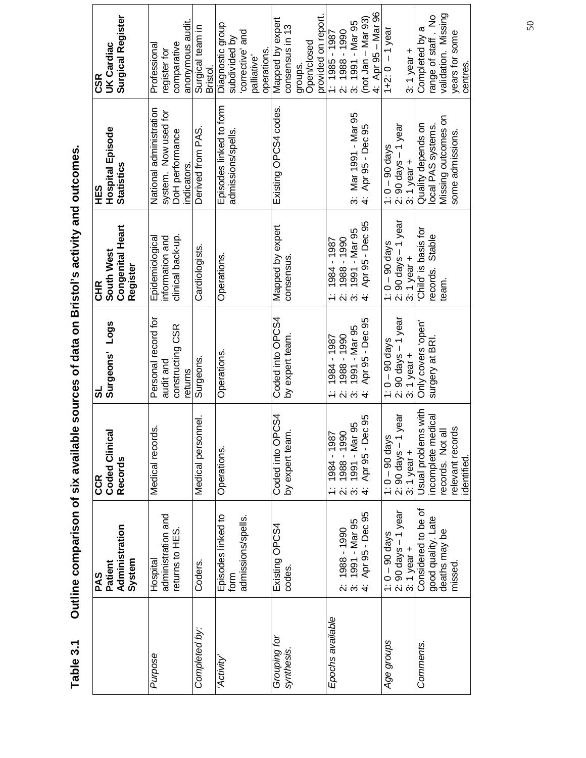**Table 3.1 Outline comparison of six available sources of data on Bristol's activity and outcomes.**

| | PAS Patient Administration System | CCR Coded Clinical Records | SL Surgeons' Logs | CHR South West Congenital Heart Register | HES Hospital Episode Statistics | CSR UK Cardiac Surgical Register |
|---|---|---|---|---|---|---|
| *Purpose* | Hospital administration and returns to HES. | Medical records. | Personal record for audit and constructing CSR returns | Epidemiological information and clinical back-up. | National administration system. Now used for DoH performance indicators. | Professional register for comparative anonymous audit. |
| *Completed by:* | Coders. | Medical personnel. | Surgeons. | Cardiologists. | Derived from PAS. | Surgical team in Bristol. |
| *'Activity'* | Episodes linked to form admissions/spells. | Operations. | Operations. | Operations. | Episodes linked to form admissions/spells. | Diagnostic group subdivided by 'corrective' and 'palliative' operations. |
| *Grouping for synthesis.* | Existing OPCS4 codes. | Coded into OPCS4 by expert team. | Coded into OPCS4 by expert team. | Mapped by expert consensus. | Existing OPCS4 codes. | Mapped by expert consensus in 13 groups. Open/closed provided on report. |
| *Epochs available* | 2: 1988 - 1990<br>3: 1991 - Mar 95<br>4: Apr 95 - Dec 95 | 1: 1984 - 1987<br>2: 1988 - 1990<br>3: 1991 - Mar 95<br>4: Apr 95 - Dec 95 | 1: 1984 - 1987<br>2: 1988 - 1990<br>3: 1991 - Mar 95<br>4: Apr 95 - Dec 95 | 1: 1984 - 1987<br>2: 1988 - 1990<br>3: 1991 - Mar 95<br>4: Apr 95 - Dec 95 | 3: Mar 1991 - Mar 95<br>4: Apr 95 - Dec 95 | 1: 1985 - 1987<br>2: 1988 - 1990<br>3: 1991 - Mar 95 (not Jan – Mar 93)<br>4: Apr 95 – Mar 96 |
| *Age groups* | 1: 0 – 90 days<br>2: 90 days – 1 year<br>3: 1 year + | 1: 0 – 90 days<br>2: 90 days – 1 year<br>3: 1 year + | 1: 0 – 90 days<br>2: 90 days – 1 year<br>3: 1 year + | 1: 0 – 90 days<br>2: 90 days – 1 year<br>3: 1 year + | 1: 0 – 90 days<br>2: 90 days – 1 year<br>3: 1 year + | 1+2: 0 – 1 year<br>3: 1 year + |
| *Comments.* | Considered to be of good quality. Late deaths may be missed. | Usual problems with incomplete medical records. Not all relevant records identified. | Only covers 'open' surgery at BRI. | 'Child' is basis for records. Stable team. | Quality depends on local PAS systems. Missing outcomes on some admissions. | Completed by a range of staff. No validation. Missing years for some centres. |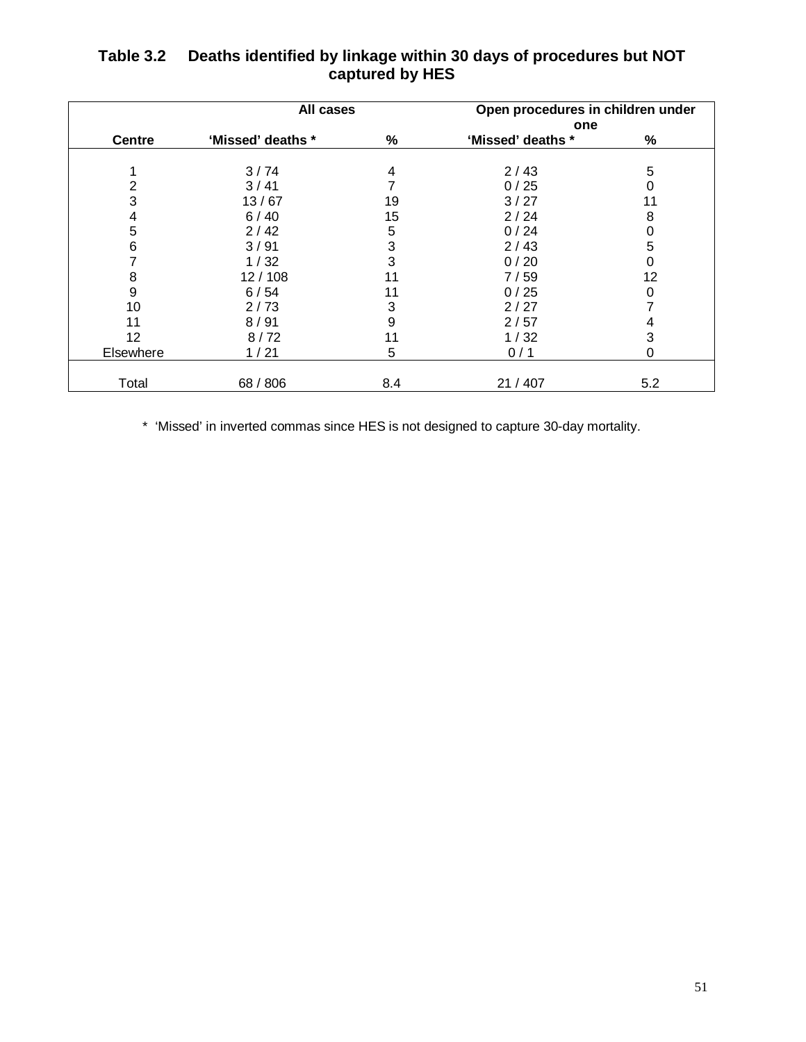**Table 3.2 Deaths identified by linkage within 30 days of procedures but NOT captured by HES**

| | All cases | | Open procedures in children under one | |
|---|---|---|---|---|
| **Centre** | **'Missed' deaths *** | **%** | **'Missed' deaths *** | **%** |
| 1 | 3 / 74 | 4 | 2 / 43 | 5 |
| 2 | 3 / 41 | 7 | 0 / 25 | 0 |
| 3 | 13 / 67 | 19 | 3 / 27 | 11 |
| 4 | 6 / 40 | 15 | 2 / 24 | 8 |
| 5 | 2 / 42 | 5 | 0 / 24 | 0 |
| 6 | 3 / 91 | 3 | 2 / 43 | 5 |
| 7 | 1 / 32 | 3 | 0 / 20 | 0 |
| 8 | 12 / 108 | 11 | 7 / 59 | 12 |
| 9 | 6 / 54 | 11 | 0 / 25 | 0 |
| 10 | 2 / 73 | 3 | 2 / 27 | 7 |
| 11 | 8 / 91 | 9 | 2 / 57 | 4 |
| 12 | 8 / 72 | 11 | 1 / 32 | 3 |
| Elsewhere | 1 / 21 | 5 | 0 / 1 | 0 |
| Total | 68 / 806 | 8.4 | 21 / 407 | 5.2 |

* 'Missed' in inverted commas since HES is not designed to capture 30-day mortality.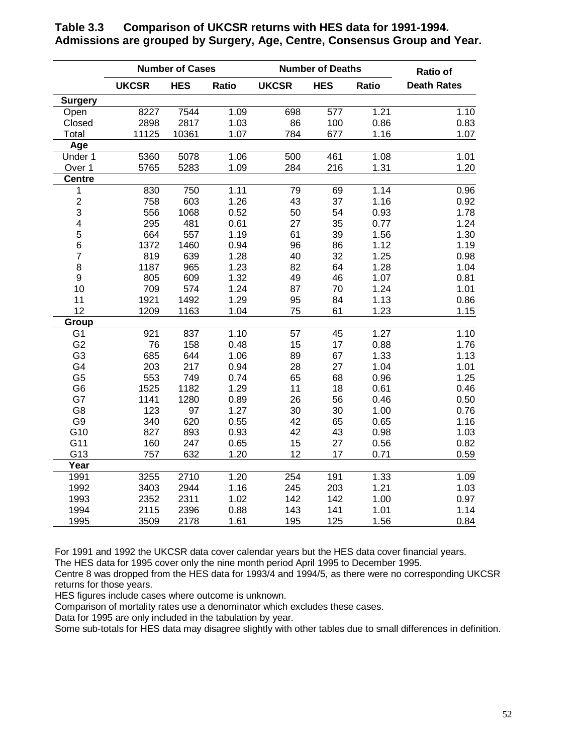**Table 3.3 Comparison of UKCSR returns with HES data for 1991-1994. Admissions are grouped by Surgery, Age, Centre, Consensus Group and Year.**

| | Number of Cases | | | Number of Deaths | | | Ratio of |
|---|---|---|---|---|---|---|---|
| | UKCSR | HES | Ratio | UKCSR | HES | Ratio | Death Rates |
| **Surgery** | | | | | | | |
| Open | 8227 | 7544 | 1.09 | 698 | 577 | 1.21 | 1.10 |
| Closed | 2898 | 2817 | 1.03 | 86 | 100 | 0.86 | 0.83 |
| Total | 11125 | 10361 | 1.07 | 784 | 677 | 1.16 | 1.07 |
| **Age** | | | | | | | |
| Under 1 | 5360 | 5078 | 1.06 | 500 | 461 | 1.08 | 1.01 |
| Over 1 | 5765 | 5283 | 1.09 | 284 | 216 | 1.31 | 1.20 |
| **Centre** | | | | | | | |
| 1 | 830 | 750 | 1.11 | 79 | 69 | 1.14 | 0.96 |
| 2 | 758 | 603 | 1.26 | 43 | 37 | 1.16 | 0.92 |
| 3 | 556 | 1068 | 0.52 | 50 | 54 | 0.93 | 1.78 |
| 4 | 295 | 481 | 0.61 | 27 | 35 | 0.77 | 1.24 |
| 5 | 664 | 557 | 1.19 | 61 | 39 | 1.56 | 1.30 |
| 6 | 1372 | 1460 | 0.94 | 96 | 86 | 1.12 | 1.19 |
| 7 | 819 | 639 | 1.28 | 40 | 32 | 1.25 | 0.98 |
| 8 | 1187 | 965 | 1.23 | 82 | 64 | 1.28 | 1.04 |
| 9 | 805 | 609 | 1.32 | 49 | 46 | 1.07 | 0.81 |
| 10 | 709 | 574 | 1.24 | 87 | 70 | 1.24 | 1.01 |
| 11 | 1921 | 1492 | 1.29 | 95 | 84 | 1.13 | 0.86 |
| 12 | 1209 | 1163 | 1.04 | 75 | 61 | 1.23 | 1.15 |
| **Group** | | | | | | | |
| G1 | 921 | 837 | 1.10 | 57 | 45 | 1.27 | 1.10 |
| G2 | 76 | 158 | 0.48 | 15 | 17 | 0.88 | 1.76 |
| G3 | 685 | 644 | 1.06 | 89 | 67 | 1.33 | 1.13 |
| G4 | 203 | 217 | 0.94 | 28 | 27 | 1.04 | 1.01 |
| G5 | 553 | 749 | 0.74 | 65 | 68 | 0.96 | 1.25 |
| G6 | 1525 | 1182 | 1.29 | 11 | 18 | 0.61 | 0.46 |
| G7 | 1141 | 1280 | 0.89 | 26 | 56 | 0.46 | 0.50 |
| G8 | 123 | 97 | 1.27 | 30 | 30 | 1.00 | 0.76 |
| G9 | 340 | 620 | 0.55 | 42 | 65 | 0.65 | 1.16 |
| G10 | 827 | 893 | 0.93 | 42 | 43 | 0.98 | 1.03 |
| G11 | 160 | 247 | 0.65 | 15 | 27 | 0.56 | 0.82 |
| G13 | 757 | 632 | 1.20 | 12 | 17 | 0.71 | 0.59 |
| **Year** | | | | | | | |
| 1991 | 3255 | 2710 | 1.20 | 254 | 191 | 1.33 | 1.09 |
| 1992 | 3403 | 2944 | 1.16 | 245 | 203 | 1.21 | 1.03 |
| 1993 | 2352 | 2311 | 1.02 | 142 | 142 | 1.00 | 0.97 |
| 1994 | 2115 | 2396 | 0.88 | 143 | 141 | 1.01 | 1.14 |
| 1995 | 3509 | 2178 | 1.61 | 195 | 125 | 1.56 | 0.84 |

For 1991 and 1992 the UKCSR data cover calendar years but the HES data cover financial years.
The HES data for 1995 cover only the nine month period April 1995 to December 1995.
Centre 8 was dropped from the HES data for 1993/4 and 1994/5, as there were no corresponding UKCSR returns for those years.
HES figures include cases where outcome is unknown.
Comparison of mortality rates use a denominator which excludes these cases.
Data for 1995 are only included in the tabulation by year.
Some sub-totals for HES data may disagree slightly with other tables due to small differences in definition.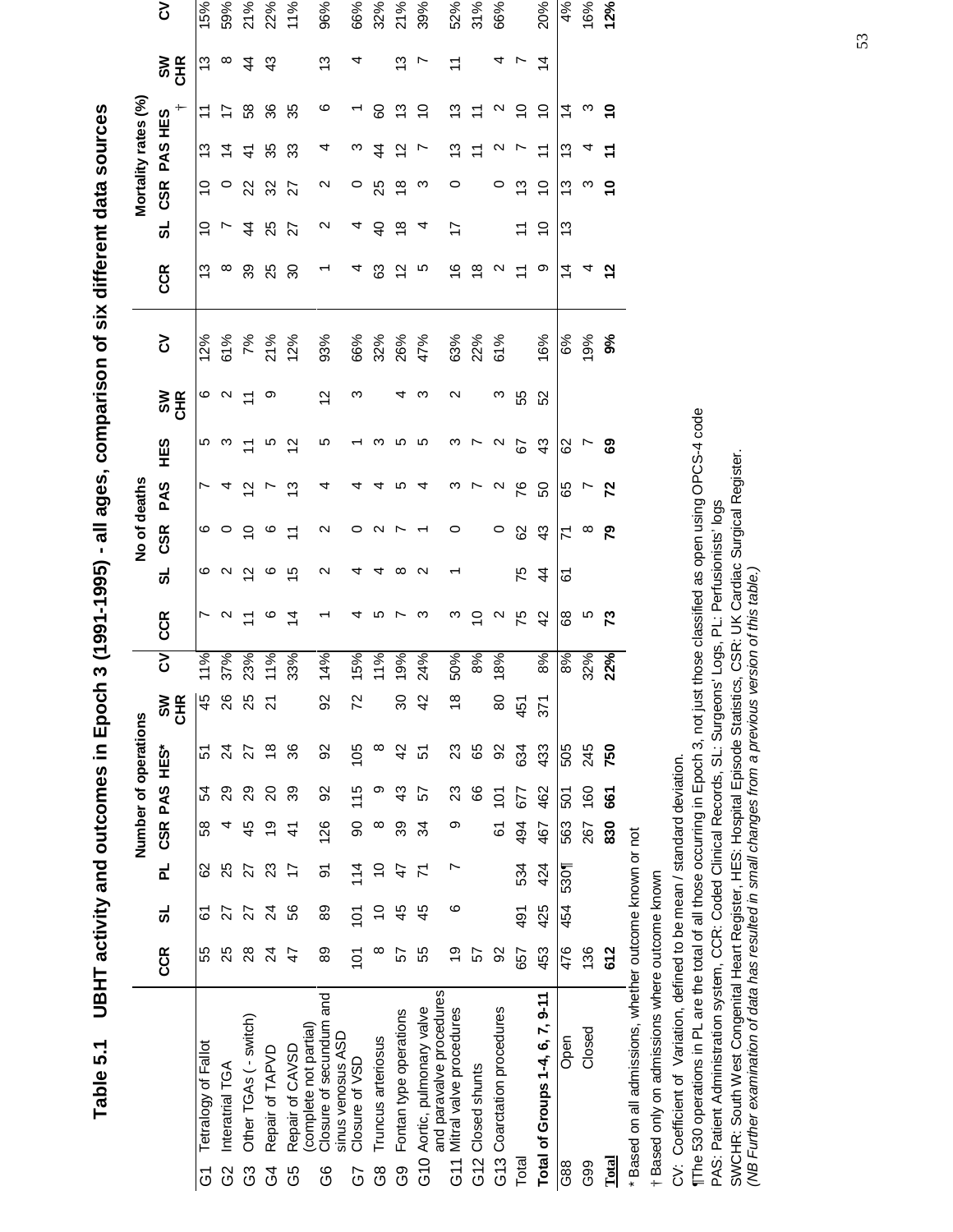# Table 5.1 UBHT activity and outcomes in Epoch 3 (1991-1995) - all ages, comparison of six different data sources

| | Number of operations | | | | | | | | No of deaths | | | | | | | Mortality rates (%) | | | | | | |
|---|---|---|---|---|---|---|---|---|---|---|---|---|---|---|---|---|---|---|---|---|---|---|
| | CCR | SL | PL | CSR | PAS | HES* | SW CHR | CV | CCR | SL | CSR | PAS | HES | SW CHR | CV | CCR | SL | CSR | PAS | HES † | SW CHR | CV |
| G1 Tetralogy of Fallot | 55 | 61 | 62 | 58 | 54 | 51 | 45 | 11% | 7 | 6 | 6 | 7 | 5 | 6 | 12% | 13 | 10 | 10 | 13 | 11 | 13 | 15% |
| G2 Interatrial TGA | 25 | 27 | 25 | 4 | 29 | 24 | 26 | 37% | 2 | 2 | 0 | 4 | 3 | 2 | 61% | 8 | 7 | 0 | 14 | 17 | 8 | 59% |
| G3 Other TGAs (- switch) | 28 | 27 | 27 | 45 | 29 | 27 | 25 | 23% | 11 | 12 | 10 | 12 | 11 | 11 | 7% | 39 | 44 | 22 | 41 | 58 | 44 | 21% |
| G4 Repair of TAPVD | 24 | 24 | 23 | 19 | 20 | 18 | 21 | 11% | 6 | 6 | 6 | 7 | 5 | 9 | 21% | 25 | 25 | 32 | 35 | 36 | 43 | 22% |
| G5 Repair of CAVSD (complete not partial) | 47 | 56 | 17 | 41 | 39 | 36 | | 33% | 14 | 15 | 11 | 13 | 12 | | 12% | 30 | 27 | 27 | 33 | 35 | | 11% |
| G6 Closure of secundum and sinus venosus ASD | 89 | 89 | 91 | 126 | 92 | 92 | 92 | 14% | 1 | 2 | 2 | 4 | 5 | 12 | 93% | 1 | 2 | 2 | 4 | 6 | 13 | 96% |
| G7 Closure of VSD | 101 | 101 | 114 | 90 | 115 | 105 | 72 | 15% | 4 | 4 | 0 | 4 | 1 | 3 | 66% | 4 | 4 | 0 | 3 | 1 | 4 | 66% |
| G8 Truncus arteriosus | 8 | 10 | 10 | 8 | 9 | 8 | | 11% | 5 | 4 | 2 | 4 | 3 | | 32% | 63 | 40 | 25 | 44 | 60 | | 32% |
| G9 Fontan type operations | 57 | 45 | 47 | 39 | 43 | 42 | 30 | 19% | 7 | 8 | 7 | 5 | 5 | 4 | 26% | 12 | 18 | 18 | 12 | 13 | 13 | 21% |
| G10 Aortic, pulmonary valve and paravalve procedures | 55 | 45 | 71 | 34 | 57 | 51 | 42 | 24% | 3 | 2 | 1 | 4 | 5 | 3 | 47% | 5 | 4 | 3 | 7 | 10 | 7 | 39% |
| G11 Mitral valve procedures | 19 | 6 | 7 | 9 | 23 | 23 | 18 | 50% | 3 | 1 | 0 | 3 | 3 | 2 | 63% | 16 | 17 | 0 | 13 | 13 | 11 | 52% |
| G12 Closed shunts | 57 | | | | 66 | 65 | | 8% | 10 | | | 7 | 7 | | 22% | 18 | | | 11 | 11 | | 31% |
| G13 Coarctation procedures | 92 | | | 61 | 101 | 92 | 80 | 18% | 2 | | 0 | 2 | 2 | 3 | 61% | 2 | | 0 | 2 | 2 | 4 | 66% |
| Total | 657 | 491 | 534 | 494 | 677 | 634 | 451 | | 75 | 75 | 62 | 76 | 67 | 55 | | 11 | 11 | 13 | 7 | 10 | 7 | |
| **Total of Groups 1-4, 6, 7, 9-11** | 453 | 425 | 424 | 467 | 462 | 433 | 371 | 8% | 42 | 44 | 43 | 50 | 43 | 52 | 16% | 9 | 10 | 10 | 11 | 10 | 14 | 20% |
| G88 Open | 476 | 454 | 530¶ | 563 | 501 | 505 | | 8% | 68 | 61 | 71 | 65 | 62 | | 6% | 14 | 13 | 13 | 13 | 14 | | 4% |
| G99 Closed | 136 | | | 267 | 160 | 245 | | 32% | 5 | | 8 | 7 | 7 | | 19% | 4 | | 3 | 4 | 3 | | 16% |
| **Total** | **612** | | | **830** | **661** | **750** | | **22%** | **73** | | **79** | **72** | **69** | | **9%** | **12** | | **10** | **11** | **10** | | **12%** |

\* Based on all admissions, whether outcome known or not

† Based only on admissions where outcome known

CV: Coefficient of Variation, defined to be mean / standard deviation.

¶The 530 operations in PL are the total of all those occurring in Epoch 3, not just those classified as open using OPCS-4 code

PAS: Patient Administration system, CCR: Coded Clinical Records, SL: Surgeons' Logs, PL: Perfusionists' logs

SWCHR: South West Congenital Heart Register, HES: Hospital Episode Statistics, CSR: UK Cardiac Surgical Register.

*(NB Further examination of data has resulted in small changes from a previous version of this table.)*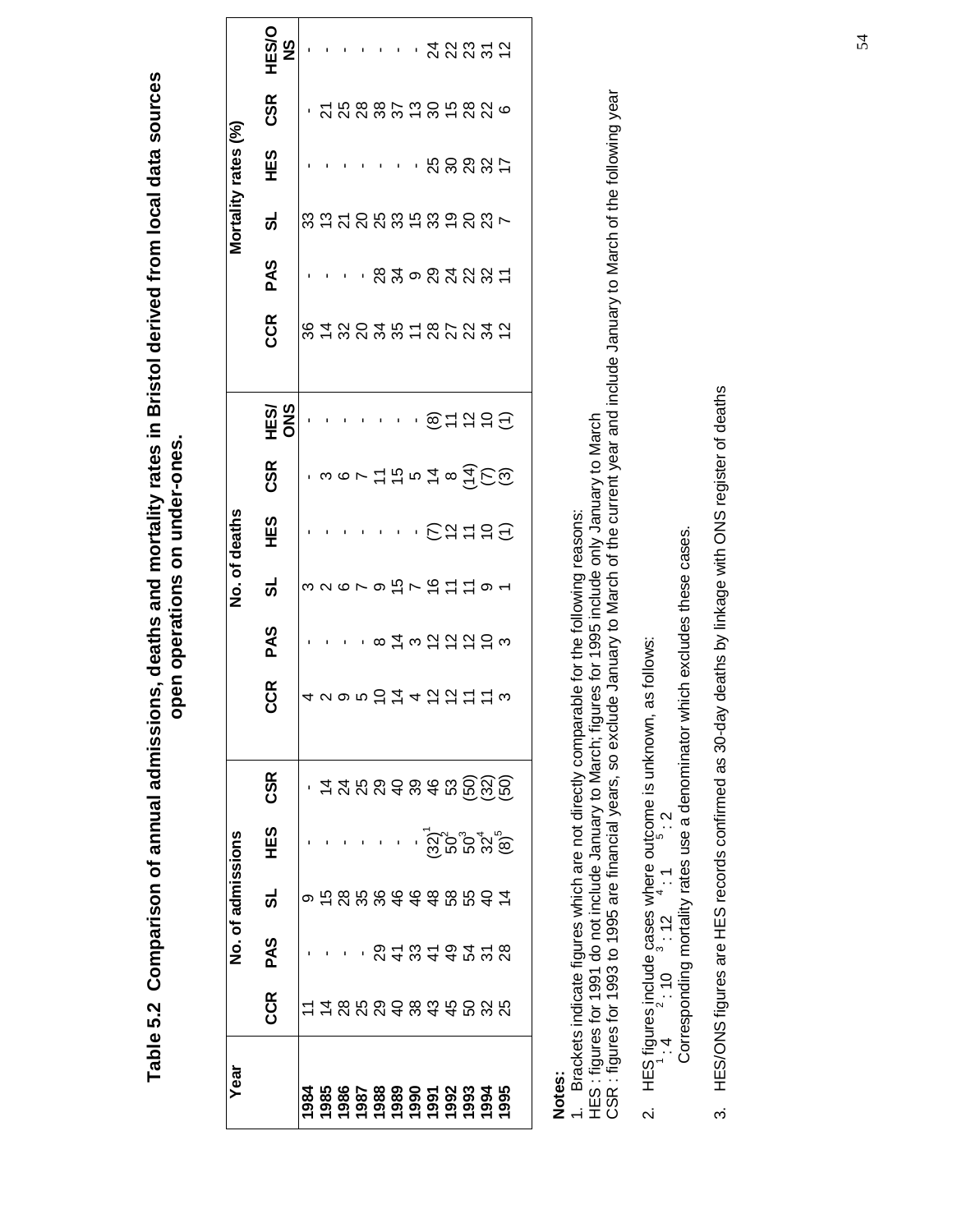# Table 5.2 Comparison of annual admissions, deaths and mortality rates in Bristol derived from local data sources open operations on under-ones.

| Year | No. of admissions | | | | | No. of deaths | | | | | | Mortality rates (%) | | | | | |
|---|---|---|---|---|---|---|---|---|---|---|---|---|---|---|---|---|---|
| | CCR | PAS | SL | HES | CSR | CCR | PAS | SL | HES | CSR | HES/ONS | CCR | PAS | SL | HES | CSR | HES/ONS |
| **1984** | 11 | - | 9 | - | - | 4 | - | 3 | - | - | - | 36 | - | 33 | - | - | - |
| **1985** | 14 | - | 15 | - | 14 | 2 | - | 2 | - | 3 | - | 14 | - | 13 | - | 21 | - |
| **1986** | 28 | - | 28 | - | 24 | 9 | - | 6 | - | 6 | - | 32 | - | 21 | - | 25 | - |
| **1987** | 25 | - | 35 | - | 25 | 5 | - | 7 | - | 7 | - | 20 | - | 20 | - | 28 | - |
| **1988** | 29 | 29 | 36 | - | 29 | 10 | 8 | 9 | - | 11 | - | 34 | 28 | 25 | - | 38 | - |
| **1989** | 40 | 41 | 46 | - | 40 | 14 | 14 | 15 | - | 15 | - | 35 | 34 | 33 | - | 37 | - |
| **1990** | 38 | 33 | 46 | - | 39 | 4 | 3 | 7 | - | 5 | - | 11 | 9 | 15 | - | 13 | - |
| **1991** | 43 | 41 | 48 | (32)[1] | 46 | 12 | 12 | 16 | (7) | 14 | (8) | 28 | 29 | 33 | 25 | 30 | 24 |
| **1992** | 45 | 49 | 58 | 50[2] | 53 | 12 | 12 | 11 | 12 | 8 | 11 | 27 | 24 | 19 | 30 | 15 | 22 |
| **1993** | 50 | 54 | 55 | 50[3] | (50) | 11 | 12 | 11 | 11 | (14) | 12 | 22 | 22 | 20 | 29 | 28 | 23 |
| **1994** | 32 | 31 | 40 | 32[4] | (32) | 11 | 10 | 9 | 10 | (7) | 10 | 34 | 32 | 23 | 32 | 22 | 31 |
| **1995** | 25 | 28 | 14 | (8)[5] | (50) | 3 | 3 | 1 | (1) | (3) | (1) | 12 | 11 | 7 | 17 | 6 | 12 |

**Notes:**

1. Brackets indicate figures which are not directly comparable for the following reasons:
   HES : figures for 1991 do not include January to March; figures for 1995 include only January to March
   CSR : figures for 1993 to 1995 are financial years, so exclude January to March of the current year and include January to March of the following year

2. HES figures include cases where outcome is unknown, as follows:
   [1] : 4  [2] : 10  [3] : 12  [4] : 1  [5] : 2
   Corresponding mortality rates use a denominator which excludes these cases.

3. HES/ONS figures are HES records confirmed as 30-day deaths by linkage with ONS register of deaths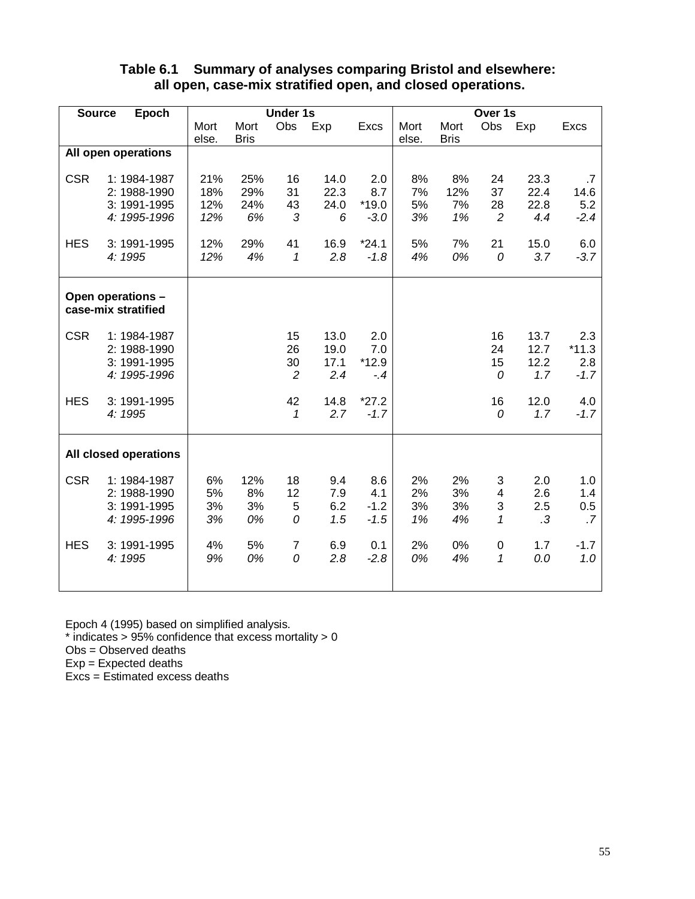**Table 6.1 Summary of analyses comparing Bristol and elsewhere: all open, case-mix stratified open, and closed operations.**

| Source | Epoch | Under 1s | | | | | Over 1s | | | | |
|---|---|---|---|---|---|---|---|---|---|---|---|
| | | Mort else. | Mort Bris | Obs | Exp | Excs | Mort else. | Mort Bris | Obs | Exp | Excs |
| **All open operations** | | | | | | | | | | | |
| CSR | 1: 1984-1987 | 21% | 25% | 16 | 14.0 | 2.0 | 8% | 8% | 24 | 23.3 | .7 |
| | 2: 1988-1990 | 18% | 29% | 31 | 22.3 | 8.7 | 7% | 12% | 37 | 22.4 | 14.6 |
| | 3: 1991-1995 | 12% | 24% | 43 | 24.0 | *19.0 | 5% | 7% | 28 | 22.8 | 5.2 |
| | *4: 1995-1996* | *12%* | *6%* | *3* | *6* | *-3.0* | *3%* | *1%* | *2* | *4.4* | *-2.4* |
| HES | 3: 1991-1995 | 12% | 29% | 41 | 16.9 | *24.1 | 5% | 7% | 21 | 15.0 | 6.0 |
| | *4: 1995* | *12%* | *4%* | *1* | *2.8* | *-1.8* | *4%* | *0%* | *0* | *3.7* | *-3.7* |
| **Open operations – case-mix stratified** | | | | | | | | | | | |
| CSR | 1: 1984-1987 | | | 15 | 13.0 | 2.0 | | | 16 | 13.7 | 2.3 |
| | 2: 1988-1990 | | | 26 | 19.0 | 7.0 | | | 24 | 12.7 | *11.3 |
| | 3: 1991-1995 | | | 30 | 17.1 | *12.9 | | | 15 | 12.2 | 2.8 |
| | *4: 1995-1996* | | | *2* | *2.4* | *-.4* | | | *0* | *1.7* | *-1.7* |
| HES | 3: 1991-1995 | | | 42 | 14.8 | *27.2 | | | 16 | 12.0 | 4.0 |
| | *4: 1995* | | | *1* | *2.7* | *-1.7* | | | *0* | *1.7* | *-1.7* |
| **All closed operations** | | | | | | | | | | | |
| CSR | 1: 1984-1987 | 6% | 12% | 18 | 9.4 | 8.6 | 2% | 2% | 3 | 2.0 | 1.0 |
| | 2: 1988-1990 | 5% | 8% | 12 | 7.9 | 4.1 | 2% | 3% | 4 | 2.6 | 1.4 |
| | 3: 1991-1995 | 3% | 3% | 5 | 6.2 | -1.2 | 3% | 3% | 3 | 2.5 | 0.5 |
| | *4: 1995-1996* | *3%* | *0%* | *0* | *1.5* | *-1.5* | *1%* | *4%* | *1* | *.3* | *.7* |
| HES | 3: 1991-1995 | 4% | 5% | 7 | 6.9 | 0.1 | 2% | 0% | 0 | 1.7 | -1.7 |
| | *4: 1995* | *9%* | *0%* | *0* | *2.8* | *-2.8* | *0%* | *4%* | *1* | *0.0* | *1.0* |

Epoch 4 (1995) based on simplified analysis.
* indicates > 95% confidence that excess mortality > 0
Obs = Observed deaths
Exp = Expected deaths
Excs = Estimated excess deaths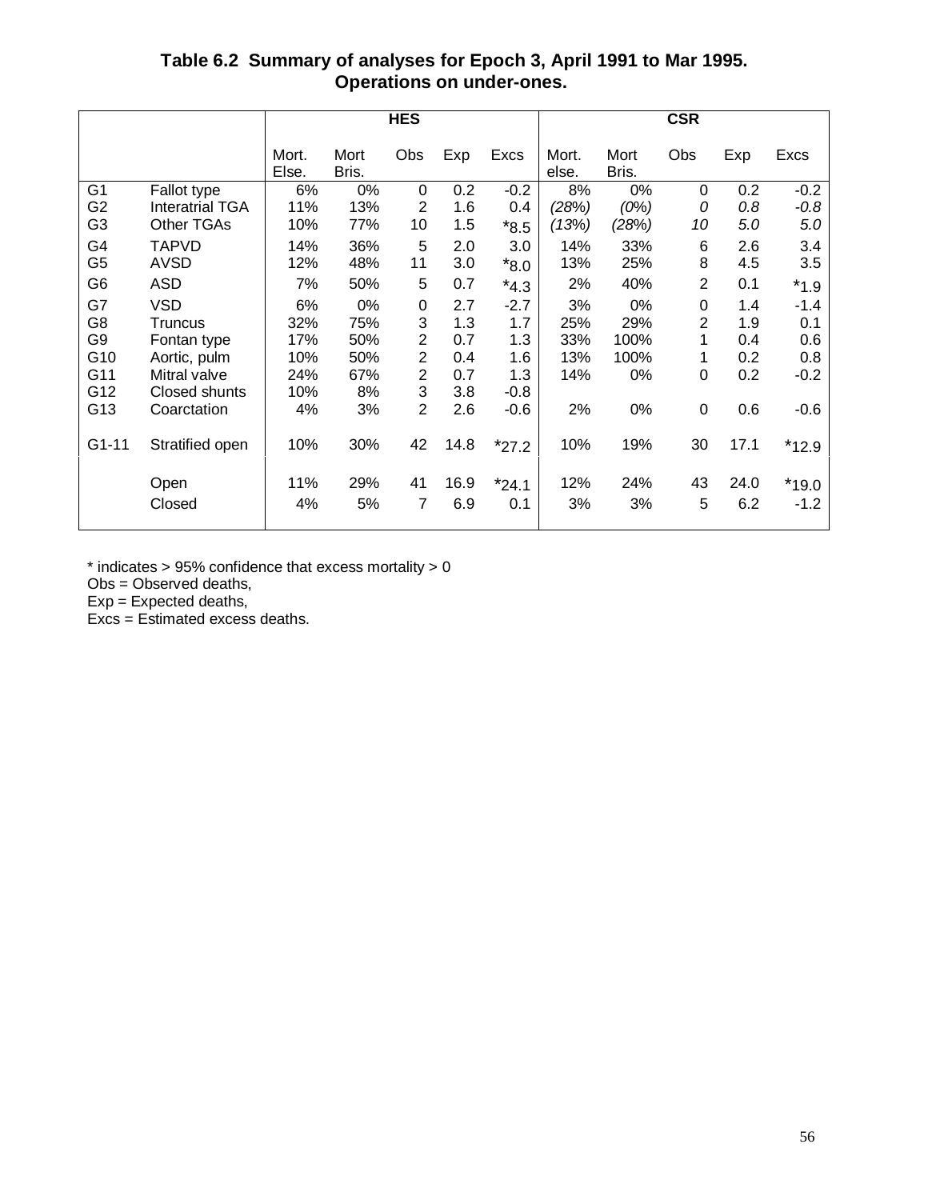**Table 6.2 Summary of analyses for Epoch 3, April 1991 to Mar 1995. Operations on under-ones.**

| | | HES | | | | | CSR | | | | |
|---|---|---|---|---|---|---|---|---|---|---|---|
| | | Mort. Else. | Mort Bris. | Obs | Exp | Excs | Mort. else. | Mort Bris. | Obs | Exp | Excs |
| G1 | Fallot type | 6% | 0% | 0 | 0.2 | -0.2 | 8% | 0% | 0 | 0.2 | -0.2 |
| G2 | Interatrial TGA | 11% | 13% | 2 | 1.6 | 0.4 | *(28%)* | *(0%)* | *0* | *0.8* | *-0.8* |
| G3 | Other TGAs | 10% | 77% | 10 | 1.5 | *8.5 | *(13%)* | *(28%)* | *10* | *5.0* | *5.0* |
| G4 | TAPVD | 14% | 36% | 5 | 2.0 | 3.0 | 14% | 33% | 6 | 2.6 | 3.4 |
| G5 | AVSD | 12% | 48% | 11 | 3.0 | *8.0 | 13% | 25% | 8 | 4.5 | 3.5 |
| G6 | ASD | 7% | 50% | 5 | 0.7 | *4.3 | 2% | 40% | 2 | 0.1 | *1.9 |
| G7 | VSD | 6% | 0% | 0 | 2.7 | -2.7 | 3% | 0% | 0 | 1.4 | -1.4 |
| G8 | Truncus | 32% | 75% | 3 | 1.3 | 1.7 | 25% | 29% | 2 | 1.9 | 0.1 |
| G9 | Fontan type | 17% | 50% | 2 | 0.7 | 1.3 | 33% | 100% | 1 | 0.4 | 0.6 |
| G10 | Aortic, pulm | 10% | 50% | 2 | 0.4 | 1.6 | 13% | 100% | 1 | 0.2 | 0.8 |
| G11 | Mitral valve | 24% | 67% | 2 | 0.7 | 1.3 | 14% | 0% | 0 | 0.2 | -0.2 |
| G12 | Closed shunts | 10% | 8% | 3 | 3.8 | -0.8 | | | | | |
| G13 | Coarctation | 4% | 3% | 2 | 2.6 | -0.6 | 2% | 0% | 0 | 0.6 | -0.6 |
| G1-11 | Stratified open | 10% | 30% | 42 | 14.8 | *27.2 | 10% | 19% | 30 | 17.1 | *12.9 |
| | Open | 11% | 29% | 41 | 16.9 | *24.1 | 12% | 24% | 43 | 24.0 | *19.0 |
| | Closed | 4% | 5% | 7 | 6.9 | 0.1 | 3% | 3% | 5 | 6.2 | -1.2 |

* indicates > 95% confidence that excess mortality > 0
Obs = Observed deaths,
Exp = Expected deaths,
Excs = Estimated excess deaths.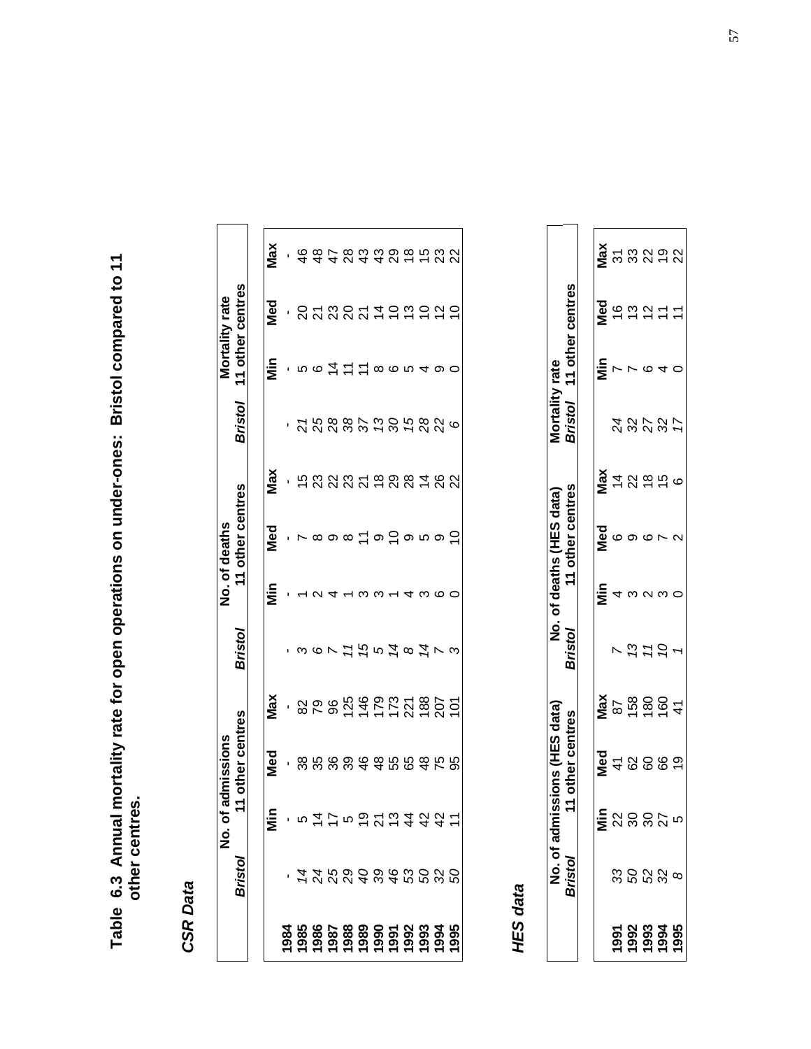# Table 6.3 Annual mortality rate for open operations on under-ones: Bristol compared to 11 other centres.

## *CSR Data*

| | No. of admissions | | | | No. of deaths | | | | Mortality rate | | | |
|---|---|---|---|---|---|---|---|---|---|---|---|---|
| | *Bristol* | 11 other centres | | | *Bristol* | 11 other centres | | | *Bristol* | 11 other centres | | |
| | | **Min** | **Med** | **Max** | | **Min** | **Med** | **Max** | | **Min** | **Med** | **Max** |
| **1984** | - | - | - | - | - | - | - | - | - | - | - | - |
| **1985** | *14* | 5 | 38 | 82 | *3* | 1 | 7 | 15 | *21* | 5 | 20 | 46 |
| **1986** | *24* | 14 | 35 | 79 | *6* | 2 | 8 | 23 | *25* | 6 | 21 | 48 |
| **1987** | *25* | 17 | 36 | 96 | *7* | 4 | 9 | 22 | *28* | 14 | 23 | 47 |
| **1988** | *29* | 5 | 39 | 125 | *11* | 1 | 8 | 23 | *38* | 11 | 20 | 28 |
| **1989** | *40* | 19 | 46 | 146 | *15* | 3 | 11 | 21 | *37* | 11 | 21 | 43 |
| **1990** | *39* | 21 | 48 | 179 | *5* | 3 | 9 | 18 | *13* | 8 | 14 | 43 |
| **1991** | *46* | 13 | 55 | 173 | *14* | 1 | 10 | 29 | *30* | 6 | 10 | 29 |
| **1992** | *53* | 44 | 65 | 221 | *8* | 4 | 9 | 28 | *15* | 5 | 13 | 18 |
| **1993** | *50* | 42 | 48 | 188 | *14* | 3 | 5 | 14 | *28* | 4 | 10 | 15 |
| **1994** | *32* | 42 | 75 | 207 | *7* | 6 | 9 | 26 | *22* | 9 | 12 | 23 |
| **1995** | *50* | 11 | 95 | 101 | *3* | 0 | 10 | 22 | *6* | 0 | 10 | 22 |

## *HES data*

| | No. of admissions (HES data) | | | | No. of deaths (HES data) | | | | Mortality rate | | | |
|---|---|---|---|---|---|---|---|---|---|---|---|---|
| | *Bristol* | 11 other centres | | | *Bristol* | 11 other centres | | | *Bristol* | 11 other centres | | |
| | | **Min** | **Med** | **Max** | | **Min** | **Med** | **Max** | | **Min** | **Med** | **Max** |
| **1991** | 33 | 22 | 41 | 87 | *7* | 4 | 6 | 14 | *24* | 7 | 16 | 31 |
| **1992** | *50* | 30 | 62 | 158 | *13* | 3 | 9 | 22 | *32* | 7 | 13 | 33 |
| **1993** | *52* | 30 | 60 | 180 | *11* | 2 | 6 | 18 | *27* | 6 | 12 | 22 |
| **1994** | *32* | 27 | 66 | 160 | *10* | 3 | 7 | 15 | *32* | 4 | 11 | 19 |
| **1995** | *8* | 5 | 19 | 41 | *1* | 0 | 2 | 6 | *17* | 0 | 11 | 22 |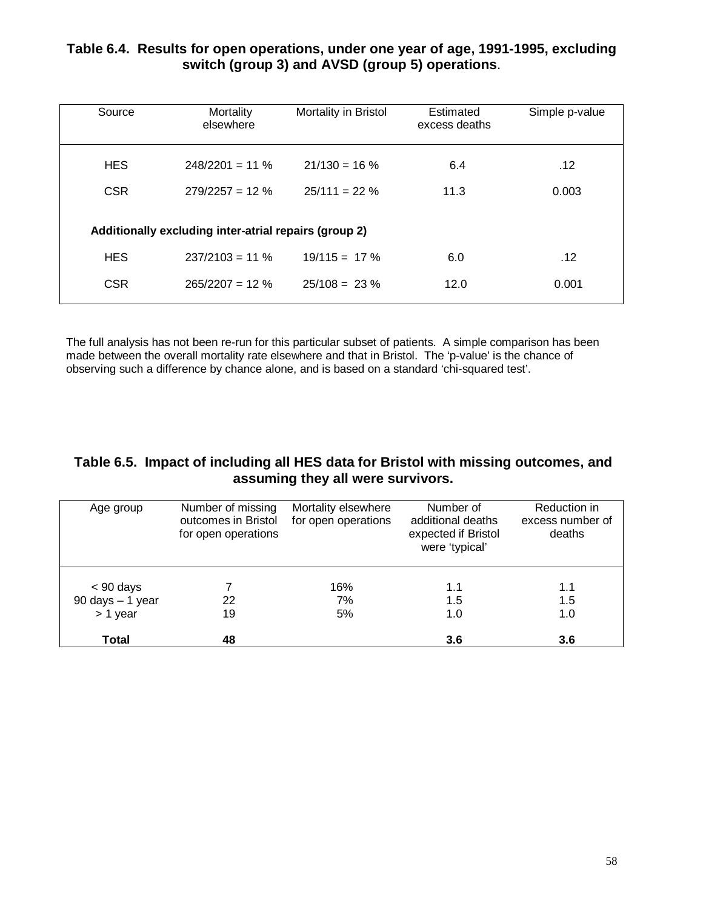### Table 6.4. Results for open operations, under one year of age, 1991-1995, excluding switch (group 3) and AVSD (group 5) operations.

| Source | Mortality elsewhere | Mortality in Bristol | Estimated excess deaths | Simple p-value |
|---|---|---|---|---|
| HES | 248/2201 = 11 % | 21/130 = 16 % | 6.4 | .12 |
| CSR | 279/2257 = 12 % | 25/111 = 22 % | 11.3 | 0.003 |
| **Additionally excluding inter-atrial repairs (group 2)** | | | | |
| HES | 237/2103 = 11 % | 19/115 = 17 % | 6.0 | .12 |
| CSR | 265/2207 = 12 % | 25/108 = 23 % | 12.0 | 0.001 |

The full analysis has not been re-run for this particular subset of patients. A simple comparison has been made between the overall mortality rate elsewhere and that in Bristol. The 'p-value' is the chance of observing such a difference by chance alone, and is based on a standard 'chi-squared test'.

### Table 6.5. Impact of including all HES data for Bristol with missing outcomes, and assuming they all were survivors.

| Age group | Number of missing outcomes in Bristol for open operations | Mortality elsewhere for open operations | Number of additional deaths expected if Bristol were 'typical' | Reduction in excess number of deaths |
|---|---|---|---|---|
| < 90 days | 7 | 16% | 1.1 | 1.1 |
| 90 days – 1 year | 22 | 7% | 1.5 | 1.5 |
| > 1 year | 19 | 5% | 1.0 | 1.0 |
| **Total** | **48** | | **3.6** | **3.6** |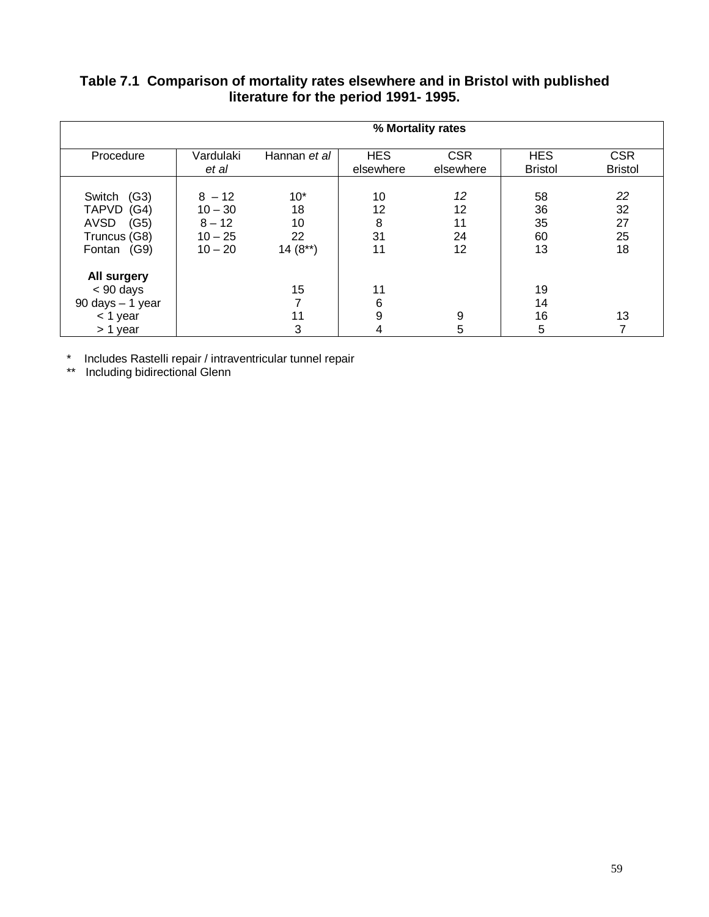**Table 7.1 Comparison of mortality rates elsewhere and in Bristol with published literature for the period 1991- 1995.**

| | % Mortality rates | | | | | |
|---|---|---|---|---|---|---|
| Procedure | Vardulaki *et al* | Hannan *et al* | HES elsewhere | CSR elsewhere | HES Bristol | CSR Bristol |
| Switch (G3) | 8 – 12 | 10* | 10 | *12* | 58 | *22* |
| TAPVD (G4) | 10 – 30 | 18 | 12 | 12 | 36 | 32 |
| AVSD (G5) | 8 – 12 | 10 | 8 | 11 | 35 | 27 |
| Truncus (G8) | 10 – 25 | 22 | 31 | 24 | 60 | 25 |
| Fontan (G9) | 10 – 20 | 14 (8**) | 11 | 12 | 13 | 18 |
| **All surgery** | | | | | | |
| < 90 days | | 15 | 11 | | 19 | |
| 90 days – 1 year | | 7 | 6 | | 14 | |
| < 1 year | | 11 | 9 | 9 | 16 | 13 |
| > 1 year | | 3 | 4 | 5 | 5 | 7 |

\* Includes Rastelli repair / intraventricular tunnel repair
\** Including bidirectional Glenn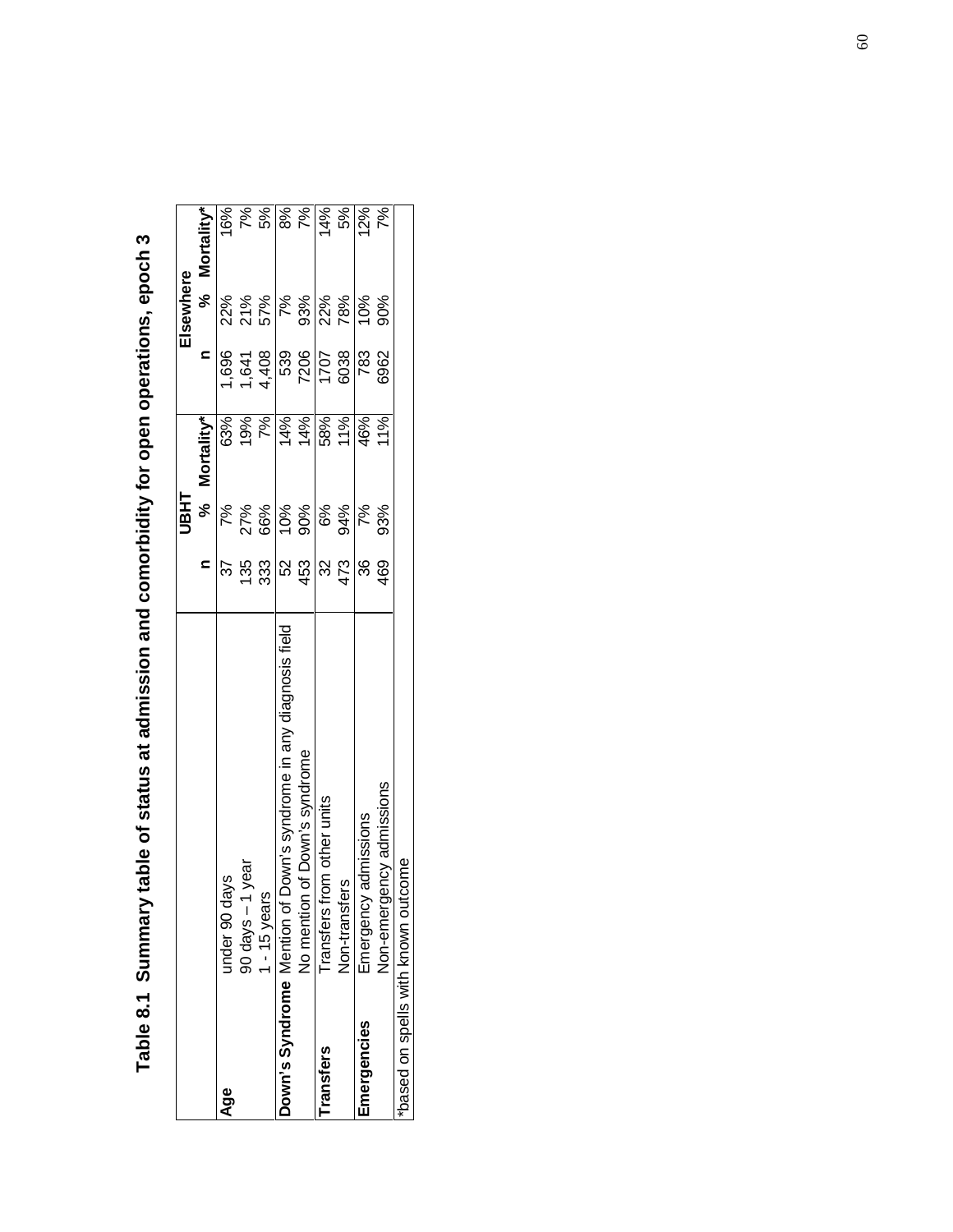## Table 8.1 Summary table of status at admission and comorbidity for open operations, epoch 3

| | | UBHT | | | Elsewhere | | |
|---|---|---|---|---|---|---|---|
| | | n | % | Mortality* | n | % | Mortality* |
| **Age** | under 90 days | 37 | 7% | 63% | 1,696 | 22% | 16% |
| | 90 days – 1 year | 135 | 27% | 19% | 1,641 | 21% | 7% |
| | 1 - 15 years | 333 | 66% | 7% | 4,408 | 57% | 5% |
| **Down's Syndrome** | Mention of Down's syndrome in any diagnosis field | 52 | 10% | 14% | 539 | 7% | 8% |
| | No mention of Down's syndrome | 453 | 90% | 14% | 7206 | 93% | 7% |
| **Transfers** | Transfers from other units | 32 | 6% | 58% | 1707 | 22% | 14% |
| | Non-transfers | 473 | 94% | 11% | 6038 | 78% | 5% |
| **Emergencies** | Emergency admissions | 36 | 7% | 46% | 783 | 10% | 12% |
| | Non-emergency admissions | 469 | 93% | 11% | 6962 | 90% | 7% |

*based on spells with known outcome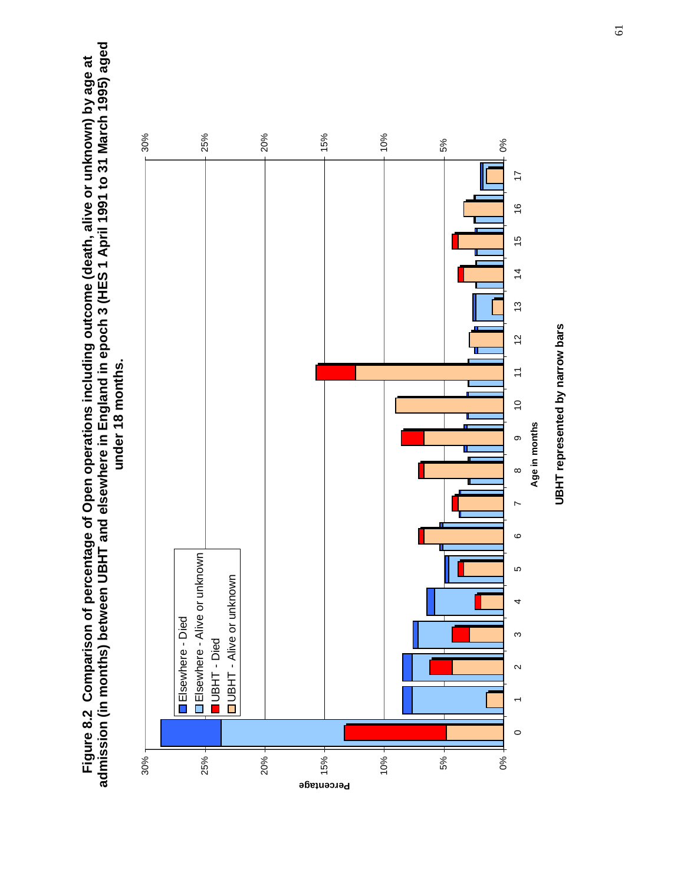**Figure 8.2 Comparison of percentage of Open operations including outcome (death, alive or unknown) by age at admission (in months) between UBHT and elsewhere in England in epoch 3 (HES 1 April 1991 to 31 March 1995) aged under 18 months.**

UBHT represented by narrow bars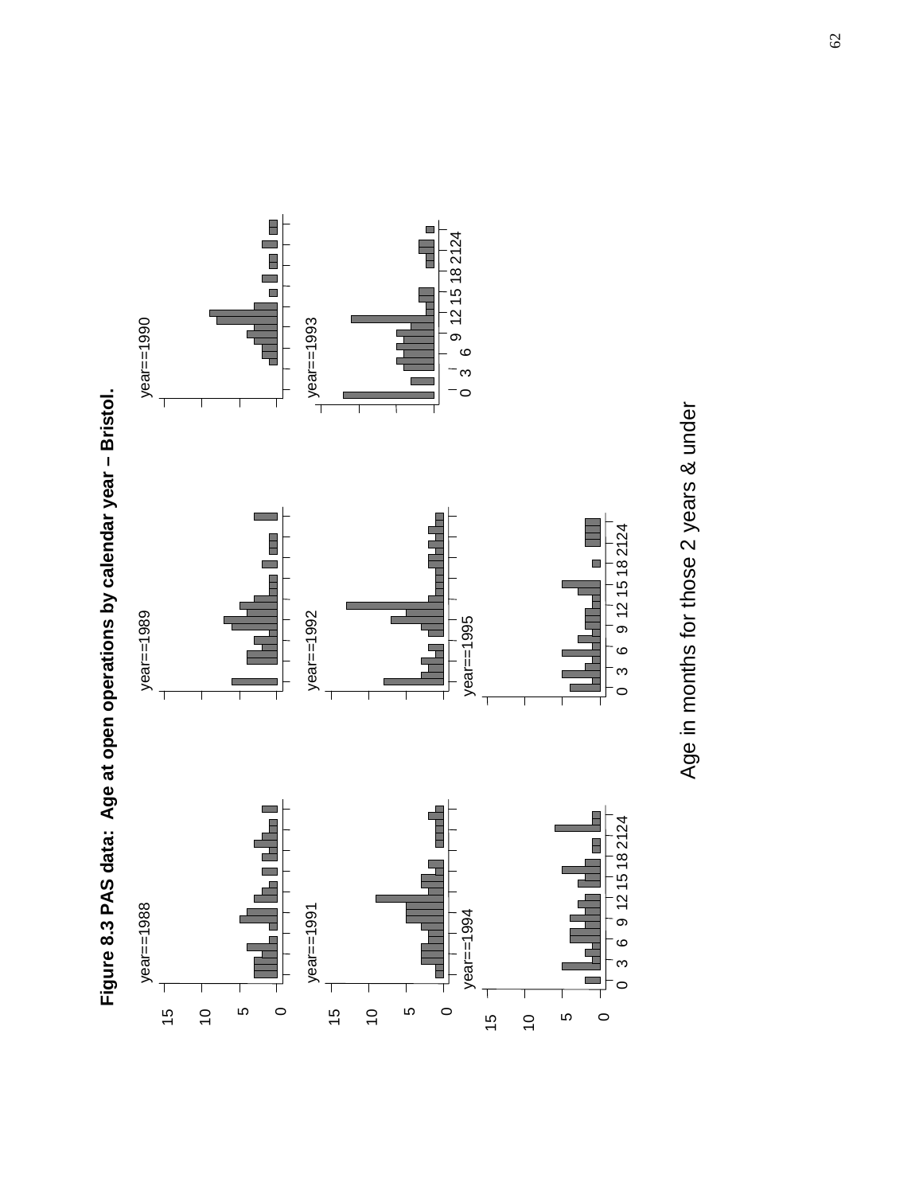**Figure 8.3 PAS data: Age at open operations by calendar year – Bristol.**

year==1988

year==1989

year==1990

year==1991

year==1992

year==1993

year==1994

year==1995

Age in months for those 2 years & under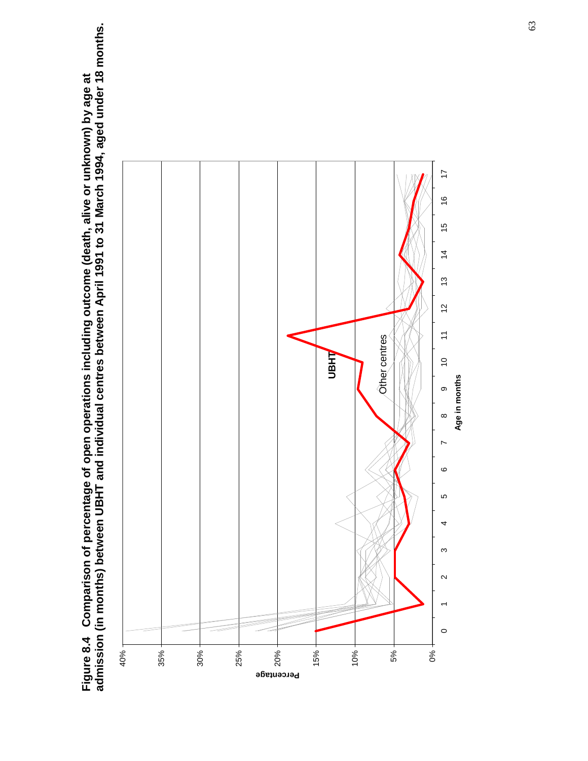**Figure 8.4 Comparison of percentage of open operations including outcome (death, alive or unknown) by age at admission (in months) between UBHT and individual centres between April 1991 to 31 March 1994, aged under 18 months.**

Percentage

40%
35%
30%
25%
20%
15%
10%
5%
0%

UBHT

Other centres

0 1 2 3 4 5 6 7 8 9 10 11 12 13 14 15 16 17

Age in months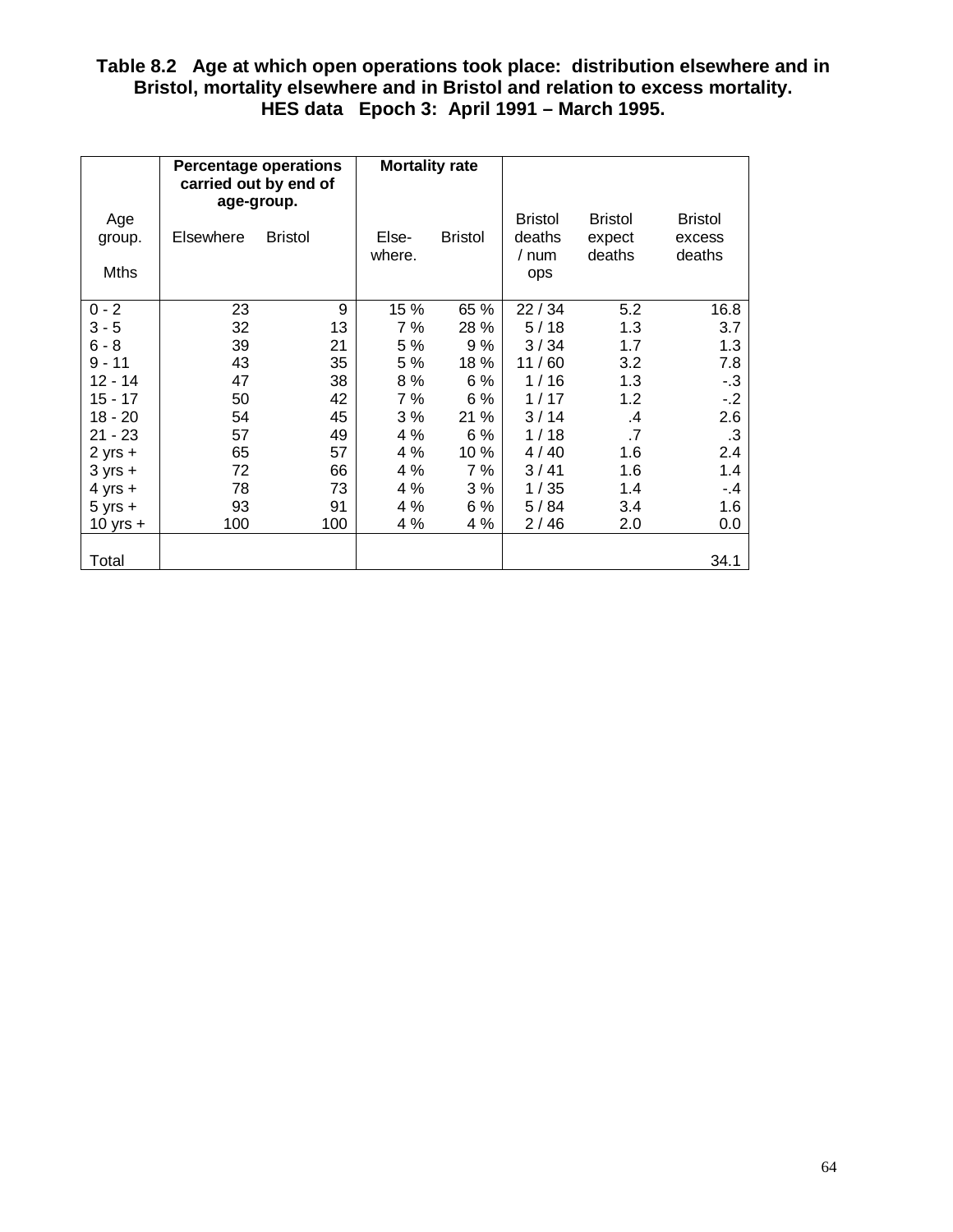**Table 8.2 Age at which open operations took place: distribution elsewhere and in Bristol, mortality elsewhere and in Bristol and relation to excess mortality. HES data Epoch 3: April 1991 – March 1995.**

| Age group. Mths | Percentage operations carried out by end of age-group. Elsewhere | Bristol | Mortality rate Else-where. | Bristol | Bristol deaths / num ops | Bristol expect deaths | Bristol excess deaths |
|---|---|---|---|---|---|---|---|
| 0 - 2 | 23 | 9 | 15 % | 65 % | 22 / 34 | 5.2 | 16.8 |
| 3 - 5 | 32 | 13 | 7 % | 28 % | 5 / 18 | 1.3 | 3.7 |
| 6 - 8 | 39 | 21 | 5 % | 9 % | 3 / 34 | 1.7 | 1.3 |
| 9 - 11 | 43 | 35 | 5 % | 18 % | 11 / 60 | 3.2 | 7.8 |
| 12 - 14 | 47 | 38 | 8 % | 6 % | 1 / 16 | 1.3 | -.3 |
| 15 - 17 | 50 | 42 | 7 % | 6 % | 1 / 17 | 1.2 | -.2 |
| 18 - 20 | 54 | 45 | 3 % | 21 % | 3 / 14 | .4 | 2.6 |
| 21 - 23 | 57 | 49 | 4 % | 6 % | 1 / 18 | .7 | .3 |
| 2 yrs + | 65 | 57 | 4 % | 10 % | 4 / 40 | 1.6 | 2.4 |
| 3 yrs + | 72 | 66 | 4 % | 7 % | 3 / 41 | 1.6 | 1.4 |
| 4 yrs + | 78 | 73 | 4 % | 3 % | 1 / 35 | 1.4 | -.4 |
| 5 yrs + | 93 | 91 | 4 % | 6 % | 5 / 84 | 3.4 | 1.6 |
| 10 yrs + | 100 | 100 | 4 % | 4 % | 2 / 46 | 2.0 | 0.0 |
| Total | | | | | | | 34.1 |